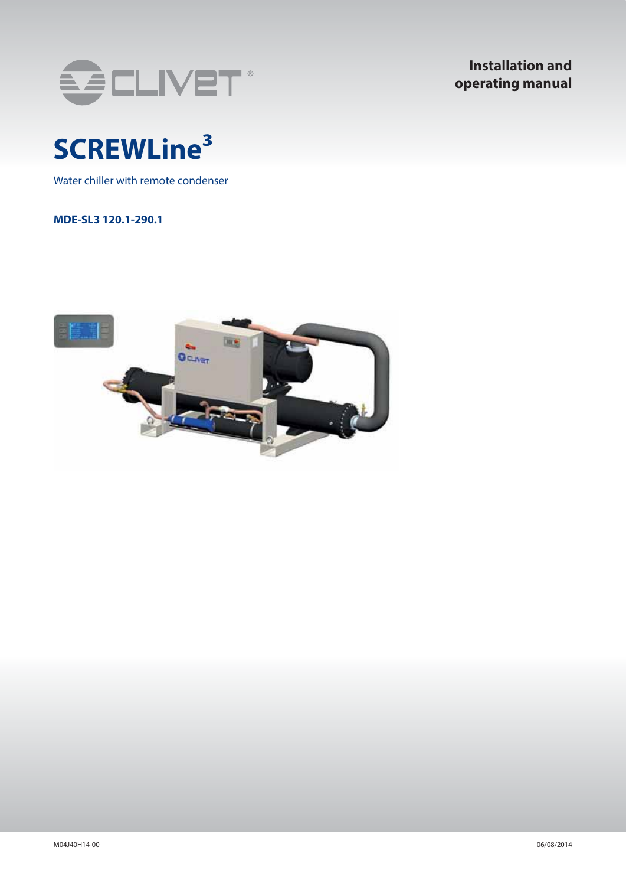**Installation and operating manual**

# SCREWLine³

Water chiller with remote condenser

**MDE-SL3 120.1-290.1**

M04J40H14-00

06/08/2014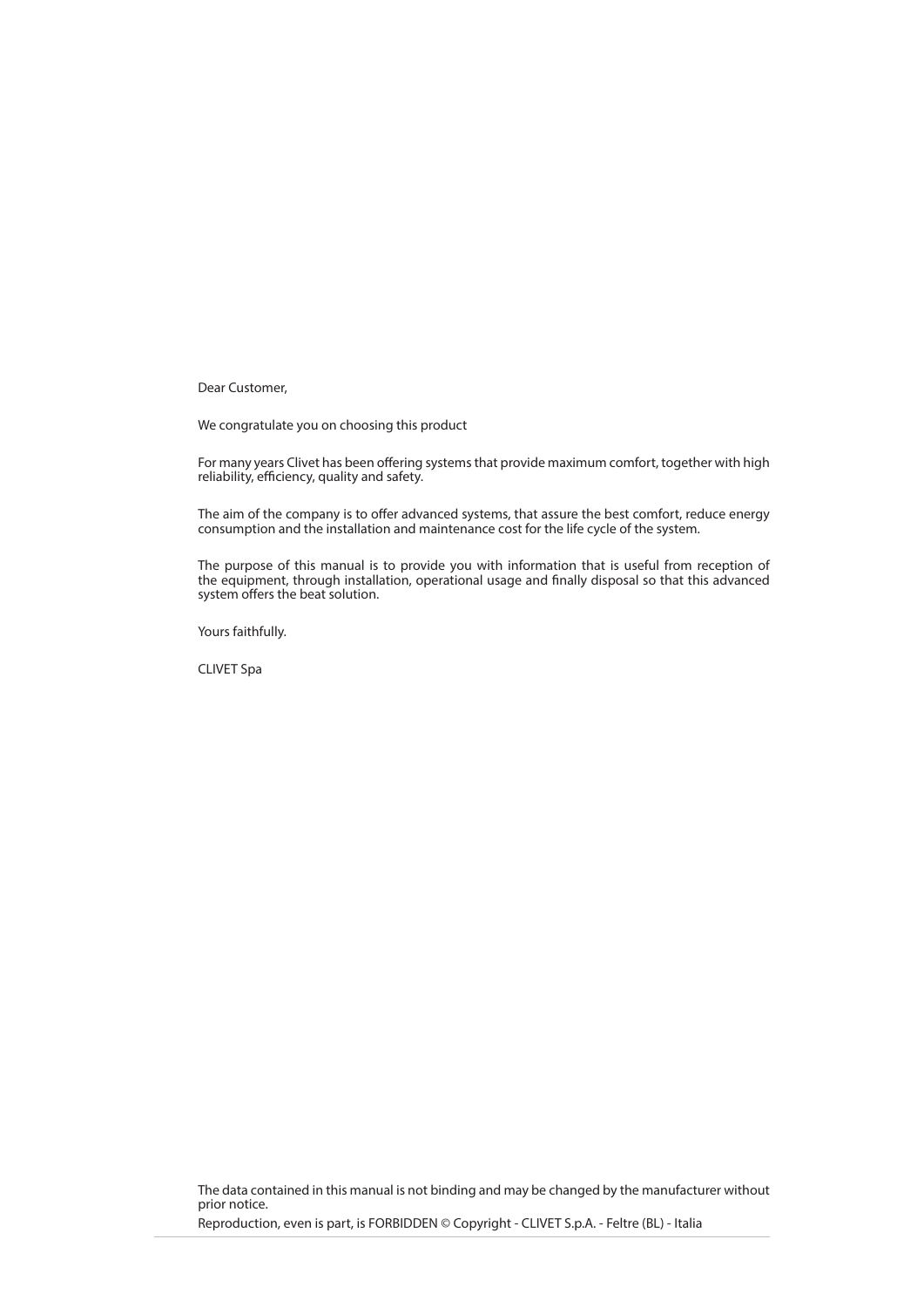Dear Customer,

We congratulate you on choosing this product

For many years Clivet has been offering systems that provide maximum comfort, together with high reliability, efficiency, quality and safety.

The aim of the company is to offer advanced systems, that assure the best comfort, reduce energy consumption and the installation and maintenance cost for the life cycle of the system.

The purpose of this manual is to provide you with information that is useful from reception of the equipment, through installation, operational usage and finally disposal so that this advanced system offers the beat solution.

Yours faithfully.

CLIVET Spa

The data contained in this manual is not binding and may be changed by the manufacturer without prior notice.

Reproduction, even is part, is FORBIDDEN © Copyright - CLIVET S.p.A. - Feltre (BL) - Italia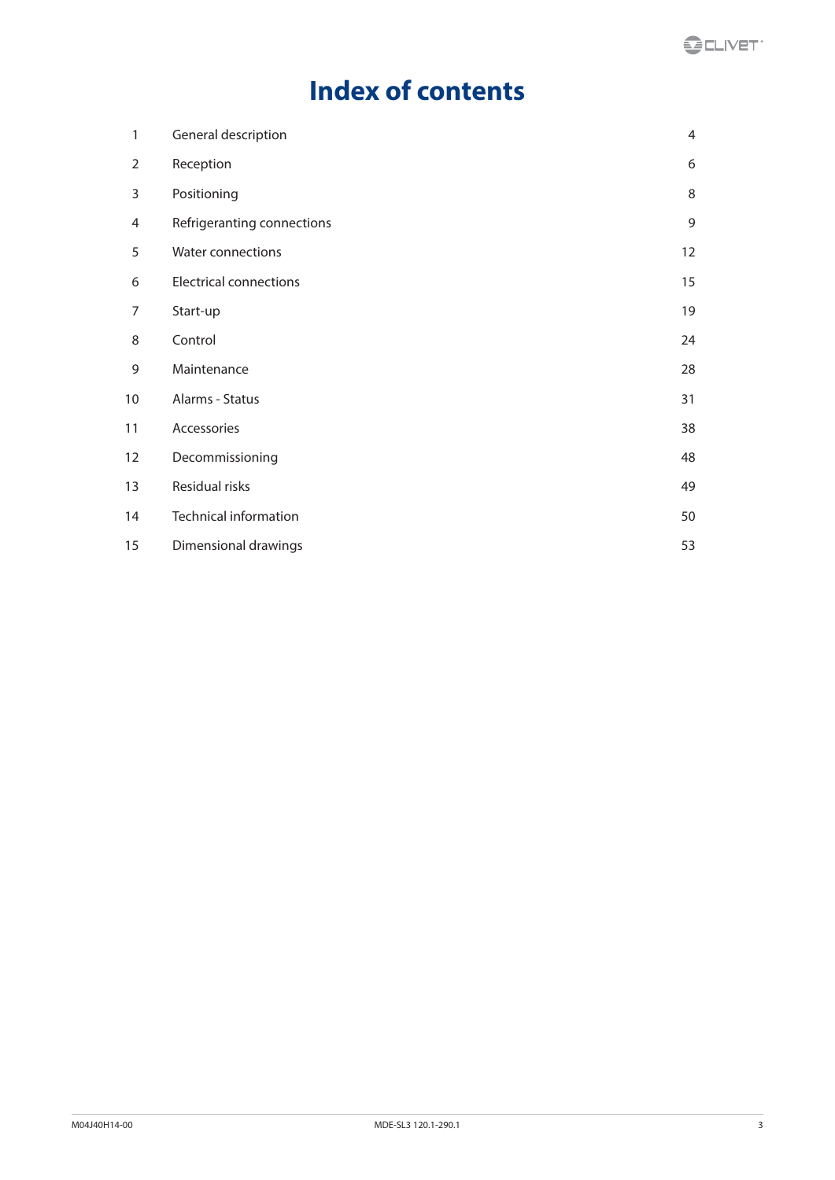# Index of contents

| | | |
|---|---|---|
| 1 | General description | 4 |
| 2 | Reception | 6 |
| 3 | Positioning | 8 |
| 4 | Refrigeranting connections | 9 |
| 5 | Water connections | 12 |
| 6 | Electrical connections | 15 |
| 7 | Start-up | 19 |
| 8 | Control | 24 |
| 9 | Maintenance | 28 |
| 10 | Alarms - Status | 31 |
| 11 | Accessories | 38 |
| 12 | Decommissioning | 48 |
| 13 | Residual risks | 49 |
| 14 | Technical information | 50 |
| 15 | Dimensional drawings | 53 |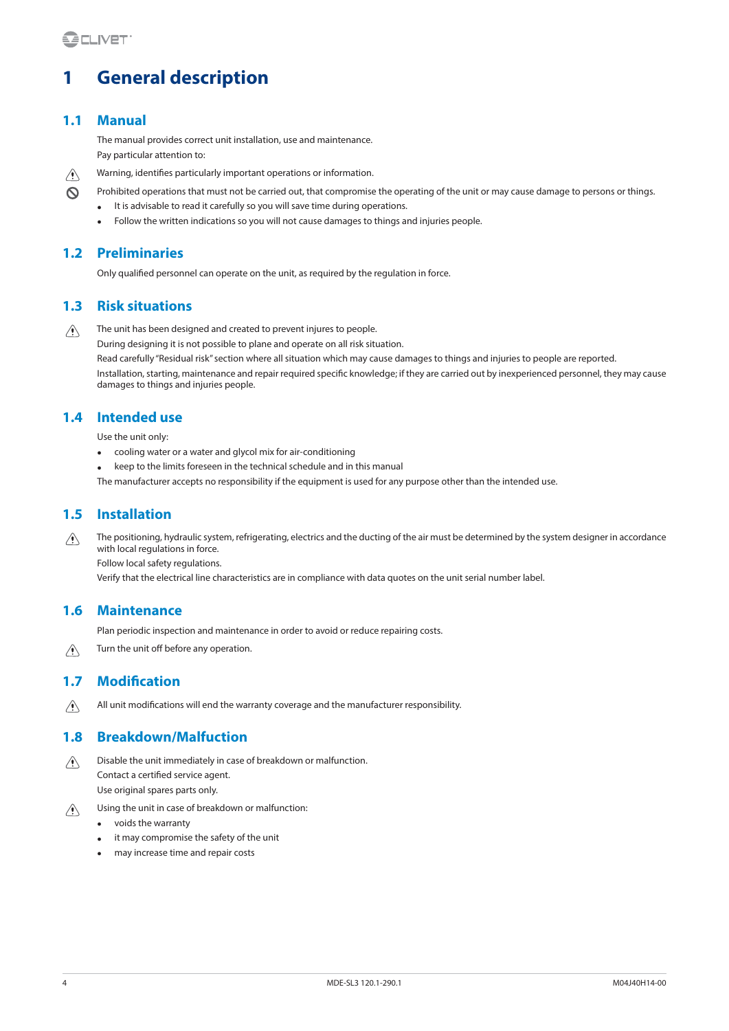# 1 General description

## 1.1 Manual

The manual provides correct unit installation, use and maintenance.

Pay particular attention to:

⚠ Warning, identifies particularly important operations or information.

⊘ Prohibited operations that must not be carried out, that compromise the operating of the unit or may cause damage to persons or things.

- It is advisable to read it carefully so you will save time during operations.
- Follow the written indications so you will not cause damages to things and injuries people.

## 1.2 Preliminaries

Only qualified personnel can operate on the unit, as required by the regulation in force.

## 1.3 Risk situations

⚠ The unit has been designed and created to prevent injures to people.

During designing it is not possible to plane and operate on all risk situation.

Read carefully "Residual risk" section where all situation which may cause damages to things and injuries to people are reported.

Installation, starting, maintenance and repair required specific knowledge; if they are carried out by inexperienced personnel, they may cause damages to things and injuries people.

## 1.4 Intended use

Use the unit only:

- cooling water or a water and glycol mix for air-conditioning
- keep to the limits foreseen in the technical schedule and in this manual

The manufacturer accepts no responsibility if the equipment is used for any purpose other than the intended use.

## 1.5 Installation

⚠ The positioning, hydraulic system, refrigerating, electrics and the ducting of the air must be determined by the system designer in accordance with local regulations in force.

Follow local safety regulations.

Verify that the electrical line characteristics are in compliance with data quotes on the unit serial number label.

## 1.6 Maintenance

Plan periodic inspection and maintenance in order to avoid or reduce repairing costs.

⚠ Turn the unit off before any operation.

## 1.7 Modification

⚠ All unit modifications will end the warranty coverage and the manufacturer responsibility.

## 1.8 Breakdown/Malfuction

⚠ Disable the unit immediately in case of breakdown or malfunction.

Contact a certified service agent.

Use original spares parts only.

⚠ Using the unit in case of breakdown or malfunction:

- voids the warranty
- it may compromise the safety of the unit
- may increase time and repair costs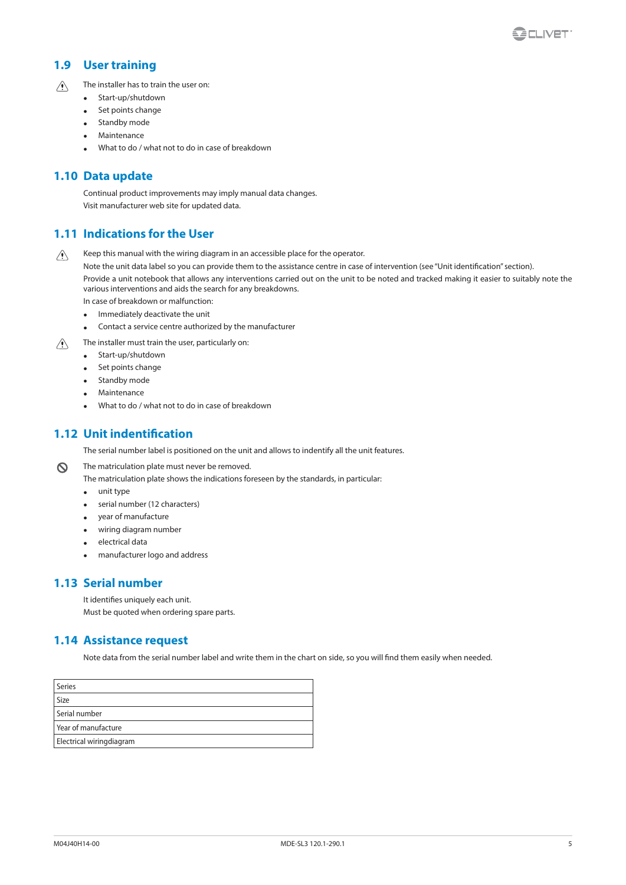## 1.9 User training

The installer has to train the user on:

- Start-up/shutdown
- Set points change
- Standby mode
- Maintenance
- What to do / what not to do in case of breakdown

## 1.10 Data update

Continual product improvements may imply manual data changes.
Visit manufacturer web site for updated data.

## 1.11 Indications for the User

Keep this manual with the wiring diagram in an accessible place for the operator.

Note the unit data label so you can provide them to the assistance centre in case of intervention (see "Unit identification" section).

Provide a unit notebook that allows any interventions carried out on the unit to be noted and tracked making it easier to suitably note the various interventions and aids the search for any breakdowns.

In case of breakdown or malfunction:

- Immediately deactivate the unit
- Contact a service centre authorized by the manufacturer

The installer must train the user, particularly on:

- Start-up/shutdown
- Set points change
- Standby mode
- Maintenance
- What to do / what not to do in case of breakdown

## 1.12 Unit indentification

The serial number label is positioned on the unit and allows to indentify all the unit features.

The matriculation plate must never be removed.

The matriculation plate shows the indications foreseen by the standards, in particular:

- unit type
- serial number (12 characters)
- year of manufacture
- wiring diagram number
- electrical data
- manufacturer logo and address

## 1.13 Serial number

It identifies uniquely each unit.
Must be quoted when ordering spare parts.

## 1.14 Assistance request

Note data from the serial number label and write them in the chart on side, so you will find them easily when needed.

| Series | |
|---|---|
| Size | |
| Serial number | |
| Year of manufacture | |
| Electrical wiringdiagram | |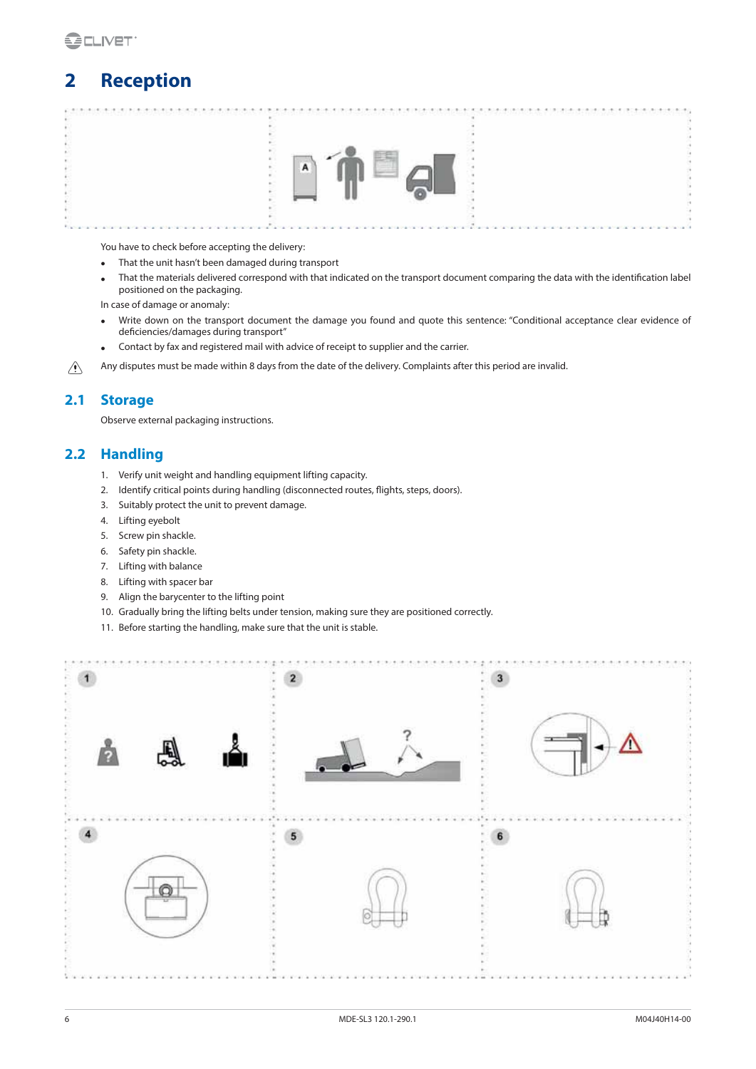# 2 Reception

You have to check before accepting the delivery:

- That the unit hasn't been damaged during transport
- That the materials delivered correspond with that indicated on the transport document comparing the data with the identification label positioned on the packaging.

In case of damage or anomaly:

- Write down on the transport document the damage you found and quote this sentence: "Conditional acceptance clear evidence of deficiencies/damages during transport"
- Contact by fax and registered mail with advice of receipt to supplier and the carrier.

⚠ Any disputes must be made within 8 days from the date of the delivery. Complaints after this period are invalid.

## 2.1 Storage

Observe external packaging instructions.

## 2.2 Handling

1. Verify unit weight and handling equipment lifting capacity.
2. Identify critical points during handling (disconnected routes, flights, steps, doors).
3. Suitably protect the unit to prevent damage.
4. Lifting eyebolt
5. Screw pin shackle.
6. Safety pin shackle.
7. Lifting with balance
8. Lifting with spacer bar
9. Align the barycenter to the lifting point
10. Gradually bring the lifting belts under tension, making sure they are positioned correctly.
11. Before starting the handling, make sure that the unit is stable.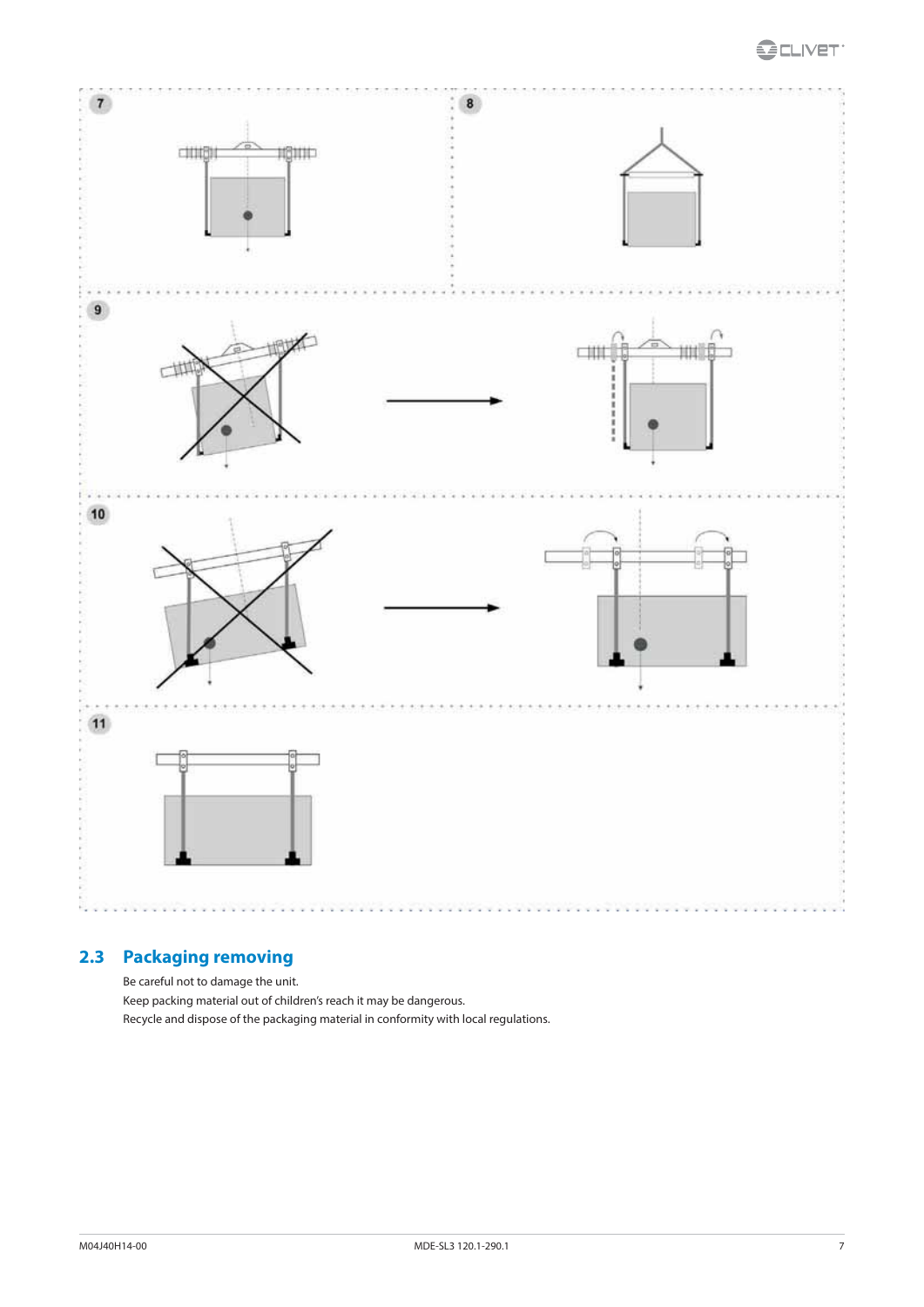7

8

9

10

11

## 2.3 Packaging removing

Be careful not to damage the unit.

Keep packing material out of children's reach it may be dangerous.

Recycle and dispose of the packaging material in conformity with local regulations.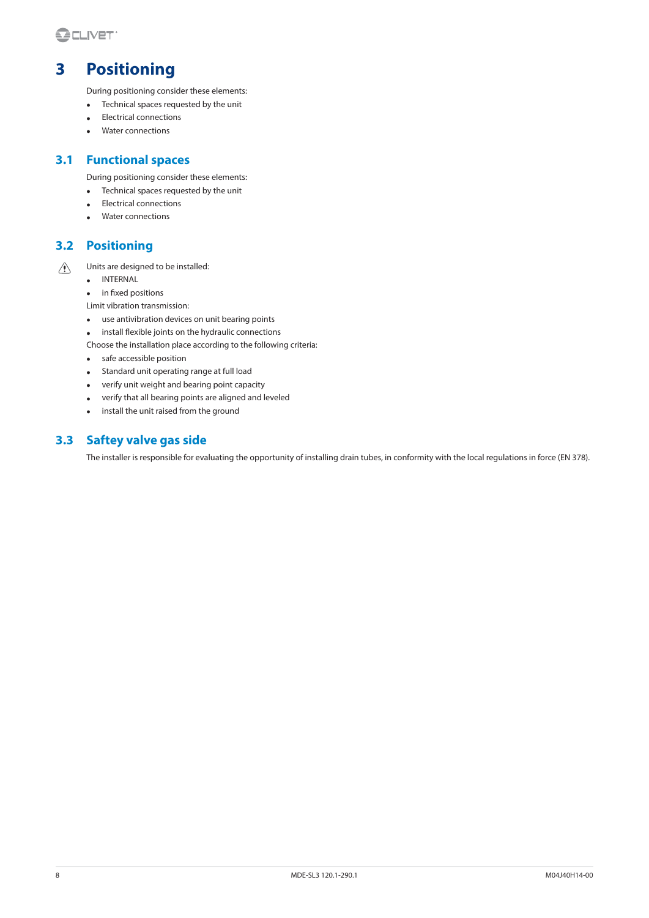# 3 Positioning

During positioning consider these elements:

- Technical spaces requested by the unit
- Electrical connections
- Water connections

## 3.1 Functional spaces

During positioning consider these elements:

- Technical spaces requested by the unit
- Electrical connections
- Water connections

## 3.2 Positioning

Units are designed to be installed:

- INTERNAL
- in fixed positions

Limit vibration transmission:

- use antivibration devices on unit bearing points
- install flexible joints on the hydraulic connections

Choose the installation place according to the following criteria:

- safe accessible position
- Standard unit operating range at full load
- verify unit weight and bearing point capacity
- verify that all bearing points are aligned and leveled
- install the unit raised from the ground

## 3.3 Saftey valve gas side

The installer is responsible for evaluating the opportunity of installing drain tubes, in conformity with the local regulations in force (EN 378).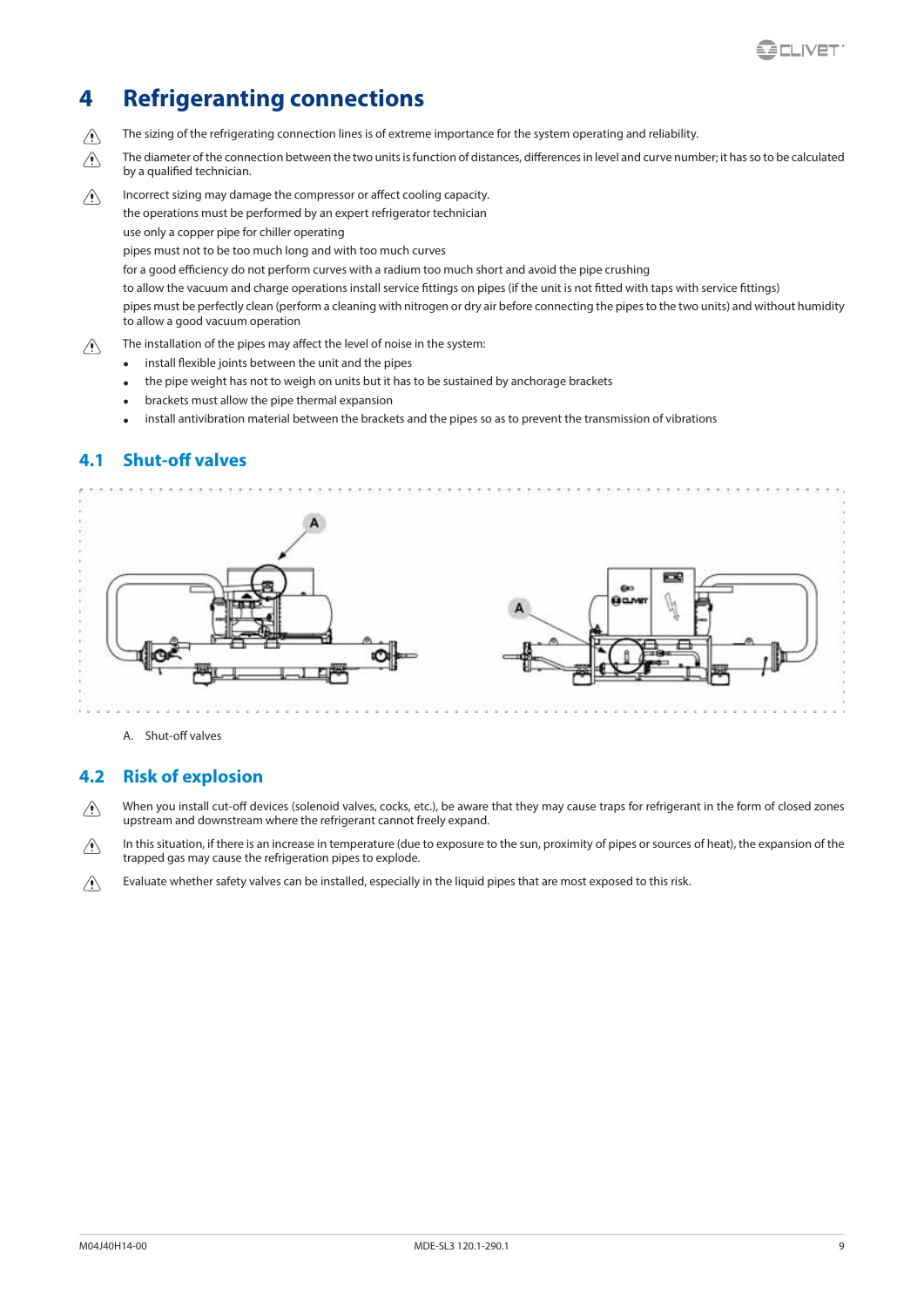# 4 Refrigeranting connections

⚠ The sizing of the refrigerating connection lines is of extreme importance for the system operating and reliability.

⚠ The diameter of the connection between the two units is function of distances, differences in level and curve number; it has so to be calculated by a qualified technician.

⚠ Incorrect sizing may damage the compressor or affect cooling capacity.
the operations must be performed by an expert refrigerator technician
use only a copper pipe for chiller operating
pipes must not to be too much long and with too much curves
for a good efficiency do not perform curves with a radium too much short and avoid the pipe crushing
to allow the vacuum and charge operations install service fittings on pipes (if the unit is not fitted with taps with service fittings)
pipes must be perfectly clean (perform a cleaning with nitrogen or dry air before connecting the pipes to the two units) and without humidity to allow a good vacuum operation

⚠ The installation of the pipes may affect the level of noise in the system:

- install flexible joints between the unit and the pipes
- the pipe weight has not to weigh on units but it has to be sustained by anchorage brackets
- brackets must allow the pipe thermal expansion
- install antivibration material between the brackets and the pipes so as to prevent the transmission of vibrations

## 4.1 Shut-off valves

A. Shut-off valves

## 4.2 Risk of explosion

⚠ When you install cut-off devices (solenoid valves, cocks, etc.), be aware that they may cause traps for refrigerant in the form of closed zones upstream and downstream where the refrigerant cannot freely expand.

⚠ In this situation, if there is an increase in temperature (due to exposure to the sun, proximity of pipes or sources of heat), the expansion of the trapped gas may cause the refrigeration pipes to explode.

⚠ Evaluate whether safety valves can be installed, especially in the liquid pipes that are most exposed to this risk.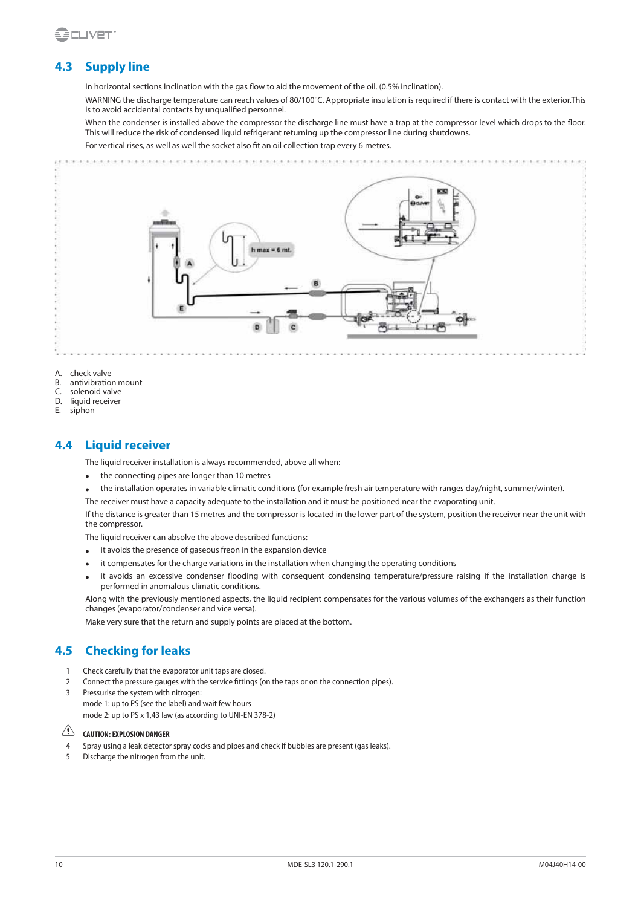## 4.3 Supply line

In horizontal sections Inclination with the gas flow to aid the movement of the oil. (0.5% inclination).

WARNING the discharge temperature can reach values of 80/100°C. Appropriate insulation is required if there is contact with the exterior.This is to avoid accidental contacts by unqualified personnel.

When the condenser is installed above the compressor the discharge line must have a trap at the compressor level which drops to the floor. This will reduce the risk of condensed liquid refrigerant returning up the compressor line during shutdowns.

For vertical rises, as well as well the socket also fit an oil collection trap every 6 metres.

A. check valve
B. antivibration mount
C. solenoid valve
D. liquid receiver
E. siphon

## 4.4 Liquid receiver

The liquid receiver installation is always recommended, above all when:

- the connecting pipes are longer than 10 metres
- the installation operates in variable climatic conditions (for example fresh air temperature with ranges day/night, summer/winter).

The receiver must have a capacity adequate to the installation and it must be positioned near the evaporating unit.

If the distance is greater than 15 metres and the compressor is located in the lower part of the system, position the receiver near the unit with the compressor.

The liquid receiver can absolve the above described functions:

- it avoids the presence of gaseous freon in the expansion device
- it compensates for the charge variations in the installation when changing the operating conditions
- it avoids an excessive condenser flooding with consequent condensing temperature/pressure raising if the installation charge is performed in anomalous climatic conditions.

Along with the previously mentioned aspects, the liquid recipient compensates for the various volumes of the exchangers as their function changes (evaporator/condenser and vice versa).

Make very sure that the return and supply points are placed at the bottom.

## 4.5 Checking for leaks

1. Check carefully that the evaporator unit taps are closed.
2. Connect the pressure gauges with the service fittings (on the taps or on the connection pipes).
3. Pressurise the system with nitrogen:
   mode 1: up to PS (see the label) and wait few hours
   mode 2: up to PS x 1,43 law (as according to UNI-EN 378-2)

**CAUTION: EXPLOSION DANGER**

4. Spray using a leak detector spray cocks and pipes and check if bubbles are present (gas leaks).
5. Discharge the nitrogen from the unit.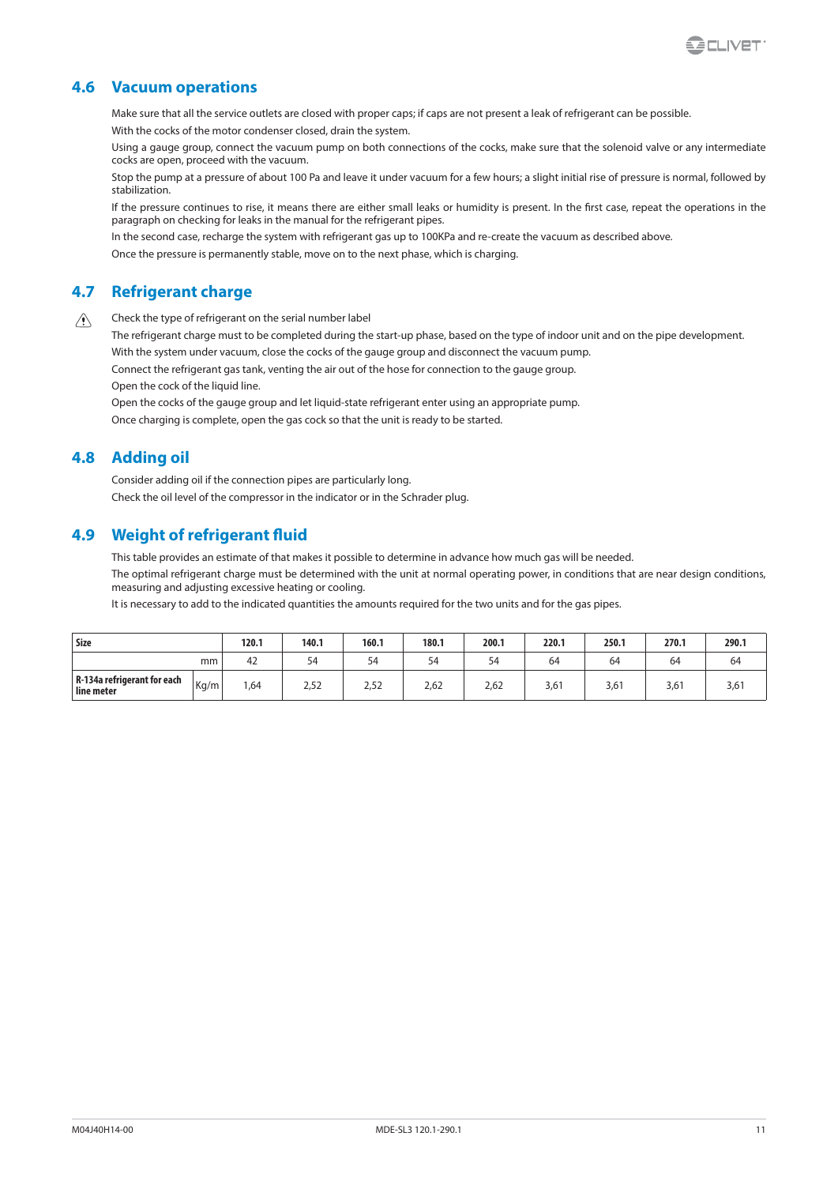## 4.6 Vacuum operations

Make sure that all the service outlets are closed with proper caps; if caps are not present a leak of refrigerant can be possible.

With the cocks of the motor condenser closed, drain the system.

Using a gauge group, connect the vacuum pump on both connections of the cocks, make sure that the solenoid valve or any intermediate cocks are open, proceed with the vacuum.

Stop the pump at a pressure of about 100 Pa and leave it under vacuum for a few hours; a slight initial rise of pressure is normal, followed by stabilization.

If the pressure continues to rise, it means there are either small leaks or humidity is present. In the first case, repeat the operations in the paragraph on checking for leaks in the manual for the refrigerant pipes.

In the second case, recharge the system with refrigerant gas up to 100KPa and re-create the vacuum as described above.

Once the pressure is permanently stable, move on to the next phase, which is charging.

## 4.7 Refrigerant charge

⚠ Check the type of refrigerant on the serial number label

The refrigerant charge must to be completed during the start-up phase, based on the type of indoor unit and on the pipe development.

With the system under vacuum, close the cocks of the gauge group and disconnect the vacuum pump.

Connect the refrigerant gas tank, venting the air out of the hose for connection to the gauge group.

Open the cock of the liquid line.

Open the cocks of the gauge group and let liquid-state refrigerant enter using an appropriate pump.

Once charging is complete, open the gas cock so that the unit is ready to be started.

## 4.8 Adding oil

Consider adding oil if the connection pipes are particularly long.

Check the oil level of the compressor in the indicator or in the Schrader plug.

## 4.9 Weight of refrigerant fluid

This table provides an estimate of that makes it possible to determine in advance how much gas will be needed.

The optimal refrigerant charge must be determined with the unit at normal operating power, in conditions that are near design conditions, measuring and adjusting excessive heating or cooling.

It is necessary to add to the indicated quantities the amounts required for the two units and for the gas pipes.

| **Size** | | **120.1** | **140.1** | **160.1** | **180.1** | **200.1** | **220.1** | **250.1** | **270.1** | **290.1** |
|---|---|---|---|---|---|---|---|---|---|---|
| | mm | 42 | 54 | 54 | 54 | 54 | 64 | 64 | 64 | 64 |
| **R-134a refrigerant for each line meter** | Kg/m | 1,64 | 2,52 | 2,52 | 2,62 | 2,62 | 3,61 | 3,61 | 3,61 | 3,61 |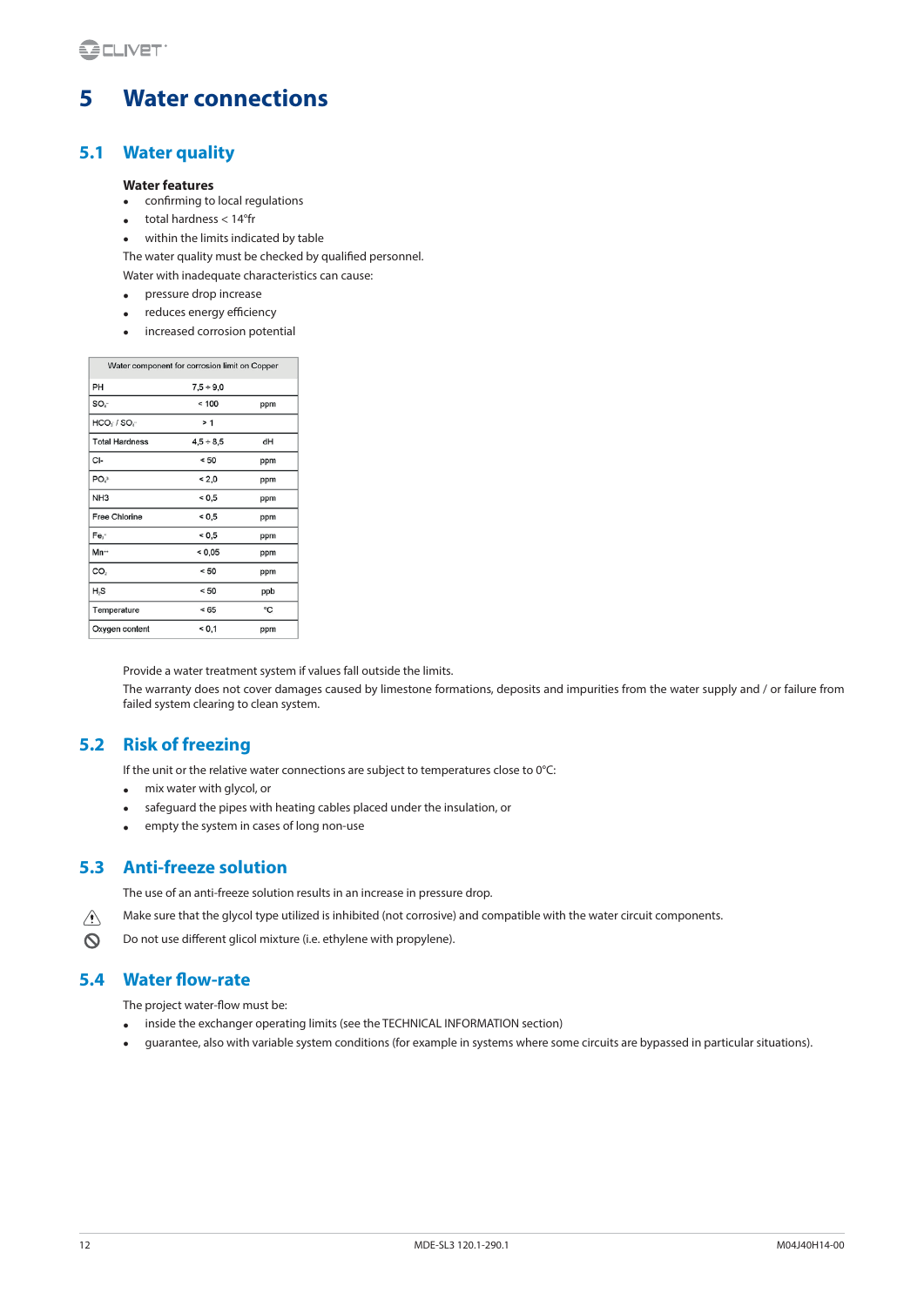# 5 Water connections

## 5.1 Water quality

**Water features**

- confirming to local regulations
- total hardness < 14°fr
- within the limits indicated by table

The water quality must be checked by qualified personnel.

Water with inadequate characteristics can cause:

- pressure drop increase
- reduces energy efficiency
- increased corrosion potential

| Water component for corrosion limit on Copper | | |
|---|---|---|
| PH | 7,5 ÷ 9,0 | |
| $SO_4^{-}$ | < 100 | ppm |
| $HCO_3^{-}$ / $SO_4^{-}$ | > 1 | |
| Total Hardness | 4,5 ÷ 8,5 | dH |
| Cl- | < 50 | ppm |
| $PO_4^{3-}$ | < 2,0 | ppm |
| NH3 | < 0,5 | ppm |
| Free Chlorine | < 0,5 | ppm |
| $Fe_3^{+}$ | < 0,5 | ppm |
| $Mn^{++}$ | < 0,05 | ppm |
| $CO_2$ | < 50 | ppm |
| $H_2S$ | < 50 | ppb |
| Temperature | < 65 | °C |
| Oxygen content | < 0,1 | ppm |

Provide a water treatment system if values fall outside the limits.

The warranty does not cover damages caused by limestone formations, deposits and impurities from the water supply and / or failure from failed system clearing to clean system.

## 5.2 Risk of freezing

If the unit or the relative water connections are subject to temperatures close to 0°C:

- mix water with glycol, or
- safeguard the pipes with heating cables placed under the insulation, or
- empty the system in cases of long non-use

## 5.3 Anti-freeze solution

The use of an anti-freeze solution results in an increase in pressure drop.

Make sure that the glycol type utilized is inhibited (not corrosive) and compatible with the water circuit components.

Do not use different glicol mixture (i.e. ethylene with propylene).

## 5.4 Water flow-rate

The project water-flow must be:

- inside the exchanger operating limits (see the TECHNICAL INFORMATION section)
- guarantee, also with variable system conditions (for example in systems where some circuits are bypassed in particular situations).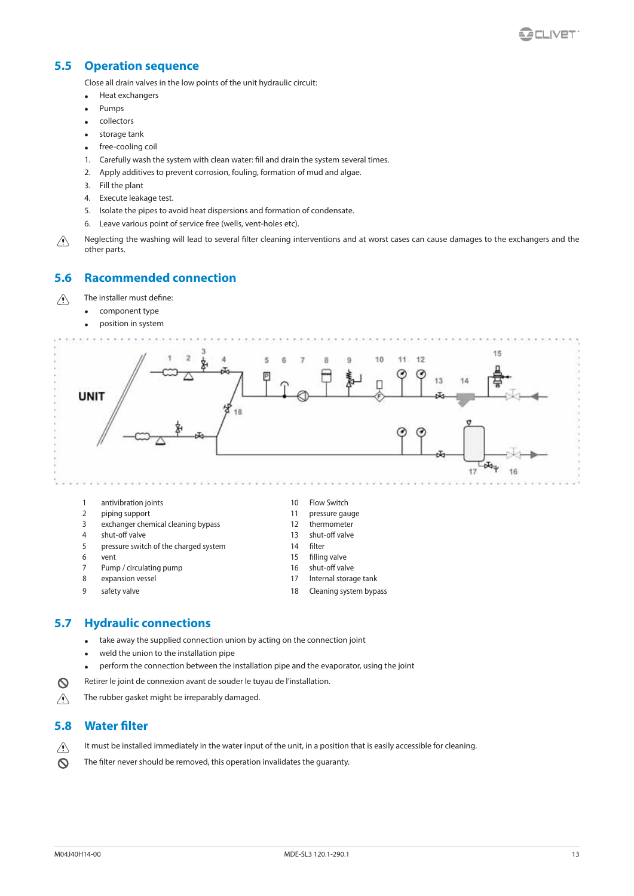## 5.5 Operation sequence

Close all drain valves in the low points of the unit hydraulic circuit:

- Heat exchangers
- Pumps
- collectors
- storage tank
- free-cooling coil

1. Carefully wash the system with clean water: fill and drain the system several times.
2. Apply additives to prevent corrosion, fouling, formation of mud and algae.
3. Fill the plant
4. Execute leakage test.
5. Isolate the pipes to avoid heat dispersions and formation of condensate.
6. Leave various point of service free (wells, vent-holes etc).

⚠ Neglecting the washing will lead to several filter cleaning interventions and at worst cases can cause damages to the exchangers and the other parts.

## 5.6 Racommended connection

⚠ The installer must define:

- component type
- position in system

| | | | |
|---|---|---|---|
| 1 | antivibration joints | 10 | Flow Switch |
| 2 | piping support | 11 | pressure gauge |
| 3 | exchanger chemical cleaning bypass | 12 | thermometer |
| 4 | shut-off valve | 13 | shut-off valve |
| 5 | pressure switch of the charged system | 14 | filter |
| 6 | vent | 15 | filling valve |
| 7 | Pump / circulating pump | 16 | shut-off valve |
| 8 | expansion vessel | 17 | Internal storage tank |
| 9 | safety valve | 18 | Cleaning system bypass |

## 5.7 Hydraulic connections

- take away the supplied connection union by acting on the connection joint
- weld the union to the installation pipe
- perform the connection between the installation pipe and the evaporator, using the joint

⊘ Retirer le joint de connexion avant de souder le tuyau de l'installation.

⚠ The rubber gasket might be irreparably damaged.

## 5.8 Water filter

⚠ It must be installed immediately in the water input of the unit, in a position that is easily accessible for cleaning.

⊘ The filter never should be removed, this operation invalidates the guaranty.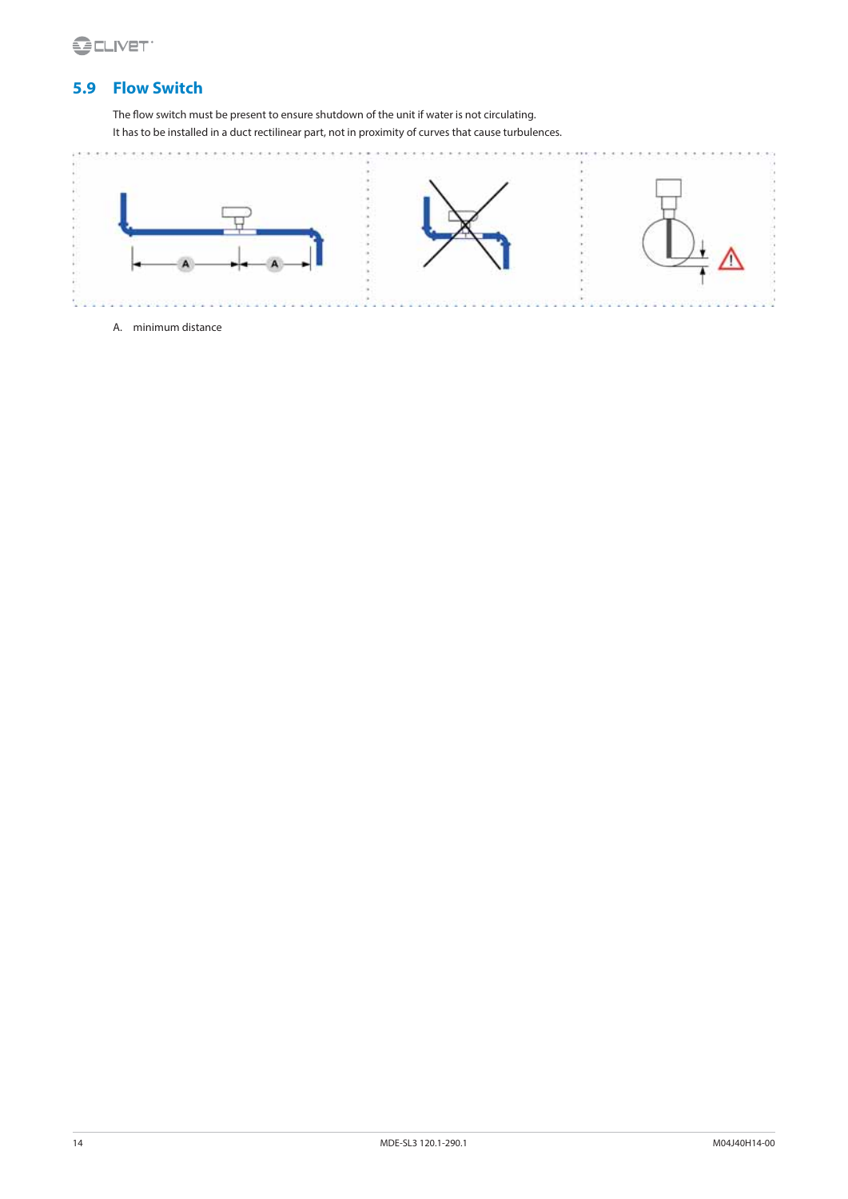## 5.9 Flow Switch

The flow switch must be present to ensure shutdown of the unit if water is not circulating.
It has to be installed in a duct rectilinear part, not in proximity of curves that cause turbulences.

A. minimum distance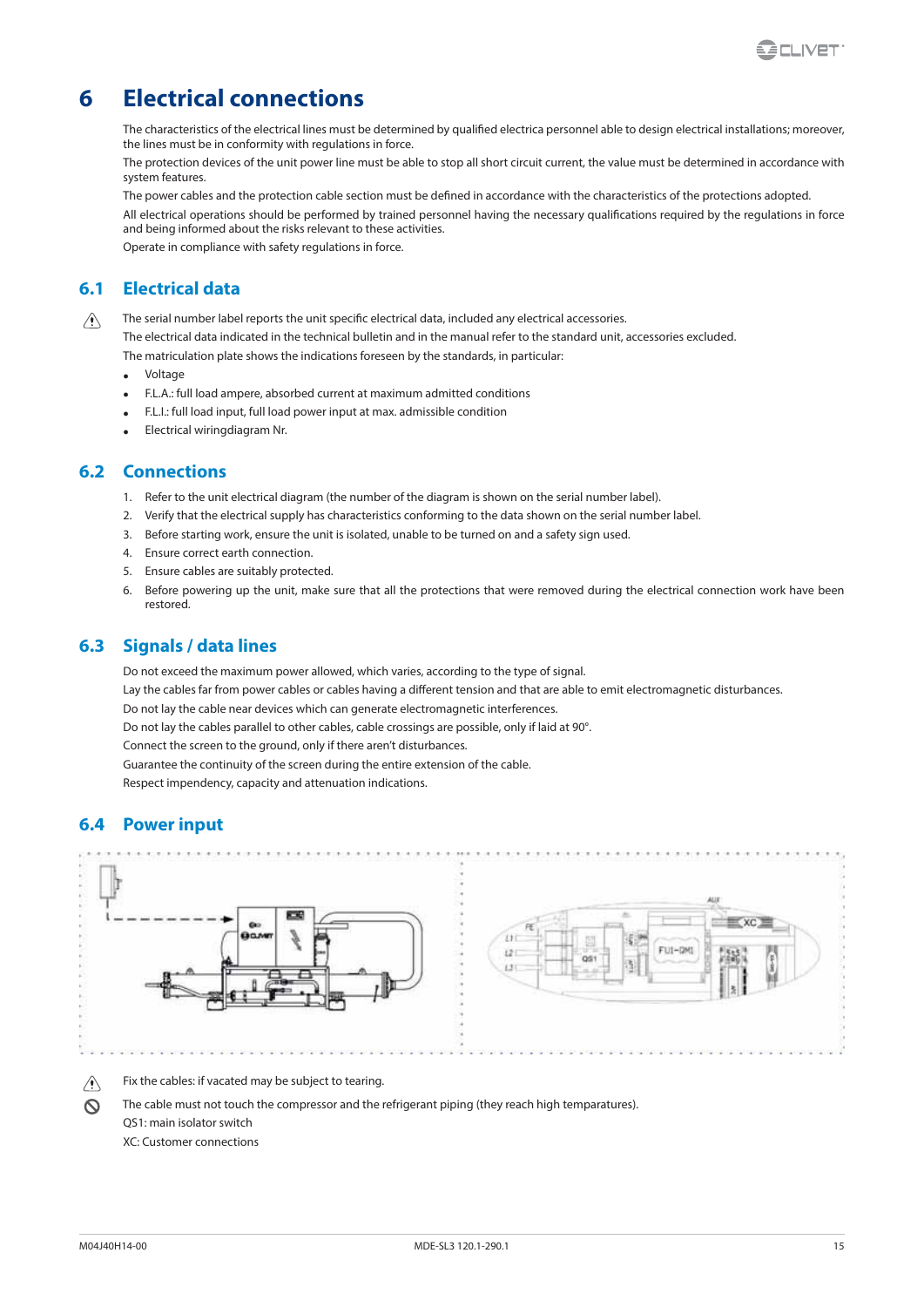# 6 Electrical connections

The characteristics of the electrical lines must be determined by qualified electrica personnel able to design electrical installations; moreover, the lines must be in conformity with regulations in force.

The protection devices of the unit power line must be able to stop all short circuit current, the value must be determined in accordance with system features.

The power cables and the protection cable section must be defined in accordance with the characteristics of the protections adopted.

All electrical operations should be performed by trained personnel having the necessary qualifications required by the regulations in force and being informed about the risks relevant to these activities.

Operate in compliance with safety regulations in force.

## 6.1 Electrical data

The serial number label reports the unit specific electrical data, included any electrical accessories.

The electrical data indicated in the technical bulletin and in the manual refer to the standard unit, accessories excluded.

The matriculation plate shows the indications foreseen by the standards, in particular:

- Voltage
- F.L.A.: full load ampere, absorbed current at maximum admitted conditions
- F.L.I.: full load input, full load power input at max. admissible condition
- Electrical wiringdiagram Nr.

## 6.2 Connections

1. Refer to the unit electrical diagram (the number of the diagram is shown on the serial number label).
2. Verify that the electrical supply has characteristics conforming to the data shown on the serial number label.
3. Before starting work, ensure the unit is isolated, unable to be turned on and a safety sign used.
4. Ensure correct earth connection.
5. Ensure cables are suitably protected.
6. Before powering up the unit, make sure that all the protections that were removed during the electrical connection work have been restored.

## 6.3 Signals / data lines

Do not exceed the maximum power allowed, which varies, according to the type of signal.

Lay the cables far from power cables or cables having a different tension and that are able to emit electromagnetic disturbances.

Do not lay the cable near devices which can generate electromagnetic interferences.

Do not lay the cables parallel to other cables, cable crossings are possible, only if laid at 90°.

Connect the screen to the ground, only if there aren't disturbances.

Guarantee the continuity of the screen during the entire extension of the cable.

Respect impendency, capacity and attenuation indications.

## 6.4 Power input

Fix the cables: if vacated may be subject to tearing.

The cable must not touch the compressor and the refrigerant piping (they reach high temparatures).

QS1: main isolator switch

XC: Customer connections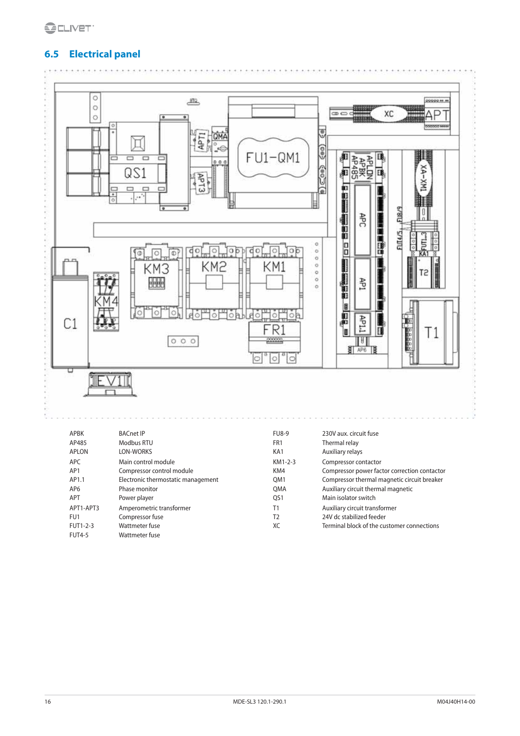## 6.5 Electrical panel

| | | | |
|---|---|---|---|
| APBK | BACnet IP | FU8-9 | 230V aux. circuit fuse |
| AP485 | Modbus RTU | FR1 | Thermal relay |
| APLON | LON-WORKS | KA1 | Auxiliary relays |
| APC | Main control module | KM1-2-3 | Compressor contactor |
| AP1 | Compressor control module | KM4 | Compressor power factor correction contactor |
| AP1.1 | Electronic thermostatic management | QM1 | Compressor thermal magnetic circuit breaker |
| AP6 | Phase monitor | QMA | Auxiliary circuit thermal magnetic |
| APT | Power player | QS1 | Main isolator switch |
| APT1-APT3 | Amperometric transformer | T1 | Auxiliary circuit transformer |
| FU1 | Compressor fuse | T2 | 24V dc stabilized feeder |
| FUT1-2-3 | Wattmeter fuse | XC | Terminal block of the customer connections |
| FUT4-5 | Wattmeter fuse | | |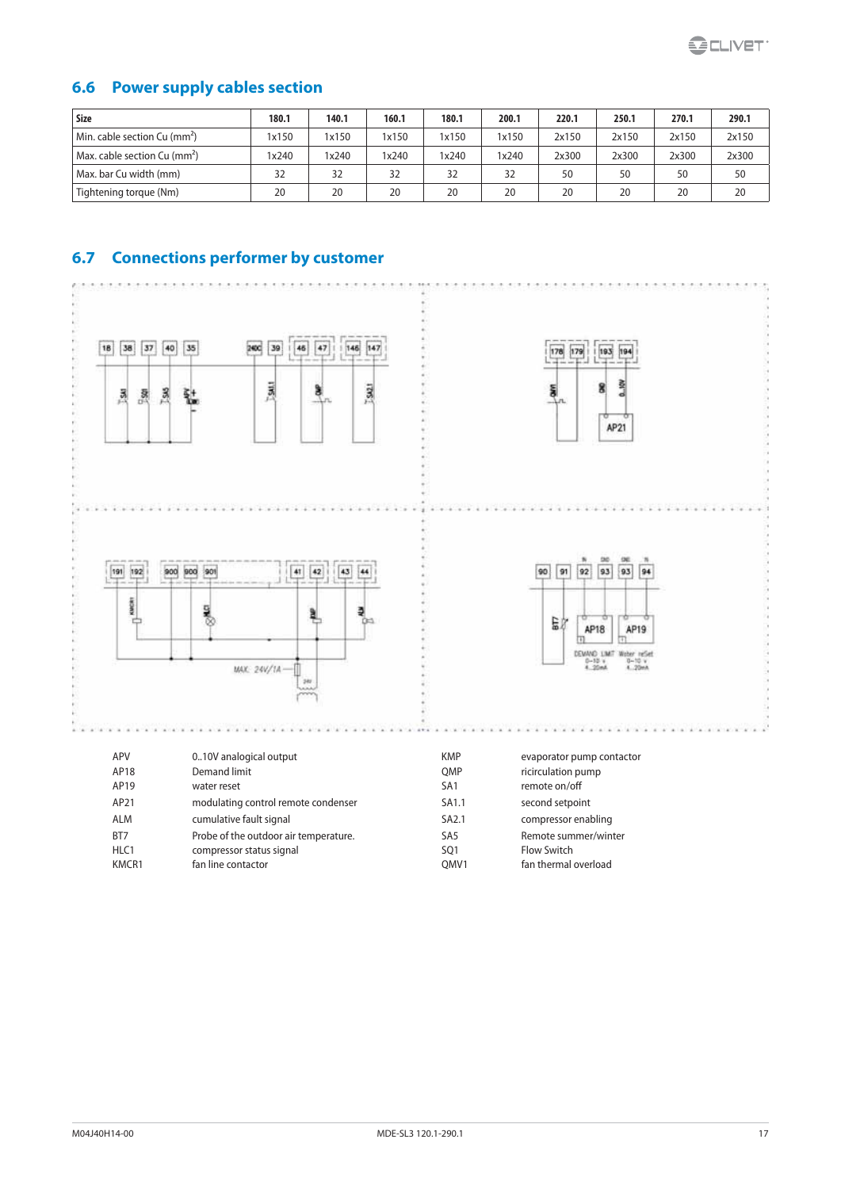## 6.6 Power supply cables section

| Size | 180.1 | 140.1 | 160.1 | 180.1 | 200.1 | 220.1 | 250.1 | 270.1 | 290.1 |
|---|---|---|---|---|---|---|---|---|---|
| Min. cable section Cu (mm²) | 1x150 | 1x150 | 1x150 | 1x150 | 1x150 | 2x150 | 2x150 | 2x150 | 2x150 |
| Max. cable section Cu (mm²) | 1x240 | 1x240 | 1x240 | 1x240 | 1x240 | 2x300 | 2x300 | 2x300 | 2x300 |
| Max. bar Cu width (mm) | 32 | 32 | 32 | 32 | 32 | 50 | 50 | 50 | 50 |
| Tightening torque (Nm) | 20 | 20 | 20 | 20 | 20 | 20 | 20 | 20 | 20 |

## 6.7 Connections performer by customer

| | | | |
|---|---|---|---|
| APV | 0..10V analogical output | KMP | evaporator pump contactor |
| AP18 | Demand limit | QMP | ricirculation pump |
| AP19 | water reset | SA1 | remote on/off |
| AP21 | modulating control remote condenser | SA1.1 | second setpoint |
| ALM | cumulative fault signal | SA2.1 | compressor enabling |
| BT7 | Probe of the outdoor air temperature. | SA5 | Remote summer/winter |
| HLC1 | compressor status signal | SQ1 | Flow Switch |
| KMCR1 | fan line contactor | QMV1 | fan thermal overload |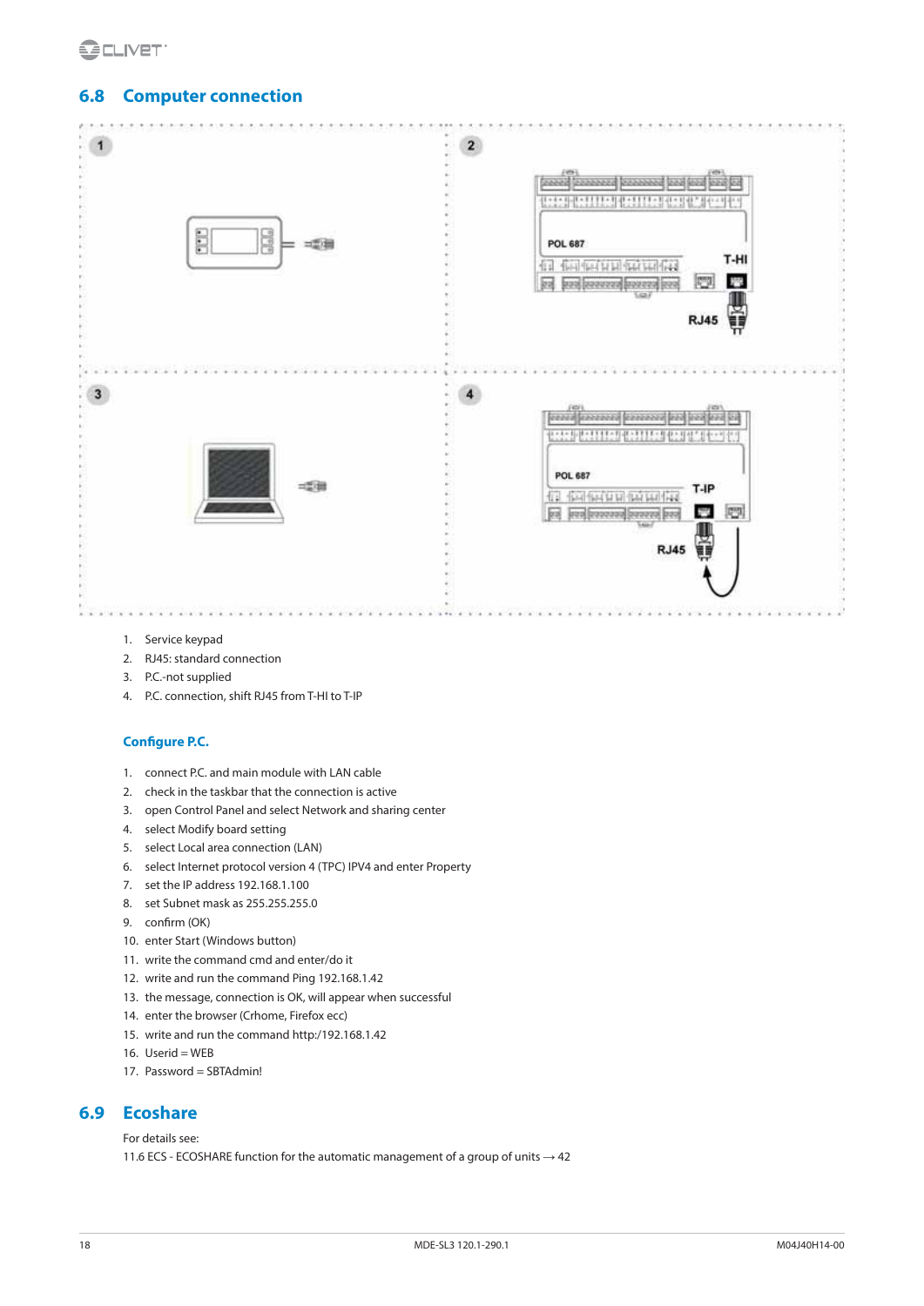## 6.8 Computer connection

1. Service keypad
2. RJ45: standard connection
3. P.C.-not supplied
4. P.C. connection, shift RJ45 from T-HI to T-IP

### Configure P.C.

1. connect P.C. and main module with LAN cable
2. check in the taskbar that the connection is active
3. open Control Panel and select Network and sharing center
4. select Modify board setting
5. select Local area connection (LAN)
6. select Internet protocol version 4 (TPC) IPV4 and enter Property
7. set the IP address 192.168.1.100
8. set Subnet mask as 255.255.255.0
9. confirm (OK)
10. enter Start (Windows button)
11. write the command cmd and enter/do it
12. write and run the command Ping 192.168.1.42
13. the message, connection is OK, will appear when successful
14. enter the browser (Crhome, Firefox ecc)
15. write and run the command http:/192.168.1.42
16. Userid = WEB
17. Password = SBTAdmin!

## 6.9 Ecoshare

For details see:

11.6 ECS - ECOSHARE function for the automatic management of a group of units → 42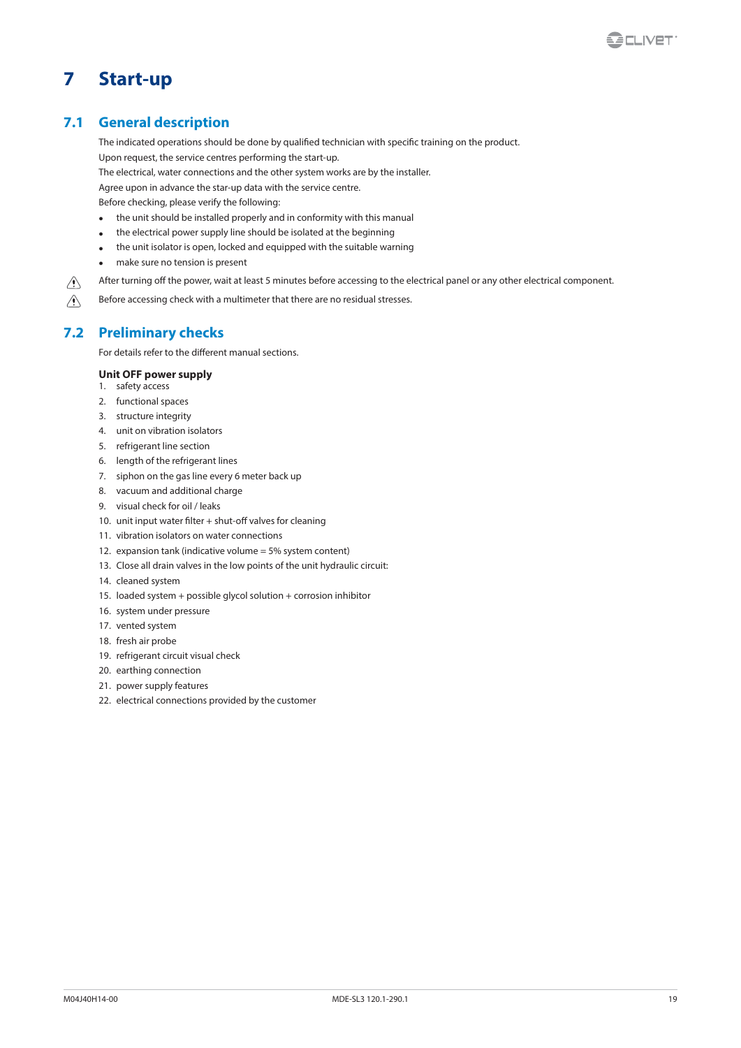# 7 Start-up

## 7.1 General description

The indicated operations should be done by qualified technician with specific training on the product.

Upon request, the service centres performing the start-up.

The electrical, water connections and the other system works are by the installer.

Agree upon in advance the star-up data with the service centre.

Before checking, please verify the following:

- the unit should be installed properly and in conformity with this manual
- the electrical power supply line should be isolated at the beginning
- the unit isolator is open, locked and equipped with the suitable warning
- make sure no tension is present

⚠ After turning off the power, wait at least 5 minutes before accessing to the electrical panel or any other electrical component.

⚠ Before accessing check with a multimeter that there are no residual stresses.

## 7.2 Preliminary checks

For details refer to the different manual sections.

**Unit OFF power supply**

1. safety access
2. functional spaces
3. structure integrity
4. unit on vibration isolators
5. refrigerant line section
6. length of the refrigerant lines
7. siphon on the gas line every 6 meter back up
8. vacuum and additional charge
9. visual check for oil / leaks
10. unit input water filter + shut-off valves for cleaning
11. vibration isolators on water connections
12. expansion tank (indicative volume = 5% system content)
13. Close all drain valves in the low points of the unit hydraulic circuit:
14. cleaned system
15. loaded system + possible glycol solution + corrosion inhibitor
16. system under pressure
17. vented system
18. fresh air probe
19. refrigerant circuit visual check
20. earthing connection
21. power supply features
22. electrical connections provided by the customer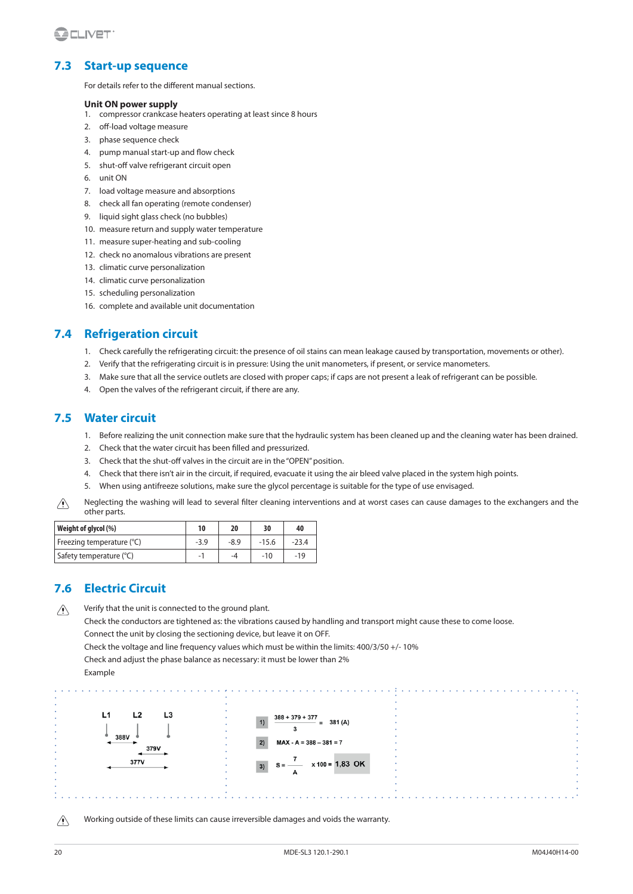## 7.3 Start-up sequence

For details refer to the different manual sections.

**Unit ON power supply**

1. compressor crankcase heaters operating at least since 8 hours
2. off-load voltage measure
3. phase sequence check
4. pump manual start-up and flow check
5. shut-off valve refrigerant circuit open
6. unit ON
7. load voltage measure and absorptions
8. check all fan operating (remote condenser)
9. liquid sight glass check (no bubbles)
10. measure return and supply water temperature
11. measure super-heating and sub-cooling
12. check no anomalous vibrations are present
13. climatic curve personalization
14. climatic curve personalization
15. scheduling personalization
16. complete and available unit documentation

## 7.4 Refrigeration circuit

1. Check carefully the refrigerating circuit: the presence of oil stains can mean leakage caused by transportation, movements or other).
2. Verify that the refrigerating circuit is in pressure: Using the unit manometers, if present, or service manometers.
3. Make sure that all the service outlets are closed with proper caps; if caps are not present a leak of refrigerant can be possible.
4. Open the valves of the refrigerant circuit, if there are any.

## 7.5 Water circuit

1. Before realizing the unit connection make sure that the hydraulic system has been cleaned up and the cleaning water has been drained.
2. Check that the water circuit has been filled and pressurized.
3. Check that the shut-off valves in the circuit are in the "OPEN" position.
4. Check that there isn't air in the circuit, if required, evacuate it using the air bleed valve placed in the system high points.
5. When using antifreeze solutions, make sure the glycol percentage is suitable for the type of use envisaged.

⚠ Neglecting the washing will lead to several filter cleaning interventions and at worst cases can cause damages to the exchangers and the other parts.

| Weight of glycol (%) | 10 | 20 | 30 | 40 |
|---|---|---|---|---|
| Freezing temperature (°C) | -3.9 | -8.9 | -15.6 | -23.4 |
| Safety temperature (°C) | -1 | -4 | -10 | -19 |

## 7.6 Electric Circuit

⚠ Verify that the unit is connected to the ground plant.

Check the conductors are tightened as: the vibrations caused by handling and transport might cause these to come loose.

Connect the unit by closing the sectioning device, but leave it on OFF.

Check the voltage and line frequency values which must be within the limits: 400/3/50 +/- 10%

Check and adjust the phase balance as necessary: it must be lower than 2%

Example

L1 L2 L3 — 388V (L1–L2), 379V (L2–L3), 377V (L1–L3)

1) $\frac{388 + 379 + 377}{3} = 381\ (A)$

2) MAX - A = 388 – 381 = 7

3) $S = \frac{7}{A} \times 100 =$ 1,83 OK

⚠ Working outside of these limits can cause irreversible damages and voids the warranty.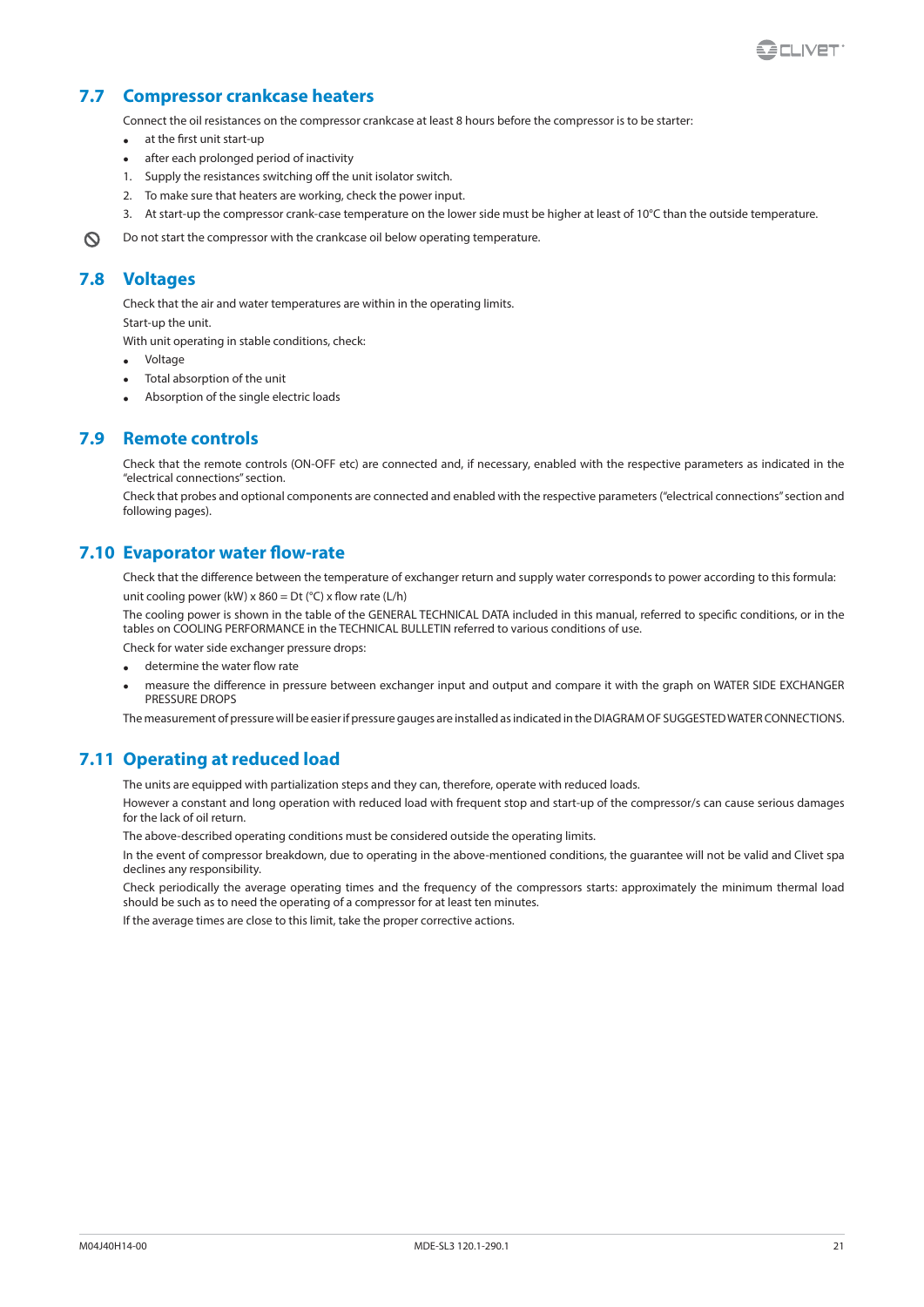## 7.7 Compressor crankcase heaters

Connect the oil resistances on the compressor crankcase at least 8 hours before the compressor is to be starter:

- at the first unit start-up
- after each prolonged period of inactivity

1. Supply the resistances switching off the unit isolator switch.
2. To make sure that heaters are working, check the power input.
3. At start-up the compressor crank-case temperature on the lower side must be higher at least of 10°C than the outside temperature.

Do not start the compressor with the crankcase oil below operating temperature.

## 7.8 Voltages

Check that the air and water temperatures are within in the operating limits.

Start-up the unit.

With unit operating in stable conditions, check:

- Voltage
- Total absorption of the unit
- Absorption of the single electric loads

## 7.9 Remote controls

Check that the remote controls (ON-OFF etc) are connected and, if necessary, enabled with the respective parameters as indicated in the "electrical connections" section.

Check that probes and optional components are connected and enabled with the respective parameters ("electrical connections" section and following pages).

## 7.10 Evaporator water flow-rate

Check that the difference between the temperature of exchanger return and supply water corresponds to power according to this formula:

unit cooling power (kW) x 860 = Dt (°C) x flow rate (L/h)

The cooling power is shown in the table of the GENERAL TECHNICAL DATA included in this manual, referred to specific conditions, or in the tables on COOLING PERFORMANCE in the TECHNICAL BULLETIN referred to various conditions of use.

Check for water side exchanger pressure drops:

- determine the water flow rate
- measure the difference in pressure between exchanger input and output and compare it with the graph on WATER SIDE EXCHANGER PRESSURE DROPS

The measurement of pressure will be easier if pressure gauges are installed as indicated in the DIAGRAM OF SUGGESTED WATER CONNECTIONS.

## 7.11 Operating at reduced load

The units are equipped with partialization steps and they can, therefore, operate with reduced loads.

However a constant and long operation with reduced load with frequent stop and start-up of the compressor/s can cause serious damages for the lack of oil return.

The above-described operating conditions must be considered outside the operating limits.

In the event of compressor breakdown, due to operating in the above-mentioned conditions, the guarantee will not be valid and Clivet spa declines any responsibility.

Check periodically the average operating times and the frequency of the compressors starts: approximately the minimum thermal load should be such as to need the operating of a compressor for at least ten minutes.

If the average times are close to this limit, take the proper corrective actions.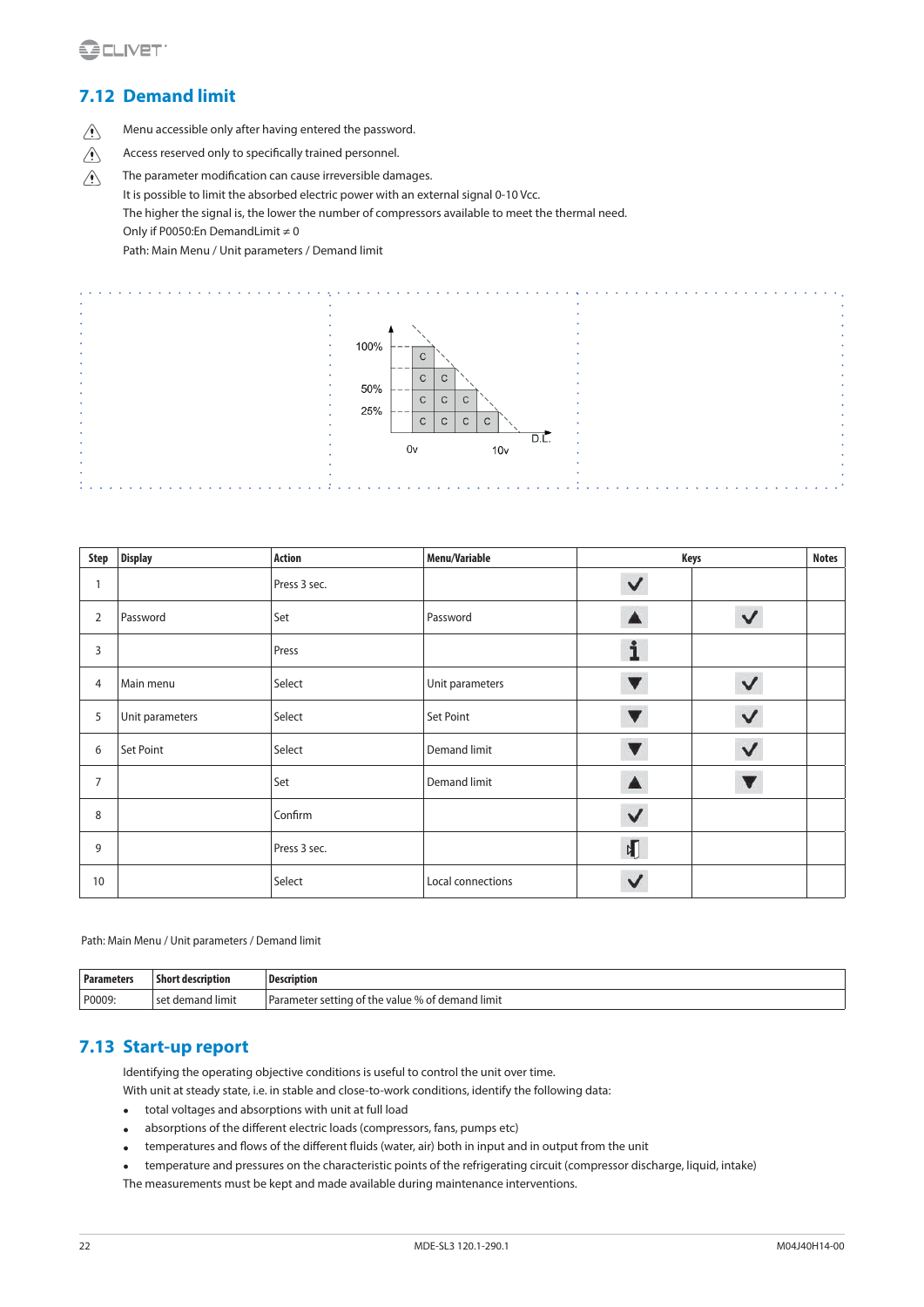## 7.12 Demand limit

⚠ Menu accessible only after having entered the password.

⚠ Access reserved only to specifically trained personnel.

⚠ The parameter modification can cause irreversible damages.

It is possible to limit the absorbed electric power with an external signal 0-10 Vcc.
The higher the signal is, the lower the number of compressors available to meet the thermal need.
Only if P0050:En DemandLimit ≠ 0
Path: Main Menu / Unit parameters / Demand limit

100%
50%
25%
0v
10v
D.L.

| Step | Display | Action | Menu/Variable | Keys | | Notes |
|---|---|---|---|---|---|---|
| 1 | | Press 3 sec. | | ✓ | | |
| 2 | Password | Set | Password | ▲ | ✓ | |
| 3 | | Press | | i | | |
| 4 | Main menu | Select | Unit parameters | ▼ | ✓ | |
| 5 | Unit parameters | Select | Set Point | ▼ | ✓ | |
| 6 | Set Point | Select | Demand limit | ▼ | ✓ | |
| 7 | | Set | Demand limit | ▲ | ▼ | |
| 8 | | Confirm | | ✓ | | |
| 9 | | Press 3 sec. | | ⇥ | | |
| 10 | | Select | Local connections | ✓ | | |

Path: Main Menu / Unit parameters / Demand limit

| Parameters | Short description | Description |
|---|---|---|
| P0009: | set demand limit | Parameter setting of the value % of demand limit |

## 7.13 Start-up report

Identifying the operating objective conditions is useful to control the unit over time.
With unit at steady state, i.e. in stable and close-to-work conditions, identify the following data:

- total voltages and absorptions with unit at full load
- absorptions of the different electric loads (compressors, fans, pumps etc)
- temperatures and flows of the different fluids (water, air) both in input and in output from the unit
- temperature and pressures on the characteristic points of the refrigerating circuit (compressor discharge, liquid, intake)

The measurements must be kept and made available during maintenance interventions.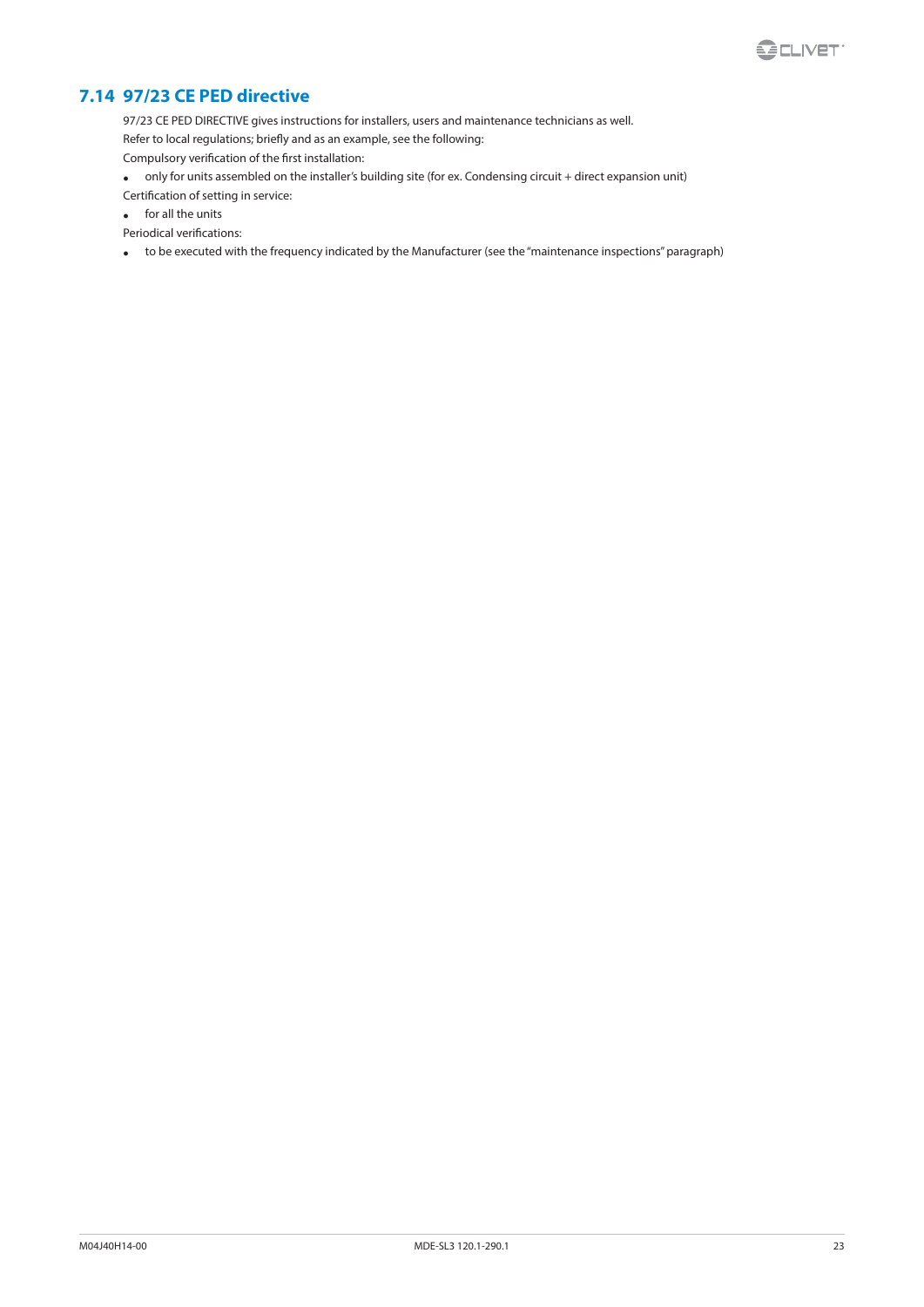## 7.14 97/23 CE PED directive

97/23 CE PED DIRECTIVE gives instructions for installers, users and maintenance technicians as well.

Refer to local regulations; briefly and as an example, see the following:

Compulsory verification of the first installation:

- only for units assembled on the installer's building site (for ex. Condensing circuit + direct expansion unit)

Certification of setting in service:

- for all the units

Periodical verifications:

- to be executed with the frequency indicated by the Manufacturer (see the "maintenance inspections" paragraph)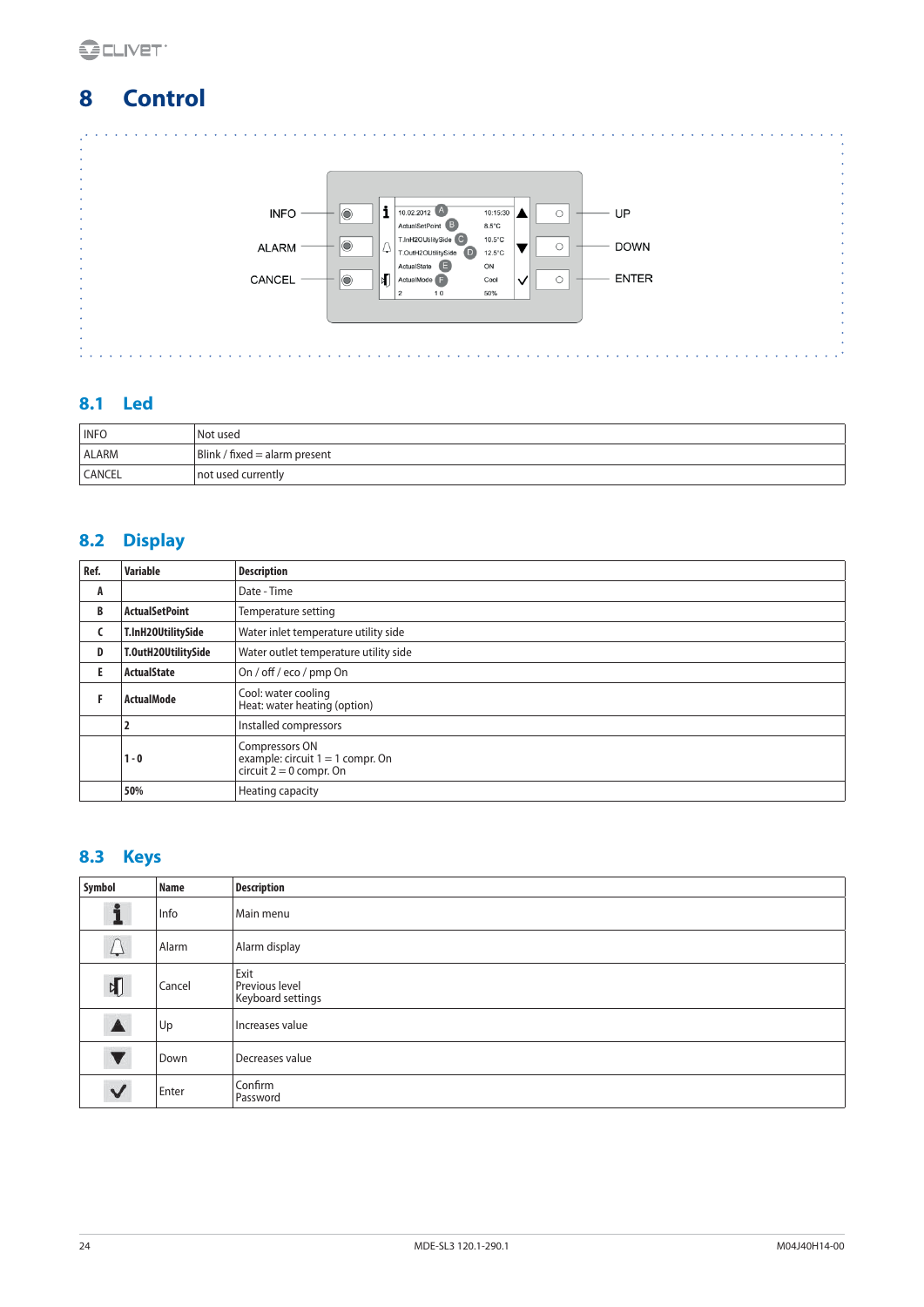# 8 Control

INFO
ALARM
CANCEL

10.02.2012 A 10:15:30
ActualSetPoint B 8.5°C
T.InH2OUtilitySide C 10.5°C
T.OutH2OUtilitySide D 12.5°C
ActualState E ON
ActualMode F Cool
2 1 0 50%

UP
DOWN
ENTER

## 8.1 Led

| | |
|---|---|
| INFO | Not used |
| ALARM | Blink / fixed = alarm present |
| CANCEL | not used currently |

## 8.2 Display

| Ref. | Variable | Description |
|---|---|---|
| A | | Date - Time |
| B | ActualSetPoint | Temperature setting |
| C | T.InH2OUtilitySide | Water inlet temperature utility side |
| D | T.OutH2OUtilitySide | Water outlet temperature utility side |
| E | ActualState | On / off / eco / pmp On |
| F | ActualMode | Cool: water cooling<br>Heat: water heating (option) |
| | 2 | Installed compressors |
| | 1 - 0 | Compressors ON<br>example: circuit 1 = 1 compr. On<br>circuit 2 = 0 compr. On |
| | 50% | Heating capacity |

## 8.3 Keys

| Symbol | Name | Description |
|---|---|---|
| i | Info | Main menu |
| | Alarm | Alarm display |
| | Cancel | Exit<br>Previous level<br>Keyboard settings |
| ▲ | Up | Increases value |
| ▼ | Down | Decreases value |
| ✓ | Enter | Confirm<br>Password |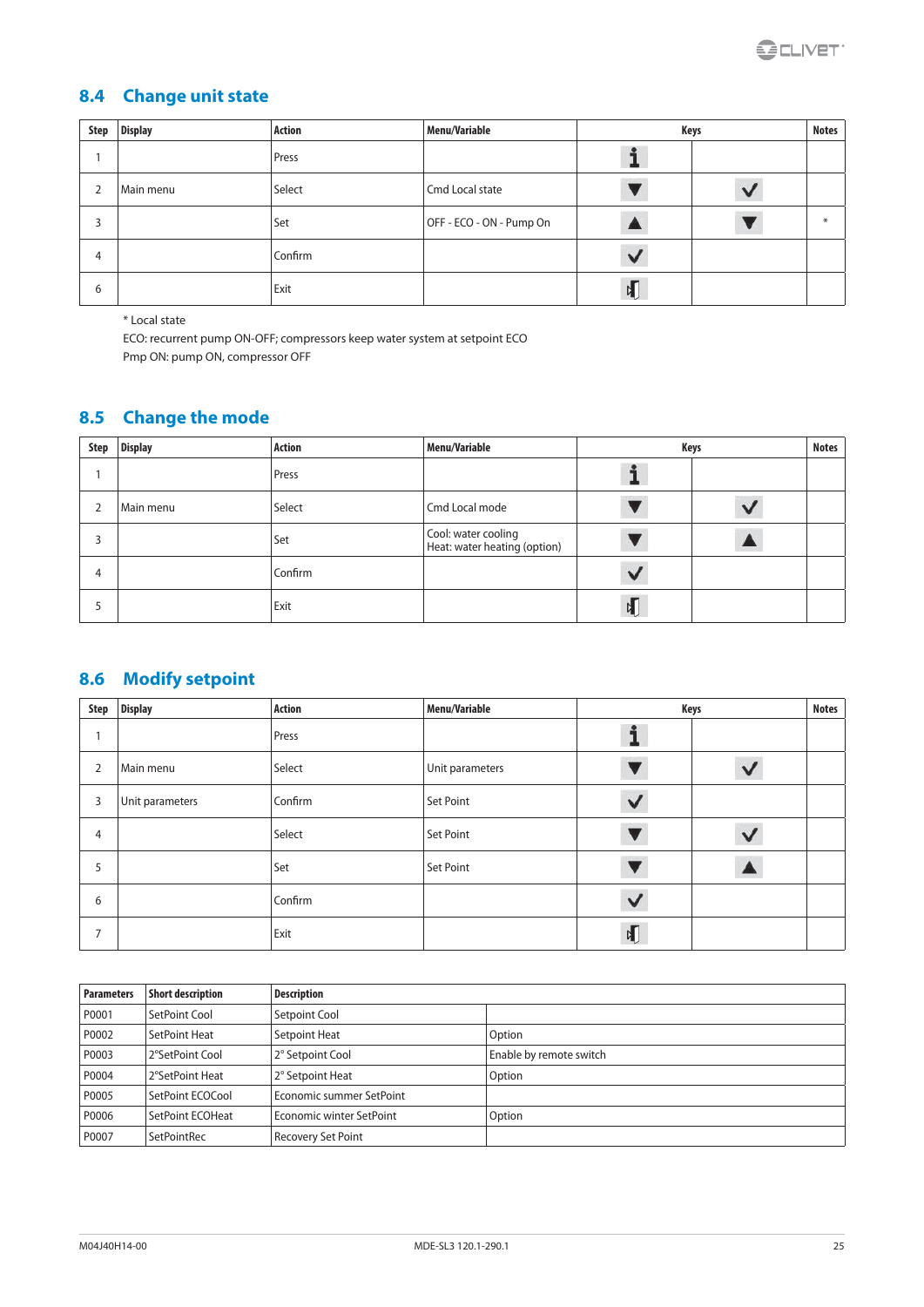## 8.4 Change unit state

| Step | Display | Action | Menu/Variable | Keys | | Notes |
|---|---|---|---|---|---|---|
| 1 | | Press | | i | | |
| 2 | Main menu | Select | Cmd Local state | ▼ | ✓ | |
| 3 | | Set | OFF - ECO - ON - Pump On | ▲ | ▼ | * |
| 4 | | Confirm | | ✓ | | |
| 6 | | Exit | | Exit | | |

\* Local state
ECO: recurrent pump ON-OFF; compressors keep water system at setpoint ECO
Pmp ON: pump ON, compressor OFF

## 8.5 Change the mode

| Step | Display | Action | Menu/Variable | Keys | | Notes |
|---|---|---|---|---|---|---|
| 1 | | Press | | i | | |
| 2 | Main menu | Select | Cmd Local mode | ▼ | ✓ | |
| 3 | | Set | Cool: water cooling<br>Heat: water heating (option) | ▼ | ▲ | |
| 4 | | Confirm | | ✓ | | |
| 5 | | Exit | | Exit | | |

## 8.6 Modify setpoint

| Step | Display | Action | Menu/Variable | Keys | | Notes |
|---|---|---|---|---|---|---|
| 1 | | Press | | i | | |
| 2 | Main menu | Select | Unit parameters | ▼ | ✓ | |
| 3 | Unit parameters | Confirm | Set Point | ✓ | | |
| 4 | | Select | Set Point | ▼ | ✓ | |
| 5 | | Set | Set Point | ▼ | ▲ | |
| 6 | | Confirm | | ✓ | | |
| 7 | | Exit | | Exit | | |

| Parameters | Short description | Description | |
|---|---|---|---|
| P0001 | SetPoint Cool | Setpoint Cool | |
| P0002 | SetPoint Heat | Setpoint Heat | Option |
| P0003 | 2°SetPoint Cool | 2° Setpoint Cool | Enable by remote switch |
| P0004 | 2°SetPoint Heat | 2° Setpoint Heat | Option |
| P0005 | SetPoint ECOCool | Economic summer SetPoint | |
| P0006 | SetPoint ECOHeat | Economic winter SetPoint | Option |
| P0007 | SetPointRec | Recovery Set Point | |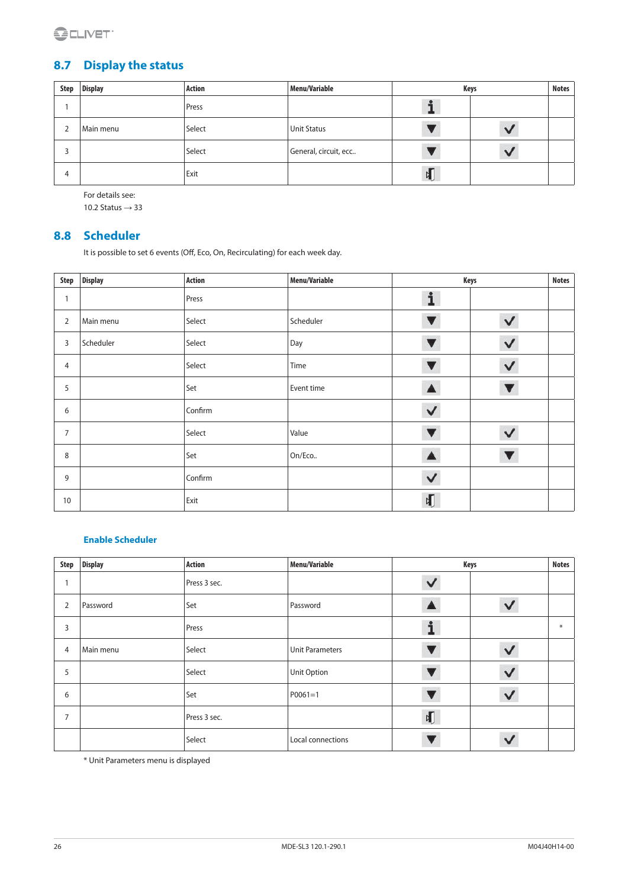## 8.7 Display the status

| Step | Display | Action | Menu/Variable | Keys | | Notes |
|---|---|---|---|---|---|---|
| 1 | | Press | | i | | |
| 2 | Main menu | Select | Unit Status | ▼ | ✓ | |
| 3 | | Select | General, circuit, ecc.. | ▼ | ✓ | |
| 4 | | Exit | | Exit | | |

For details see:
10.2 Status → 33

## 8.8 Scheduler

It is possible to set 6 events (Off, Eco, On, Recirculating) for each week day.

| Step | Display | Action | Menu/Variable | Keys | | Notes |
|---|---|---|---|---|---|---|
| 1 | | Press | | i | | |
| 2 | Main menu | Select | Scheduler | ▼ | ✓ | |
| 3 | Scheduler | Select | Day | ▼ | ✓ | |
| 4 | | Select | Time | ▼ | ✓ | |
| 5 | | Set | Event time | ▲ | ▼ | |
| 6 | | Confirm | | ✓ | | |
| 7 | | Select | Value | ▼ | ✓ | |
| 8 | | Set | On/Eco.. | ▲ | ▼ | |
| 9 | | Confirm | | ✓ | | |
| 10 | | Exit | | Exit | | |

### Enable Scheduler

| Step | Display | Action | Menu/Variable | Keys | | Notes |
|---|---|---|---|---|---|---|
| 1 | | Press 3 sec. | | ✓ | | |
| 2 | Password | Set | Password | ▲ | ✓ | |
| 3 | | Press | | i | | * |
| 4 | Main menu | Select | Unit Parameters | ▼ | ✓ | |
| 5 | | Select | Unit Option | ▼ | ✓ | |
| 6 | | Set | P0061=1 | ▼ | ✓ | |
| 7 | | Press 3 sec. | | Exit | | |
| | | Select | Local connections | ▼ | ✓ | |

* Unit Parameters menu is displayed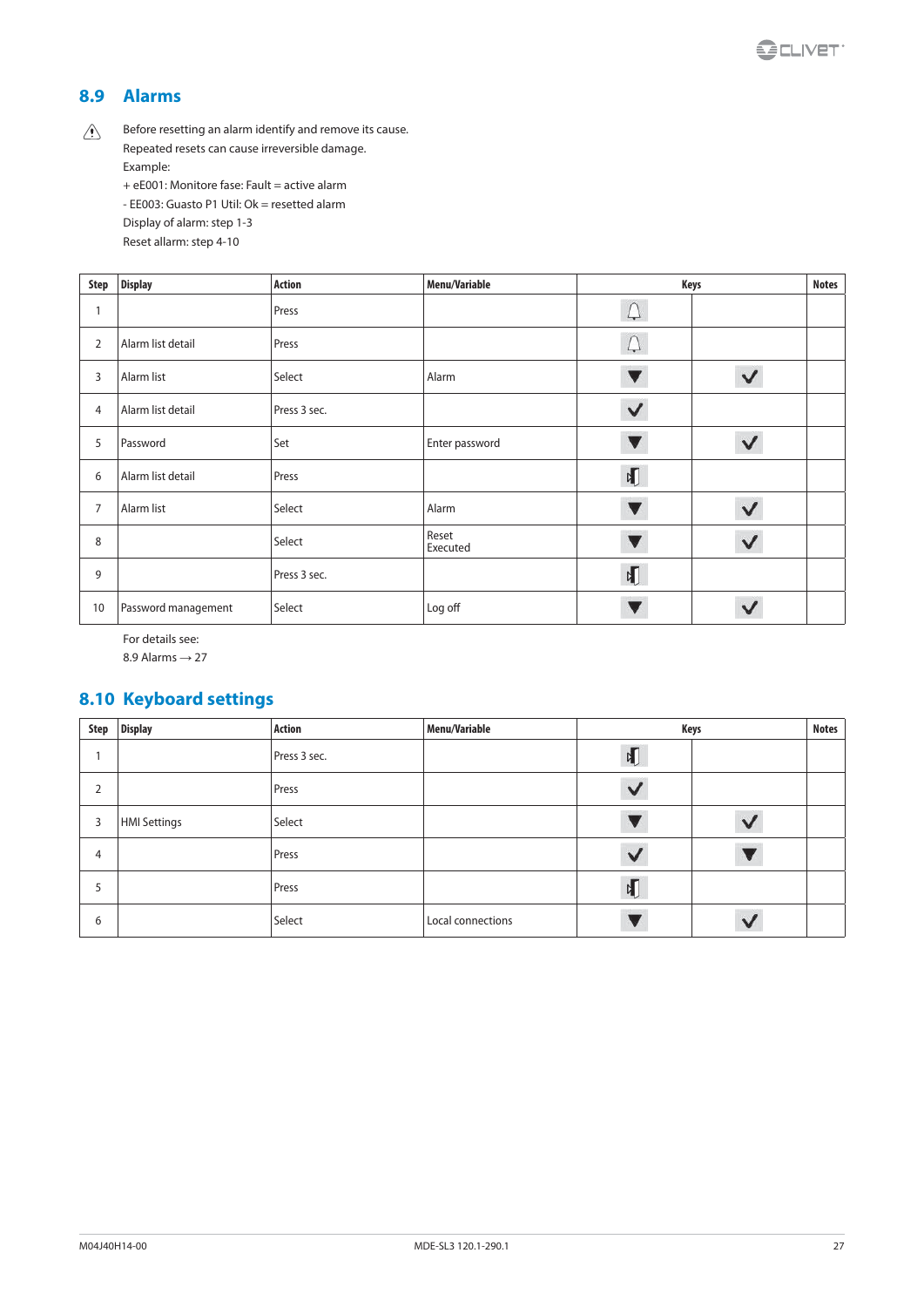## 8.9 Alarms

⚠ Before resetting an alarm identify and remove its cause.
Repeated resets can cause irreversible damage.
Example:
+ eE001: Monitore fase: Fault = active alarm
- EE003: Guasto P1 Util: Ok = resetted alarm
Display of alarm: step 1-3
Reset allarm: step 4-10

| Step | Display | Action | Menu/Variable | Keys | | Notes |
|---|---|---|---|---|---|---|
| 1 | | Press | | 🔔 | | |
| 2 | Alarm list detail | Press | | 🔔 | | |
| 3 | Alarm list | Select | Alarm | ▼ | ✓ | |
| 4 | Alarm list detail | Press 3 sec. | | ✓ | | |
| 5 | Password | Set | Enter password | ▼ | ✓ | |
| 6 | Alarm list detail | Press | | Exit | | |
| 7 | Alarm list | Select | Alarm | ▼ | ✓ | |
| 8 | | Select | Reset Executed | ▼ | ✓ | |
| 9 | | Press 3 sec. | | Exit | | |
| 10 | Password management | Select | Log off | ▼ | ✓ | |

For details see:
8.9 Alarms → 27

## 8.10 Keyboard settings

| Step | Display | Action | Menu/Variable | Keys | | Notes |
|---|---|---|---|---|---|---|
| 1 | | Press 3 sec. | | Exit | | |
| 2 | | Press | | ✓ | | |
| 3 | HMI Settings | Select | | ▼ | ✓ | |
| 4 | | Press | | ✓ | ▼ | |
| 5 | | Press | | Exit | | |
| 6 | | Select | Local connections | ▼ | ✓ | |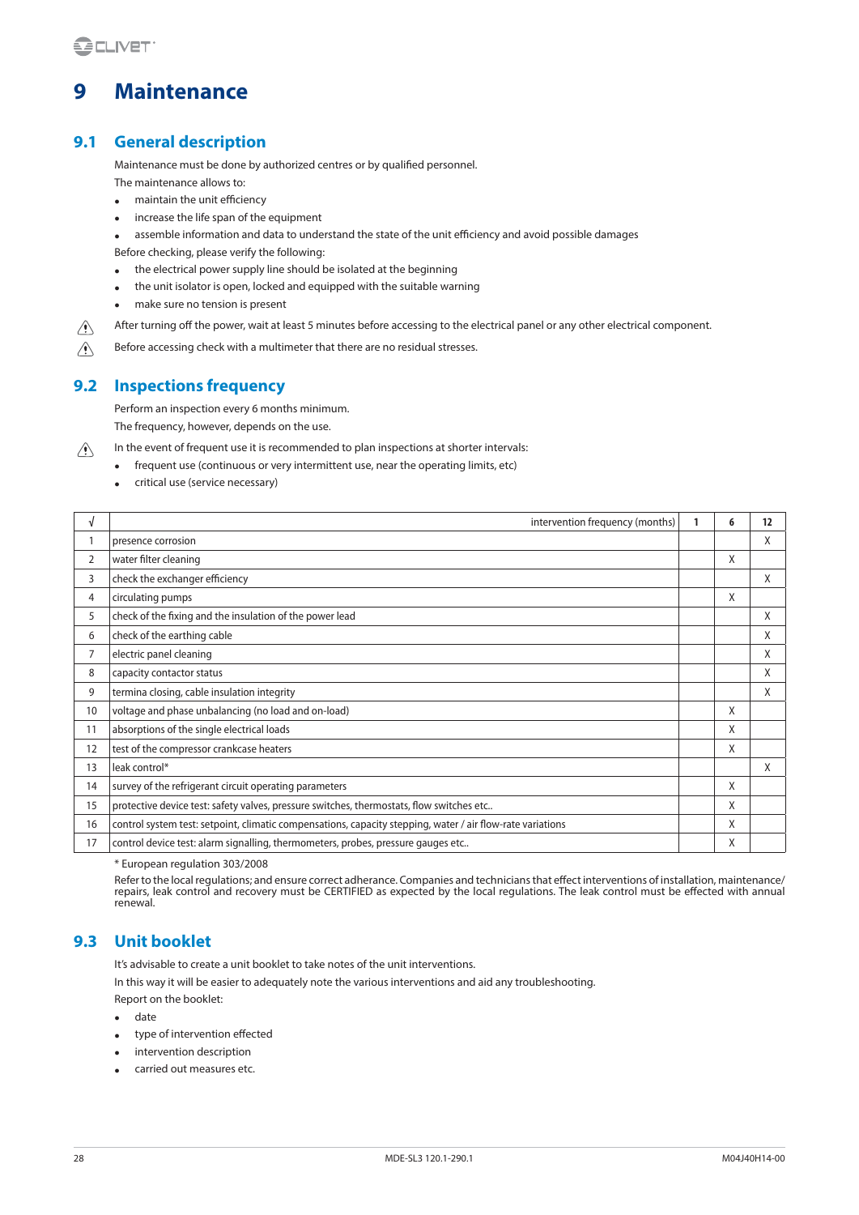# 9 Maintenance

## 9.1 General description

Maintenance must be done by authorized centres or by qualified personnel.

The maintenance allows to:

- maintain the unit efficiency
- increase the life span of the equipment
- assemble information and data to understand the state of the unit efficiency and avoid possible damages

Before checking, please verify the following:

- the electrical power supply line should be isolated at the beginning
- the unit isolator is open, locked and equipped with the suitable warning
- make sure no tension is present

⚠ After turning off the power, wait at least 5 minutes before accessing to the electrical panel or any other electrical component.

⚠ Before accessing check with a multimeter that there are no residual stresses.

## 9.2 Inspections frequency

Perform an inspection every 6 months minimum.

The frequency, however, depends on the use.

⚠ In the event of frequent use it is recommended to plan inspections at shorter intervals:

- frequent use (continuous or very intermittent use, near the operating limits, etc)
- critical use (service necessary)

| √ | intervention frequency (months) | 1 | 6 | 12 |
|---|---|---|---|---|
| 1 | presence corrosion | | | X |
| 2 | water filter cleaning | | X | |
| 3 | check the exchanger efficiency | | | X |
| 4 | circulating pumps | | X | |
| 5 | check of the fixing and the insulation of the power lead | | | X |
| 6 | check of the earthing cable | | | X |
| 7 | electric panel cleaning | | | X |
| 8 | capacity contactor status | | | X |
| 9 | termina closing, cable insulation integrity | | | X |
| 10 | voltage and phase unbalancing (no load and on-load) | | X | |
| 11 | absorptions of the single electrical loads | | X | |
| 12 | test of the compressor crankcase heaters | | X | |
| 13 | leak control* | | | X |
| 14 | survey of the refrigerant circuit operating parameters | | X | |
| 15 | protective device test: safety valves, pressure switches, thermostats, flow switches etc.. | | X | |
| 16 | control system test: setpoint, climatic compensations, capacity stepping, water / air flow-rate variations | | X | |
| 17 | control device test: alarm signalling, thermometers, probes, pressure gauges etc.. | | X | |

\* European regulation 303/2008

Refer to the local regulations; and ensure correct adherance. Companies and technicians that effect interventions of installation, maintenance/ repairs, leak control and recovery must be CERTIFIED as expected by the local regulations. The leak control must be effected with annual renewal.

## 9.3 Unit booklet

It's advisable to create a unit booklet to take notes of the unit interventions.

In this way it will be easier to adequately note the various interventions and aid any troubleshooting.

Report on the booklet:

- date
- type of intervention effected
- intervention description
- carried out measures etc.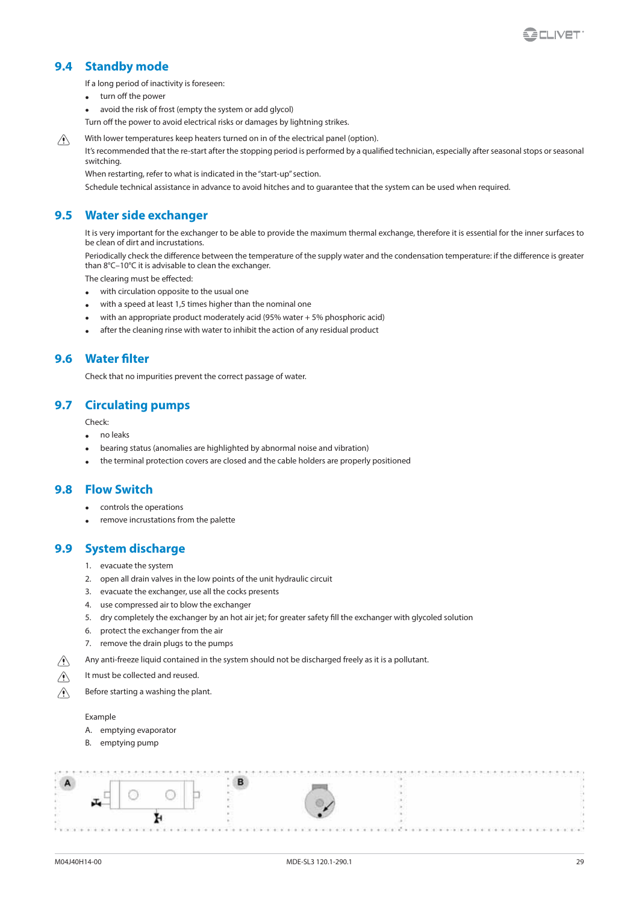## 9.4 Standby mode

If a long period of inactivity is foreseen:

- turn off the power
- avoid the risk of frost (empty the system or add glycol)

Turn off the power to avoid electrical risks or damages by lightning strikes.

⚠ With lower temperatures keep heaters turned on in of the electrical panel (option).

It's recommended that the re-start after the stopping period is performed by a qualified technician, especially after seasonal stops or seasonal switching.

When restarting, refer to what is indicated in the "start-up" section.

Schedule technical assistance in advance to avoid hitches and to guarantee that the system can be used when required.

## 9.5 Water side exchanger

It is very important for the exchanger to be able to provide the maximum thermal exchange, therefore it is essential for the inner surfaces to be clean of dirt and incrustations.

Periodically check the difference between the temperature of the supply water and the condensation temperature: if the difference is greater than 8°C–10°C it is advisable to clean the exchanger.

The clearing must be effected:

- with circulation opposite to the usual one
- with a speed at least 1,5 times higher than the nominal one
- with an appropriate product moderately acid (95% water + 5% phosphoric acid)
- after the cleaning rinse with water to inhibit the action of any residual product

## 9.6 Water filter

Check that no impurities prevent the correct passage of water.

## 9.7 Circulating pumps

Check:

- no leaks
- bearing status (anomalies are highlighted by abnormal noise and vibration)
- the terminal protection covers are closed and the cable holders are properly positioned

## 9.8 Flow Switch

- controls the operations
- remove incrustations from the palette

## 9.9 System discharge

1. evacuate the system
2. open all drain valves in the low points of the unit hydraulic circuit
3. evacuate the exchanger, use all the cocks presents
4. use compressed air to blow the exchanger
5. dry completely the exchanger by an hot air jet; for greater safety fill the exchanger with glycoled solution
6. protect the exchanger from the air
7. remove the drain plugs to the pumps

⚠ Any anti-freeze liquid contained in the system should not be discharged freely as it is a pollutant.

⚠ It must be collected and reused.

⚠ Before starting a washing the plant.

Example

A. emptying evaporator

B. emptying pump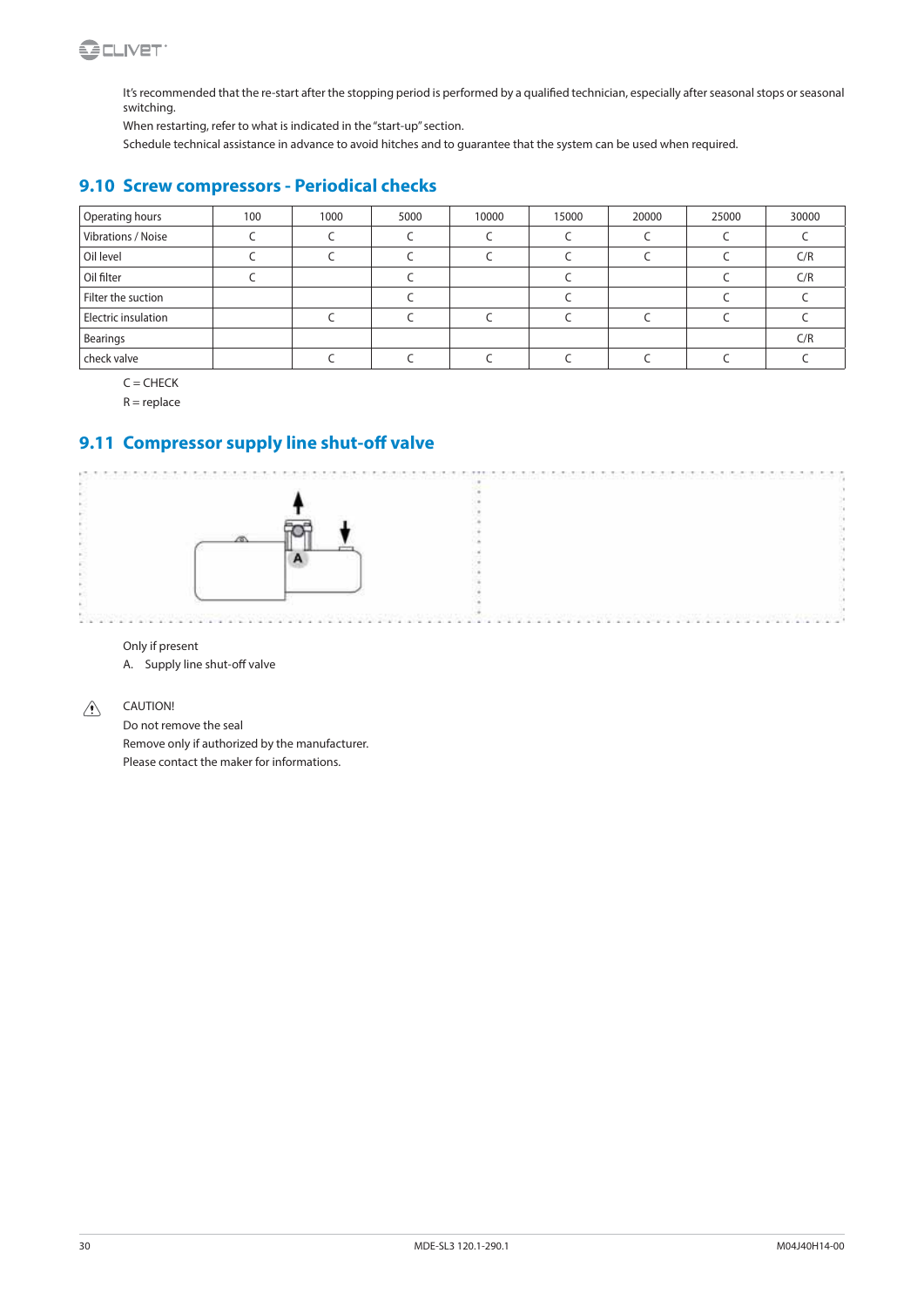It's recommended that the re-start after the stopping period is performed by a qualified technician, especially after seasonal stops or seasonal switching.

When restarting, refer to what is indicated in the "start-up" section.

Schedule technical assistance in advance to avoid hitches and to guarantee that the system can be used when required.

## 9.10 Screw compressors - Periodical checks

| Operating hours | 100 | 1000 | 5000 | 10000 | 15000 | 20000 | 25000 | 30000 |
|---|---|---|---|---|---|---|---|---|
| Vibrations / Noise | C | C | C | C | C | C | C | C |
| Oil level | C | C | C | C | C | C | C | C/R |
| Oil filter | C | | C | | C | | C | C/R |
| Filter the suction | | | C | | C | | C | C |
| Electric insulation | | C | C | C | C | C | C | C |
| Bearings | | | | | | | | C/R |
| check valve | | C | C | C | C | C | C | C |

C = CHECK

R = replace

## 9.11 Compressor supply line shut-off valve

Only if present

A. Supply line shut-off valve

⚠ CAUTION!

Do not remove the seal

Remove only if authorized by the manufacturer.

Please contact the maker for informations.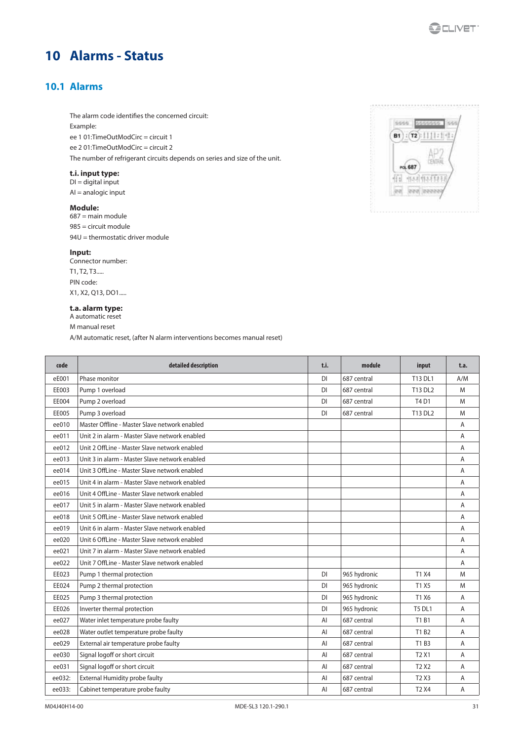# 10 Alarms - Status

## 10.1 Alarms

The alarm code identifies the concerned circuit:

Example:

ee 1 01:TimeOutModCirc = circuit 1

ee 2 01:TimeOutModCirc = circuit 2

The number of refrigerant circuits depends on series and size of the unit.

**t.i. input type:**

DI = digital input

AI = analogic input

**Module:**

687 = main module

985 = circuit module

94U = thermostatic driver module

**Input:**

Connector number:

T1, T2, T3.....

PIN code:

X1, X2, Q13, DO1.....

**t.a. alarm type:**

A automatic reset

M manual reset

A/M automatic reset, (after N alarm interventions becomes manual reset)

| code | detailed description | t.i. | module | input | t.a. |
|---|---|---|---|---|---|
| eE001 | Phase monitor | DI | 687 central | T13 DL1 | A/M |
| EE003 | Pump 1 overload | DI | 687 central | T13 DL2 | M |
| EE004 | Pump 2 overload | DI | 687 central | T4 D1 | M |
| EE005 | Pump 3 overload | DI | 687 central | T13 DL2 | M |
| ee010 | Master Offline - Master Slave network enabled | | | | A |
| ee011 | Unit 2 in alarm - Master Slave network enabled | | | | A |
| ee012 | Unit 2 OffLine - Master Slave network enabled | | | | A |
| ee013 | Unit 3 in alarm - Master Slave network enabled | | | | A |
| ee014 | Unit 3 OffLine - Master Slave network enabled | | | | A |
| ee015 | Unit 4 in alarm - Master Slave network enabled | | | | A |
| ee016 | Unit 4 OffLine - Master Slave network enabled | | | | A |
| ee017 | Unit 5 in alarm - Master Slave network enabled | | | | A |
| ee018 | Unit 5 OffLine - Master Slave network enabled | | | | A |
| ee019 | Unit 6 in alarm - Master Slave network enabled | | | | A |
| ee020 | Unit 6 OffLine - Master Slave network enabled | | | | A |
| ee021 | Unit 7 in alarm - Master Slave network enabled | | | | A |
| ee022 | Unit 7 OffLine - Master Slave network enabled | | | | A |
| EE023 | Pump 1 thermal protection | DI | 965 hydronic | T1 X4 | M |
| EE024 | Pump 2 thermal protection | DI | 965 hydronic | T1 X5 | M |
| EE025 | Pump 3 thermal protection | DI | 965 hydronic | T1 X6 | A |
| EE026 | Inverter thermal protection | DI | 965 hydronic | T5 DL1 | A |
| ee027 | Water inlet temperature probe faulty | AI | 687 central | T1 B1 | A |
| ee028 | Water outlet temperature probe faulty | AI | 687 central | T1 B2 | A |
| ee029 | External air temperature probe faulty | AI | 687 central | T1 B3 | A |
| ee030 | Signal logoff or short circuit | AI | 687 central | T2 X1 | A |
| ee031 | Signal logoff or short circuit | AI | 687 central | T2 X2 | A |
| ee032: | External Humidity probe faulty | AI | 687 central | T2 X3 | A |
| ee033: | Cabinet temperature probe faulty | AI | 687 central | T2 X4 | A |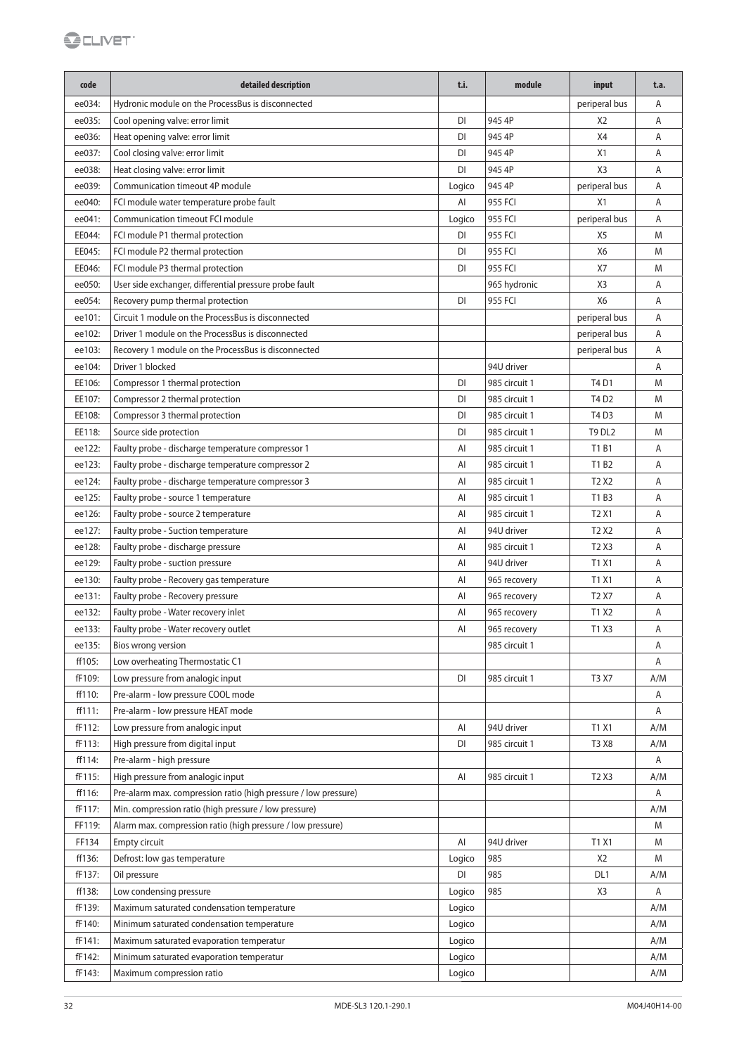| code | detailed description | t.i. | module | input | t.a. |
|---|---|---|---|---|---|
| ee034: | Hydronic module on the ProcessBus is disconnected | | | periperal bus | A |
| ee035: | Cool opening valve: error limit | DI | 945 4P | X2 | A |
| ee036: | Heat opening valve: error limit | DI | 945 4P | X4 | A |
| ee037: | Cool closing valve: error limit | DI | 945 4P | X1 | A |
| ee038: | Heat closing valve: error limit | DI | 945 4P | X3 | A |
| ee039: | Communication timeout 4P module | Logico | 945 4P | periperal bus | A |
| ee040: | FCI module water temperature probe fault | AI | 955 FCI | X1 | A |
| ee041: | Communication timeout FCI module | Logico | 955 FCI | periperal bus | A |
| EE044: | FCI module P1 thermal protection | DI | 955 FCI | X5 | M |
| EE045: | FCI module P2 thermal protection | DI | 955 FCI | X6 | M |
| EE046: | FCI module P3 thermal protection | DI | 955 FCI | X7 | M |
| ee050: | User side exchanger, differential pressure probe fault | | 965 hydronic | X3 | A |
| ee054: | Recovery pump thermal protection | DI | 955 FCI | X6 | A |
| ee101: | Circuit 1 module on the ProcessBus is disconnected | | | periperal bus | A |
| ee102: | Driver 1 module on the ProcessBus is disconnected | | | periperal bus | A |
| ee103: | Recovery 1 module on the ProcessBus is disconnected | | | periperal bus | A |
| ee104: | Driver 1 blocked | | 94U driver | | A |
| EE106: | Compressor 1 thermal protection | DI | 985 circuit 1 | T4 D1 | M |
| EE107: | Compressor 2 thermal protection | DI | 985 circuit 1 | T4 D2 | M |
| EE108: | Compressor 3 thermal protection | DI | 985 circuit 1 | T4 D3 | M |
| EE118: | Source side protection | DI | 985 circuit 1 | T9 DL2 | M |
| ee122: | Faulty probe - discharge temperature compressor 1 | AI | 985 circuit 1 | T1 B1 | A |
| ee123: | Faulty probe - discharge temperature compressor 2 | AI | 985 circuit 1 | T1 B2 | A |
| ee124: | Faulty probe - discharge temperature compressor 3 | AI | 985 circuit 1 | T2 X2 | A |
| ee125: | Faulty probe - source 1 temperature | AI | 985 circuit 1 | T1 B3 | A |
| ee126: | Faulty probe - source 2 temperature | AI | 985 circuit 1 | T2 X1 | A |
| ee127: | Faulty probe - Suction temperature | AI | 94U driver | T2 X2 | A |
| ee128: | Faulty probe - discharge pressure | AI | 985 circuit 1 | T2 X3 | A |
| ee129: | Faulty probe - suction pressure | AI | 94U driver | T1 X1 | A |
| ee130: | Faulty probe - Recovery gas temperature | AI | 965 recovery | T1 X1 | A |
| ee131: | Faulty probe - Recovery pressure | AI | 965 recovery | T2 X7 | A |
| ee132: | Faulty probe - Water recovery inlet | AI | 965 recovery | T1 X2 | A |
| ee133: | Faulty probe - Water recovery outlet | AI | 965 recovery | T1 X3 | A |
| ee135: | Bios wrong version | | 985 circuit 1 | | A |
| ff105: | Low overheating Thermostatic C1 | | | | A |
| fF109: | Low pressure from analogic input | DI | 985 circuit 1 | T3 X7 | A/M |
| ff110: | Pre-alarm - low pressure COOL mode | | | | A |
| ff111: | Pre-alarm - low pressure HEAT mode | | | | A |
| fF112: | Low pressure from analogic input | AI | 94U driver | T1 X1 | A/M |
| fF113: | High pressure from digital input | DI | 985 circuit 1 | T3 X8 | A/M |
| ff114: | Pre-alarm - high pressure | | | | A |
| fF115: | High pressure from analogic input | AI | 985 circuit 1 | T2 X3 | A/M |
| ff116: | Pre-alarm max. compression ratio (high pressure / low pressure) | | | | A |
| fF117: | Min. compression ratio (high pressure / low pressure) | | | | A/M |
| FF119: | Alarm max. compression ratio (high pressure / low pressure) | | | | M |
| FF134 | Empty circuit | AI | 94U driver | T1 X1 | M |
| ff136: | Defrost: low gas temperature | Logico | 985 | X2 | M |
| fF137: | Oil pressure | DI | 985 | DL1 | A/M |
| ff138: | Low condensing pressure | Logico | 985 | X3 | A |
| fF139: | Maximum saturated condensation temperature | Logico | | | A/M |
| fF140: | Minimum saturated condensation temperature | Logico | | | A/M |
| fF141: | Maximum saturated evaporation temperatur | Logico | | | A/M |
| fF142: | Minimum saturated evaporation temperatur | Logico | | | A/M |
| fF143: | Maximum compression ratio | Logico | | | A/M |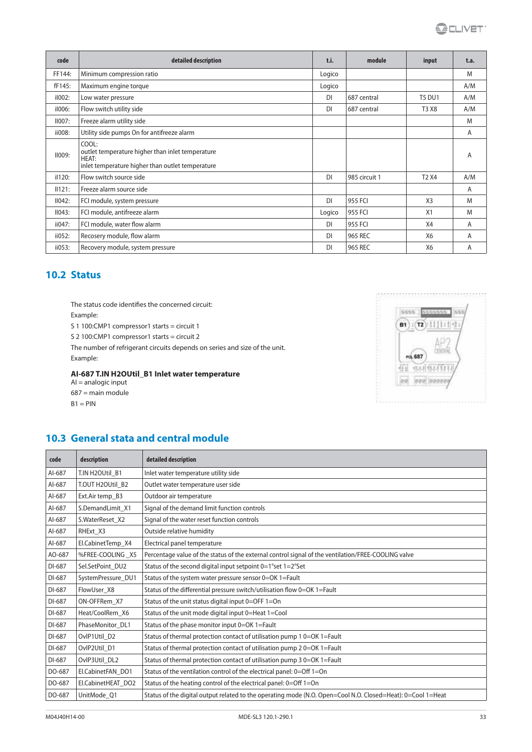| code | detailed description | t.i. | module | input | t.a. |
|---|---|---|---|---|---|
| FF144: | Minimum compression ratio | Logico | | | M |
| fF145: | Maximum engine torque | Logico | | | A/M |
| iI002: | Low water pressure | DI | 687 central | T5 DU1 | A/M |
| iI006: | Flow switch utility side | DI | 687 central | T3 X8 | A/M |
| II007: | Freeze alarm utility side | | | | M |
| ii008: | Utility side pumps On for antifreeze alarm | | | | A |
| II009: | COOL:<br>outlet temperature higher than inlet temperature<br>HEAT:<br>inlet temperature higher than outlet temperature | | | | A |
| iI120: | Flow switch source side | DI | 985 circuit 1 | T2 X4 | A/M |
| II121: | Freeze alarm source side | | | | A |
| II042: | FCI module, system pressure | DI | 955 FCI | X3 | M |
| II043: | FCI module, antifreeze alarm | Logico | 955 FCI | X1 | M |
| ii047: | FCI module, water flow alarm | DI | 955 FCI | X4 | A |
| ii052: | Recosery module, flow alarm | DI | 965 REC | X6 | A |
| ii053: | Recovery module, system pressure | DI | 965 REC | X6 | A |

## 10.2 Status

The status code identifies the concerned circuit:

Example:

S 1 100:CMP1 compressor1 starts = circuit 1

S 2 100:CMP1 compressor1 starts = circuit 2

The number of refrigerant circuits depends on series and size of the unit.

Example:

**AI-687 T.IN H2OUtil_B1 Inlet water temperature**

AI = analogic input

687 = main module

B1 = PIN

## 10.3 General stata and central module

| code | description | detailed description |
|---|---|---|
| AI-687 | T.IN H2OUtil_B1 | Inlet water temperature utility side |
| AI-687 | T.OUT H2OUtil_B2 | Outlet water temperature user side |
| AI-687 | Ext.Air temp_B3 | Outdoor air temperature |
| AI-687 | S.DemandLimit_X1 | Signal of the demand limit function controls |
| AI-687 | S.WaterReset_X2 | Signal of the water reset function controls |
| AI-687 | RHExt_X3 | Outside relative humidity |
| AI-687 | El.CabinetTemp_X4 | Electrical panel temperature |
| AO-687 | %FREE-COOLING _X5 | Percentage value of the status of the external control signal of the ventilation/FREE-COOLING valve |
| DI-687 | Sel.SetPoint_DU2 | Status of the second digital input setpoint 0=1°set 1=2°Set |
| DI-687 | SystemPressure_DU1 | Status of the system water pressure sensor 0=OK 1=Fault |
| DI-687 | FlowUser_X8 | Status of the differential pressure switch/utilisation flow 0=OK 1=Fault |
| DI-687 | ON-OFFRem_X7 | Status of the unit status digital input 0=OFF 1=On |
| DI-687 | Heat/CoolRem_X6 | Status of the unit mode digital input 0=Heat 1=Cool |
| DI-687 | PhaseMonitor_DL1 | Status of the phase monitor input 0=OK 1=Fault |
| DI-687 | OvlP1Util_D2 | Status of thermal protection contact of utilisation pump 1 0=OK 1=Fault |
| DI-687 | OvlP2Util_D1 | Status of thermal protection contact of utilisation pump 2 0=OK 1=Fault |
| DI-687 | OvlP3Util_DL2 | Status of thermal protection contact of utilisation pump 3 0=OK 1=Fault |
| DO-687 | El.CabinetFAN_DO1 | Status of the ventilation control of the electrical panel: 0=Off 1=On |
| DO-687 | El.CabinetHEAT_DO2 | Status of the heating control of the electrical panel: 0=Off 1=On |
| DO-687 | UnitMode_Q1 | Status of the digital output related to the operating mode (N.O. Open=Cool N.O. Closed=Heat): 0=Cool 1=Heat |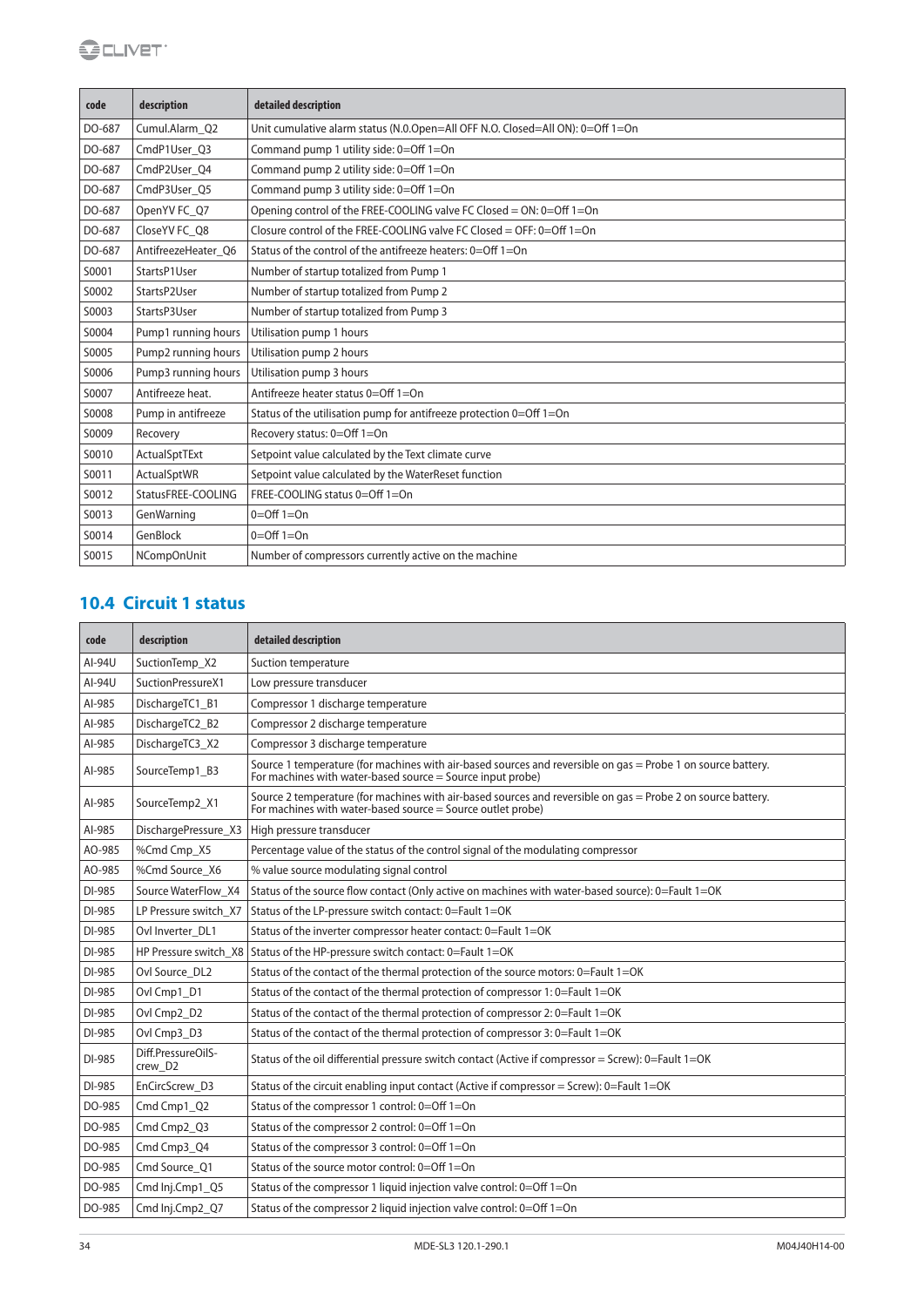| code | description | detailed description |
| --- | --- | --- |
| DO-687 | Cumul.Alarm_Q2 | Unit cumulative alarm status (N.O.Open=All OFF N.O. Closed=All ON): 0=Off 1=On |
| DO-687 | CmdP1User_Q3 | Command pump 1 utility side: 0=Off 1=On |
| DO-687 | CmdP2User_Q4 | Command pump 2 utility side: 0=Off 1=On |
| DO-687 | CmdP3User_Q5 | Command pump 3 utility side: 0=Off 1=On |
| DO-687 | OpenYV FC_Q7 | Opening control of the FREE-COOLING valve FC Closed = ON: 0=Off 1=On |
| DO-687 | CloseYV FC_Q8 | Closure control of the FREE-COOLING valve FC Closed = OFF: 0=Off 1=On |
| DO-687 | AntifreezeHeater_Q6 | Status of the control of the antifreeze heaters: 0=Off 1=On |
| S0001 | StartsP1User | Number of startup totalized from Pump 1 |
| S0002 | StartsP2User | Number of startup totalized from Pump 2 |
| S0003 | StartsP3User | Number of startup totalized from Pump 3 |
| S0004 | Pump1 running hours | Utilisation pump 1 hours |
| S0005 | Pump2 running hours | Utilisation pump 2 hours |
| S0006 | Pump3 running hours | Utilisation pump 3 hours |
| S0007 | Antifreeze heat. | Antifreeze heater status 0=Off 1=On |
| S0008 | Pump in antifreeze | Status of the utilisation pump for antifreeze protection 0=Off 1=On |
| S0009 | Recovery | Recovery status: 0=Off 1=On |
| S0010 | ActualSptTExt | Setpoint value calculated by the Text climate curve |
| S0011 | ActualSptWR | Setpoint value calculated by the WaterReset function |
| S0012 | StatusFREE-COOLING | FREE-COOLING status 0=Off 1=On |
| S0013 | GenWarning | 0=Off 1=On |
| S0014 | GenBlock | 0=Off 1=On |
| S0015 | NCompOnUnit | Number of compressors currently active on the machine |

## 10.4 Circuit 1 status

| code | description | detailed description |
| --- | --- | --- |
| AI-94U | SuctionTemp_X2 | Suction temperature |
| AI-94U | SuctionPressureX1 | Low pressure transducer |
| AI-985 | DischargeTC1_B1 | Compressor 1 discharge temperature |
| AI-985 | DischargeTC2_B2 | Compressor 2 discharge temperature |
| AI-985 | DischargeTC3_X2 | Compressor 3 discharge temperature |
| AI-985 | SourceTemp1_B3 | Source 1 temperature (for machines with air-based sources and reversible on gas = Probe 1 on source battery. For machines with water-based source = Source input probe) |
| AI-985 | SourceTemp2_X1 | Source 2 temperature (for machines with air-based sources and reversible on gas = Probe 2 on source battery. For machines with water-based source = Source outlet probe) |
| AI-985 | DischargePressure_X3 | High pressure transducer |
| AO-985 | %Cmd Cmp_X5 | Percentage value of the status of the control signal of the modulating compressor |
| AO-985 | %Cmd Source_X6 | % value source modulating signal control |
| DI-985 | Source WaterFlow_X4 | Status of the source flow contact (Only active on machines with water-based source): 0=Fault 1=OK |
| DI-985 | LP Pressure switch_X7 | Status of the LP-pressure switch contact: 0=Fault 1=OK |
| DI-985 | Ovl Inverter_DL1 | Status of the inverter compressor heater contact: 0=Fault 1=OK |
| DI-985 | HP Pressure switch_X8 | Status of the HP-pressure switch contact: 0=Fault 1=OK |
| DI-985 | Ovl Source_DL2 | Status of the contact of the thermal protection of the source motors: 0=Fault 1=OK |
| DI-985 | Ovl Cmp1_D1 | Status of the contact of the thermal protection of compressor 1: 0=Fault 1=OK |
| DI-985 | Ovl Cmp2_D2 | Status of the contact of the thermal protection of compressor 2: 0=Fault 1=OK |
| DI-985 | Ovl Cmp3_D3 | Status of the contact of the thermal protection of compressor 3: 0=Fault 1=OK |
| DI-985 | Diff.PressureOilS-crew_D2 | Status of the oil differential pressure switch contact (Active if compressor = Screw): 0=Fault 1=OK |
| DI-985 | EnCircScrew_D3 | Status of the circuit enabling input contact (Active if compressor = Screw): 0=Fault 1=OK |
| DO-985 | Cmd Cmp1_Q2 | Status of the compressor 1 control: 0=Off 1=On |
| DO-985 | Cmd Cmp2_Q3 | Status of the compressor 2 control: 0=Off 1=On |
| DO-985 | Cmd Cmp3_Q4 | Status of the compressor 3 control: 0=Off 1=On |
| DO-985 | Cmd Source_Q1 | Status of the source motor control: 0=Off 1=On |
| DO-985 | Cmd Inj.Cmp1_Q5 | Status of the compressor 1 liquid injection valve control: 0=Off 1=On |
| DO-985 | Cmd Inj.Cmp2_Q7 | Status of the compressor 2 liquid injection valve control: 0=Off 1=On |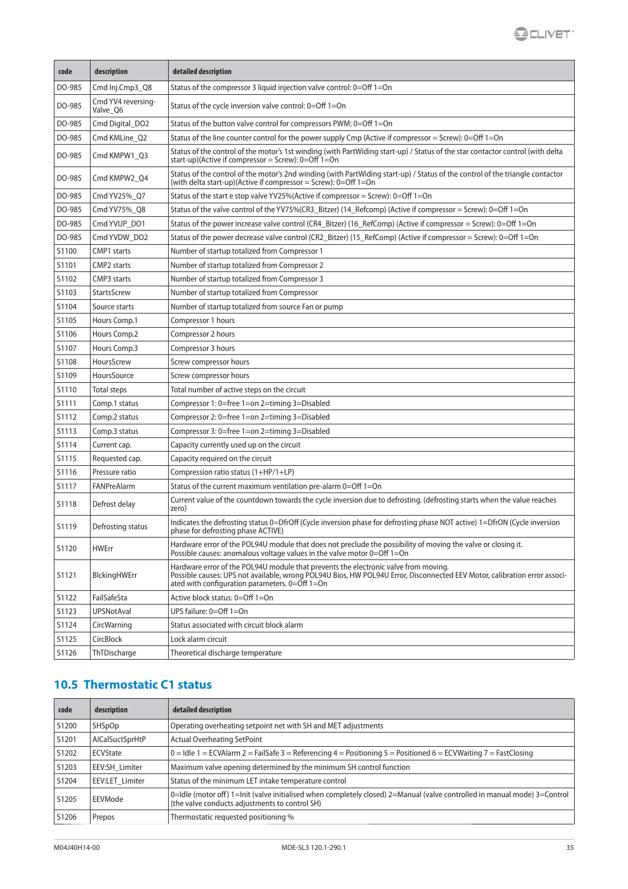| code | description | detailed description |
|---|---|---|
| DO-985 | Cmd Inj.Cmp3_Q8 | Status of the compressor 3 liquid injection valve control: 0=Off 1=On |
| DO-985 | Cmd YV4 reversing-Valve_Q6 | Status of the cycle inversion valve control: 0=Off 1=On |
| DO-985 | Cmd Digital_DO2 | Status of the button valve control for compressors PWM: 0=Off 1=On |
| DO-985 | Cmd KMLine_Q2 | Status of the line counter control for the power supply Cmp (Active if compressor = Screw): 0=Off 1=On |
| DO-985 | Cmd KMPW1_Q3 | Status of the control of the motor's 1st winding (with PartWiding start-up) / Status of the star contactor control (with delta start-up)(Active if compressor = Screw): 0=Off 1=On |
| DO-985 | Cmd KMPW2_Q4 | Status of the control of the motor's 2nd winding (with PartWiding start-up) / Status of the control of the triangle contactor (with delta start-up)(Active if compressor = Screw): 0=Off 1=On |
| DO-985 | Cmd YV25%_Q7 | Status of the start e stop valve YV25%(Active if compressor = Screw): 0=Off 1=On |
| DO-985 | Cmd YV75%_Q8 | Status of the valve control of the YV75%(CR3_Bitzer) (14_Refcomp) (Active if compressor = Screw): 0=Off 1=On |
| DO-985 | Cmd YVUP_DO1 | Status of the power increase valve control (CR4_Bitzer) (16_RefComp) (Active if compressor = Screw): 0=Off 1=On |
| DO-985 | Cmd YVDW_DO2 | Status of the power decrease valve control (CR2_Bitzer) (15_RefComp) (Active if compressor = Screw): 0=Off 1=On |
| S1100 | CMP1 starts | Number of startup totalized from Compressor 1 |
| S1101 | CMP2 starts | Number of startup totalized from Compressor 2 |
| S1102 | CMP3 starts | Number of startup totalized from Compressor 3 |
| S1103 | StartsScrew | Number of startup totalized from Compressor |
| S1104 | Source starts | Number of startup totalized from source Fan or pump |
| S1105 | Hours Comp.1 | Compressor 1 hours |
| S1106 | Hours Comp.2 | Compressor 2 hours |
| S1107 | Hours Comp.3 | Compressor 3 hours |
| S1108 | HoursScrew | Screw compressor hours |
| S1109 | HoursSource | Screw compressor hours |
| S1110 | Total steps | Total number of active steps on the circuit |
| S1111 | Comp.1 status | Compressor 1: 0=free 1=on 2=timing 3=Disabled |
| S1112 | Comp.2 status | Compressor 2: 0=free 1=on 2=timing 3=Disabled |
| S1113 | Comp.3 status | Compressor 3: 0=free 1=on 2=timing 3=Disabled |
| S1114 | Current cap. | Capacity currently used up on the circuit |
| S1115 | Requested cap. | Capacity required on the circuit |
| S1116 | Pressure ratio | Compression ratio status (1+HP/1+LP) |
| S1117 | FANPreAlarm | Status of the current maximum ventilation pre-alarm 0=Off 1=On |
| S1118 | Defrost delay | Current value of the countdown towards the cycle inversion due to defrosting. (defrosting starts when the value reaches zero) |
| S1119 | Defrosting status | Indicates the defrosting status 0=DfrOff (Cycle inversion phase for defrosting phase NOT active) 1=DfrON (Cycle inversion phase for defrosting phase ACTIVE) |
| S1120 | HWErr | Hardware error of the POL94U module that does not preclude the possibility of moving the valve or closing it. Possible causes: anomalous voltage values in the valve motor 0=Off 1=On |
| S1121 | BlckingHWErr | Hardware error of the POL94U module that prevents the electronic valve from moving. Possible causes: UPS not available, wrong POL94U Bios, HW POL94U Error, Disconnected EEV Motor, calibration error associated with configuration parameters. 0=Off 1=On |
| S1122 | FailSafeSta | Active block status: 0=Off 1=On |
| S1123 | UPSNotAval | UPS failure: 0=Off 1=On |
| S1124 | CircWarning | Status associated with circuit block alarm |
| S1125 | CircBlock | Lock alarm circuit |
| S1126 | ThTDischarge | Theoretical discharge temperature |

## 10.5 Thermostatic C1 status

| code | description | detailed description |
|---|---|---|
| S1200 | SHSpOp | Operating overheating setpoint net with SH and MET adjustments |
| S1201 | AICalSuctSprHtP | Actual Overheating SetPoint |
| S1202 | ECVState | 0 = Idle 1 = ECVAlarm 2 = FailSafe 3 = Referencing 4 = Positioning 5 = Positioned 6 = ECVWaiting 7 = FastClosing |
| S1203 | EEV:SH_Limiter | Maximum valve opening determined by the minimum SH control function |
| S1204 | EEV:LET_Limiter | Status of the minimum LET intake temperature control |
| S1205 | EEVMode | 0=Idle (motor off) 1=Init (valve initialised when completely closed) 2=Manual (valve controlled in manual mode) 3=Control (the valve conducts adjustments to control SH) |
| S1206 | Prepos | Thermostatic requested positioning % |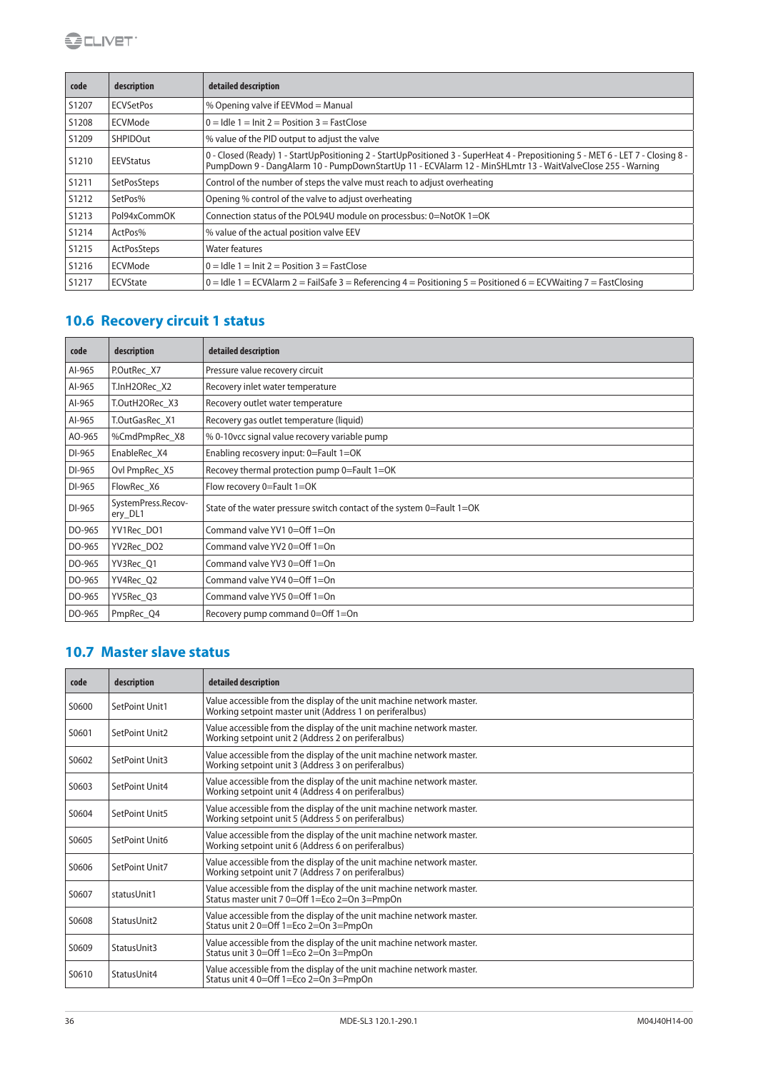| code | description | detailed description |
|---|---|---|
| S1207 | ECVSetPos | % Opening valve if EEVMod = Manual |
| S1208 | ECVMode | 0 = Idle 1 = Init 2 = Position 3 = FastClose |
| S1209 | SHPIDOut | % value of the PID output to adjust the valve |
| S1210 | EEVStatus | 0 - Closed (Ready) 1 - StartUpPositioning 2 - StartUpPositioned 3 - SuperHeat 4 - Prepositioning 5 - MET 6 - LET 7 - Closing 8 - PumpDown 9 - DangAlarm 10 - PumpDownStartUp 11 - ECVAlarm 12 - MinSHLmtr 13 - WaitValveClose 255 - Warning |
| S1211 | SetPosSteps | Control of the number of steps the valve must reach to adjust overheating |
| S1212 | SetPos% | Opening % control of the valve to adjust overheating |
| S1213 | Pol94xCommOK | Connection status of the POL94U module on processbus: 0=NotOK 1=OK |
| S1214 | ActPos% | % value of the actual position valve EEV |
| S1215 | ActPosSteps | Water features |
| S1216 | ECVMode | 0 = Idle 1 = Init 2 = Position 3 = FastClose |
| S1217 | ECVState | 0 = Idle 1 = ECVAlarm 2 = FailSafe 3 = Referencing 4 = Positioning 5 = Positioned 6 = ECVWaiting 7 = FastClosing |

## 10.6 Recovery circuit 1 status

| code | description | detailed description |
|---|---|---|
| AI-965 | P.OutRec_X7 | Pressure value recovery circuit |
| AI-965 | T.InH2ORec_X2 | Recovery inlet water temperature |
| AI-965 | T.OutH2ORec_X3 | Recovery outlet water temperature |
| AI-965 | T.OutGasRec_X1 | Recovery gas outlet temperature (liquid) |
| AO-965 | %CmdPmpRec_X8 | % 0-10vcc signal value recovery variable pump |
| DI-965 | EnableRec_X4 | Enabling recosvery input: 0=Fault 1=OK |
| DI-965 | Ovl PmpRec_X5 | Recovey thermal protection pump 0=Fault 1=OK |
| DI-965 | FlowRec_X6 | Flow recovery 0=Fault 1=OK |
| DI-965 | SystemPress.Recovery_DL1 | State of the water pressure switch contact of the system 0=Fault 1=OK |
| DO-965 | YV1Rec_DO1 | Command valve YV1 0=Off 1=On |
| DO-965 | YV2Rec_DO2 | Command valve YV2 0=Off 1=On |
| DO-965 | YV3Rec_Q1 | Command valve YV3 0=Off 1=On |
| DO-965 | YV4Rec_Q2 | Command valve YV4 0=Off 1=On |
| DO-965 | YV5Rec_Q3 | Command valve YV5 0=Off 1=On |
| DO-965 | PmpRec_Q4 | Recovery pump command 0=Off 1=On |

## 10.7 Master slave status

| code | description | detailed description |
|---|---|---|
| S0600 | SetPoint Unit1 | Value accessible from the display of the unit machine network master. Working setpoint master unit (Address 1 on periferalbus) |
| S0601 | SetPoint Unit2 | Value accessible from the display of the unit machine network master. Working setpoint unit 2 (Address 2 on periferalbus) |
| S0602 | SetPoint Unit3 | Value accessible from the display of the unit machine network master. Working setpoint unit 3 (Address 3 on periferalbus) |
| S0603 | SetPoint Unit4 | Value accessible from the display of the unit machine network master. Working setpoint unit 4 (Address 4 on periferalbus) |
| S0604 | SetPoint Unit5 | Value accessible from the display of the unit machine network master. Working setpoint unit 5 (Address 5 on periferalbus) |
| S0605 | SetPoint Unit6 | Value accessible from the display of the unit machine network master. Working setpoint unit 6 (Address 6 on periferalbus) |
| S0606 | SetPoint Unit7 | Value accessible from the display of the unit machine network master. Working setpoint unit 7 (Address 7 on periferalbus) |
| S0607 | statusUnit1 | Value accessible from the display of the unit machine network master. Status master unit 7 0=Off 1=Eco 2=On 3=PmpOn |
| S0608 | StatusUnit2 | Value accessible from the display of the unit machine network master. Status unit 2 0=Off 1=Eco 2=On 3=PmpOn |
| S0609 | StatusUnit3 | Value accessible from the display of the unit machine network master. Status unit 3 0=Off 1=Eco 2=On 3=PmpOn |
| S0610 | StatusUnit4 | Value accessible from the display of the unit machine network master. Status unit 4 0=Off 1=Eco 2=On 3=PmpOn |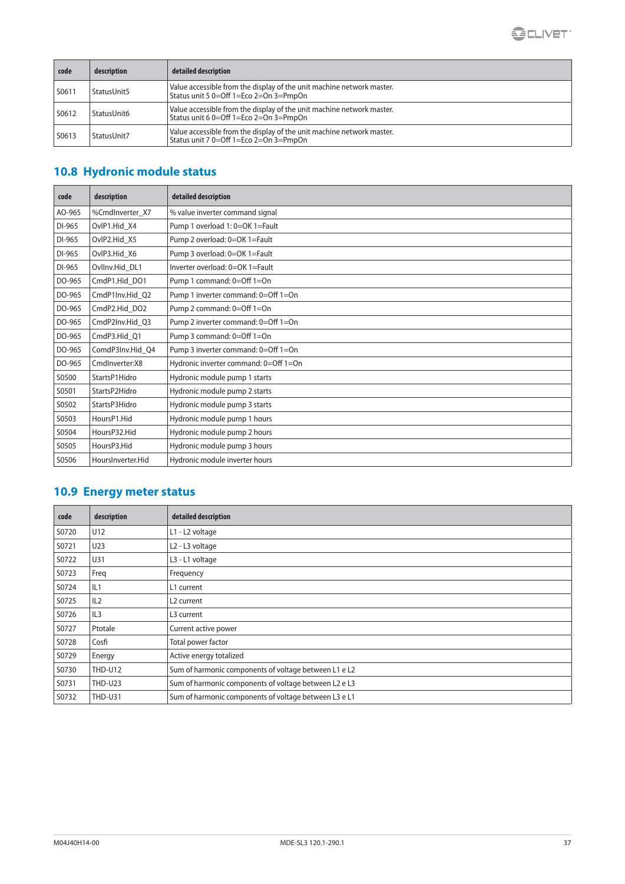| code | description | detailed description |
|---|---|---|
| S0611 | StatusUnit5 | Value accessible from the display of the unit machine network master. Status unit 5 0=Off 1=Eco 2=On 3=PmpOn |
| S0612 | StatusUnit6 | Value accessible from the display of the unit machine network master. Status unit 6 0=Off 1=Eco 2=On 3=PmpOn |
| S0613 | StatusUnit7 | Value accessible from the display of the unit machine network master. Status unit 7 0=Off 1=Eco 2=On 3=PmpOn |

## 10.8 Hydronic module status

| code | description | detailed description |
|---|---|---|
| AO-965 | %CmdInverter_X7 | % value inverter command signal |
| DI-965 | OvlP1.Hid_X4 | Pump 1 overload 1: 0=OK 1=Fault |
| DI-965 | OvlP2.Hid_X5 | Pump 2 overload: 0=OK 1=Fault |
| DI-965 | OvlP3.Hid_X6 | Pump 3 overload: 0=OK 1=Fault |
| DI-965 | OvlInv.Hid_DL1 | Inverter overload: 0=OK 1=Fault |
| DO-965 | CmdP1.Hid_DO1 | Pump 1 command: 0=Off 1=On |
| DO-965 | CmdP1Inv.Hid_Q2 | Pump 1 inverter command: 0=Off 1=On |
| DO-965 | CmdP2.Hid_DO2 | Pump 2 command: 0=Off 1=On |
| DO-965 | CmdP2Inv.Hid_Q3 | Pump 2 inverter command: 0=Off 1=On |
| DO-965 | CmdP3.Hid_Q1 | Pump 3 command: 0=Off 1=On |
| DO-965 | ComdP3Inv.Hid_Q4 | Pump 3 inverter command: 0=Off 1=On |
| DO-965 | CmdInverter:X8 | Hydronic inverter command: 0=Off 1=On |
| S0500 | StartsP1Hidro | Hydronic module pump 1 starts |
| S0501 | StartsP2Hidro | Hydronic module pump 2 starts |
| S0502 | StartsP3Hidro | Hydronic module pump 3 starts |
| S0503 | HoursP1.Hid | Hydronic module pump 1 hours |
| S0504 | HoursP32.Hid | Hydronic module pump 2 hours |
| S0505 | HoursP3.Hid | Hydronic module pump 3 hours |
| S0506 | HoursInverter.Hid | Hydronic module inverter hours |

## 10.9 Energy meter status

| code | description | detailed description |
|---|---|---|
| S0720 | U12 | L1 - L2 voltage |
| S0721 | U23 | L2 - L3 voltage |
| S0722 | U31 | L3 - L1 voltage |
| S0723 | Freq | Frequency |
| S0724 | IL1 | L1 current |
| S0725 | IL2 | L2 current |
| S0726 | IL3 | L3 current |
| S0727 | Ptotale | Current active power |
| S0728 | Cosfi | Total power factor |
| S0729 | Energy | Active energy totalized |
| S0730 | THD-U12 | Sum of harmonic components of voltage between L1 e L2 |
| S0731 | THD-U23 | Sum of harmonic components of voltage between L2 e L3 |
| S0732 | THD-U31 | Sum of harmonic components of voltage between L3 e L1 |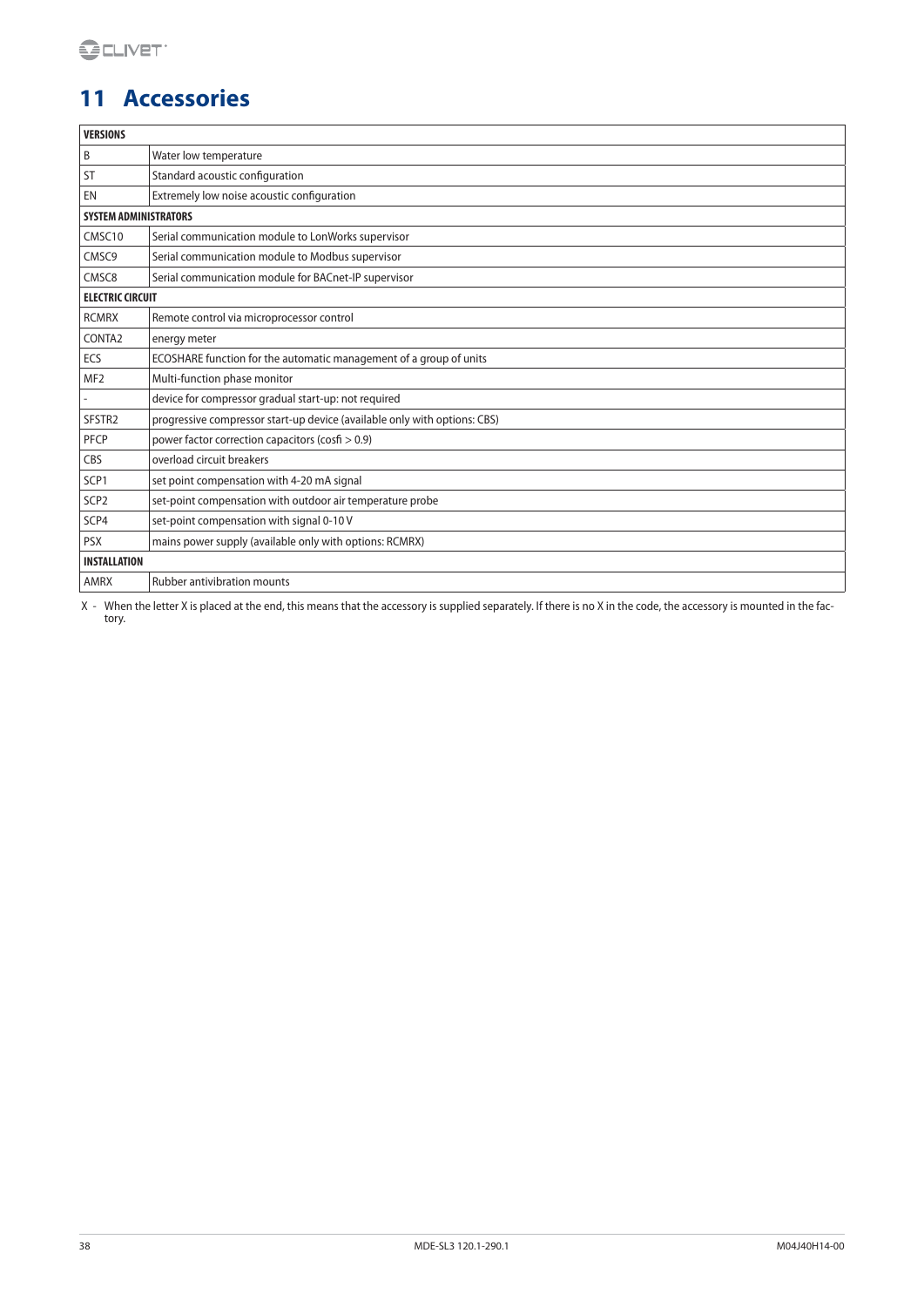# 11 Accessories

| **VERSIONS** | |
|---|---|
| B | Water low temperature |
| ST | Standard acoustic configuration |
| EN | Extremely low noise acoustic configuration |
| **SYSTEM ADMINISTRATORS** | |
| CMSC10 | Serial communication module to LonWorks supervisor |
| CMSC9 | Serial communication module to Modbus supervisor |
| CMSC8 | Serial communication module for BACnet-IP supervisor |
| **ELECTRIC CIRCUIT** | |
| RCMRX | Remote control via microprocessor control |
| CONTA2 | energy meter |
| ECS | ECOSHARE function for the automatic management of a group of units |
| MF2 | Multi-function phase monitor |
| - | device for compressor gradual start-up: not required |
| SFSTR2 | progressive compressor start-up device (available only with options: CBS) |
| PFCP | power factor correction capacitors (cosfi > 0.9) |
| CBS | overload circuit breakers |
| SCP1 | set point compensation with 4-20 mA signal |
| SCP2 | set-point compensation with outdoor air temperature probe |
| SCP4 | set-point compensation with signal 0-10 V |
| PSX | mains power supply (available only with options: RCMRX) |
| **INSTALLATION** | |
| AMRX | Rubber antivibration mounts |

X - When the letter X is placed at the end, this means that the accessory is supplied separately. If there is no X in the code, the accessory is mounted in the factory.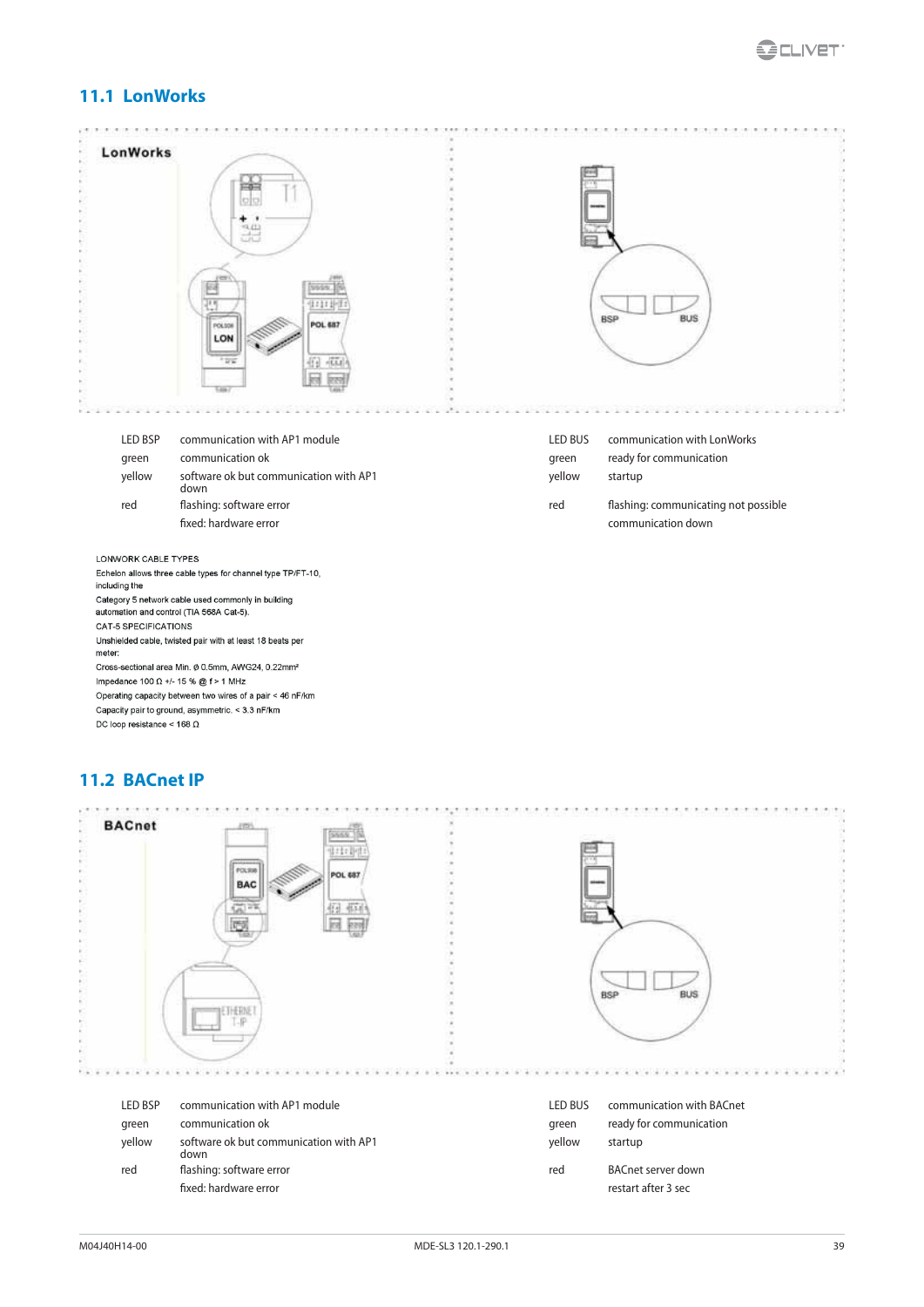## 11.1 LonWorks

| LED BSP | communication with AP1 module |
|---|---|
| green | communication ok |
| yellow | software ok but communication with AP1 down |
| red | flashing: software error |
| | fixed: hardware error |

| LED BUS | communication with LonWorks |
|---|---|
| green | ready for communication |
| yellow | startup |
| red | flashing: communicating not possible |
| | communication down |

LONWORK CABLE TYPES

Echelon allows three cable types for channel type TP/FT-10, including the

Category 5 network cable used commonly in building automation and control (TIA 568A Cat-5).

CAT-5 SPECIFICATIONS

Unshielded cable, twisted pair with at least 18 beats per meter:

Cross-sectional area Min. ø 0.5mm, AWG24, 0.22mm²

Impedance 100 Ω +/- 15 % @ f > 1 MHz

Operating capacity between two wires of a pair < 46 nF/km

Capacity pair to ground, asymmetric. < 3.3 nF/km

DC loop resistance < 168 Ω

## 11.2 BACnet IP

| LED BSP | communication with AP1 module |
|---|---|
| green | communication ok |
| yellow | software ok but communication with AP1 down |
| red | flashing: software error |
| | fixed: hardware error |

| LED BUS | communication with BACnet |
|---|---|
| green | ready for communication |
| yellow | startup |
| red | BACnet server down |
| | restart after 3 sec |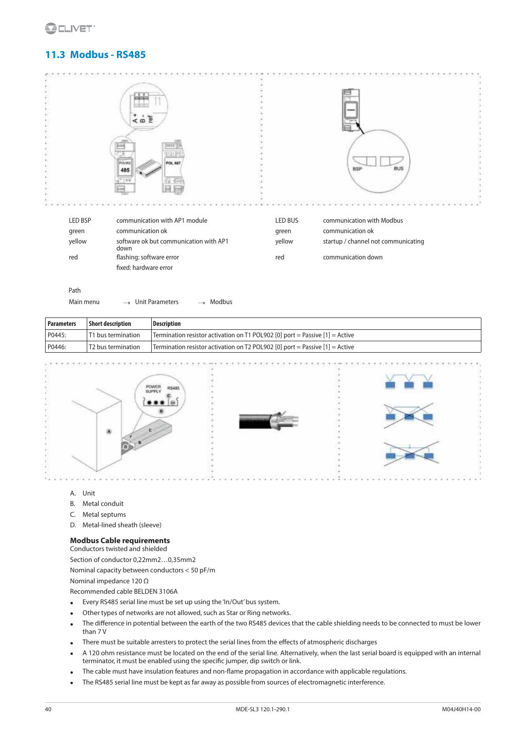## 11.3 Modbus - RS485

| LED BSP | communication with AP1 module |
|---|---|
| green | communication ok |
| yellow | software ok but communication with AP1 down |
| red | flashing: software error |
| | fixed: hardware error |

| LED BUS | communication with Modbus |
|---|---|
| green | communication ok |
| yellow | startup / channel not communicating |
| red | communication down |

Path

Main menu → Unit Parameters → Modbus

| Parameters | Short description | Description |
|---|---|---|
| P0445: | T1 bus termination | Termination resistor activation on T1 POL902 [0] port = Passive [1] = Active |
| P0446: | T2 bus termination | Termination resistor activation on T2 POL902 [0] port = Passive [1] = Active |

A. Unit
B. Metal conduit
C. Metal septums
D. Metal-lined sheath (sleeve)

**Modbus Cable requirements**

Conductors twisted and shielded

Section of conductor 0,22mm2…0,35mm2

Nominal capacity between conductors < 50 pF/m

Nominal impedance 120 Ω

Recommended cable BELDEN 3106A

- Every RS485 serial line must be set up using the 'In/Out' bus system.
- Other types of networks are not allowed, such as Star or Ring networks.
- The difference in potential between the earth of the two RS485 devices that the cable shielding needs to be connected to must be lower than 7 V
- There must be suitable arresters to protect the serial lines from the effects of atmospheric discharges
- A 120 ohm resistance must be located on the end of the serial line. Alternatively, when the last serial board is equipped with an internal terminator, it must be enabled using the specific jumper, dip switch or link.
- The cable must have insulation features and non-flame propagation in accordance with applicable regulations.
- The RS485 serial line must be kept as far away as possible from sources of electromagnetic interference.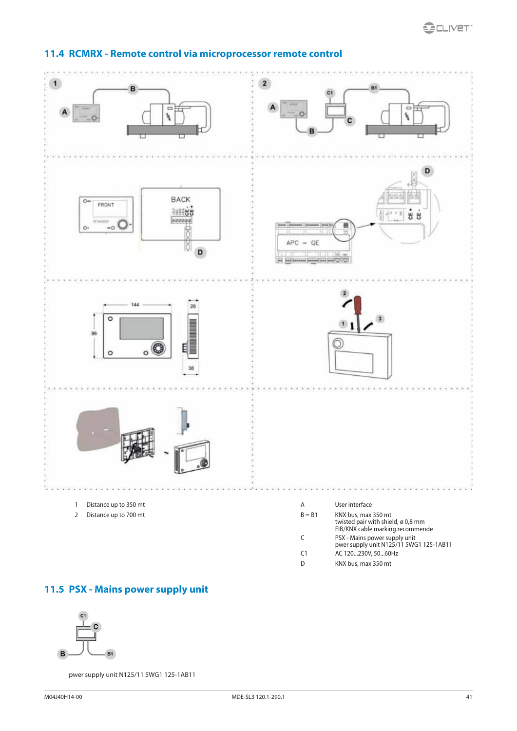## 11.4 RCMRX - Remote control via microprocessor remote control

| | |
|---|---|
| 1 | Distance up to 350 mt |
| 2 | Distance up to 700 mt |

| | |
|---|---|
| A | User interface |
| B = B1 | KNX bus, max 350 mt<br>twisted pair with shield, ø 0,8 mm<br>EIB/KNX cable marking recommende |
| C | PSX - Mains power supply unit<br>pwer supply unit N125/11 5WG1 125-1AB11 |
| C1 | AC 120...230V, 50...60Hz |
| D | KNX bus, max 350 mt |

## 11.5 PSX - Mains power supply unit

pwer supply unit N125/11 5WG1 125-1AB11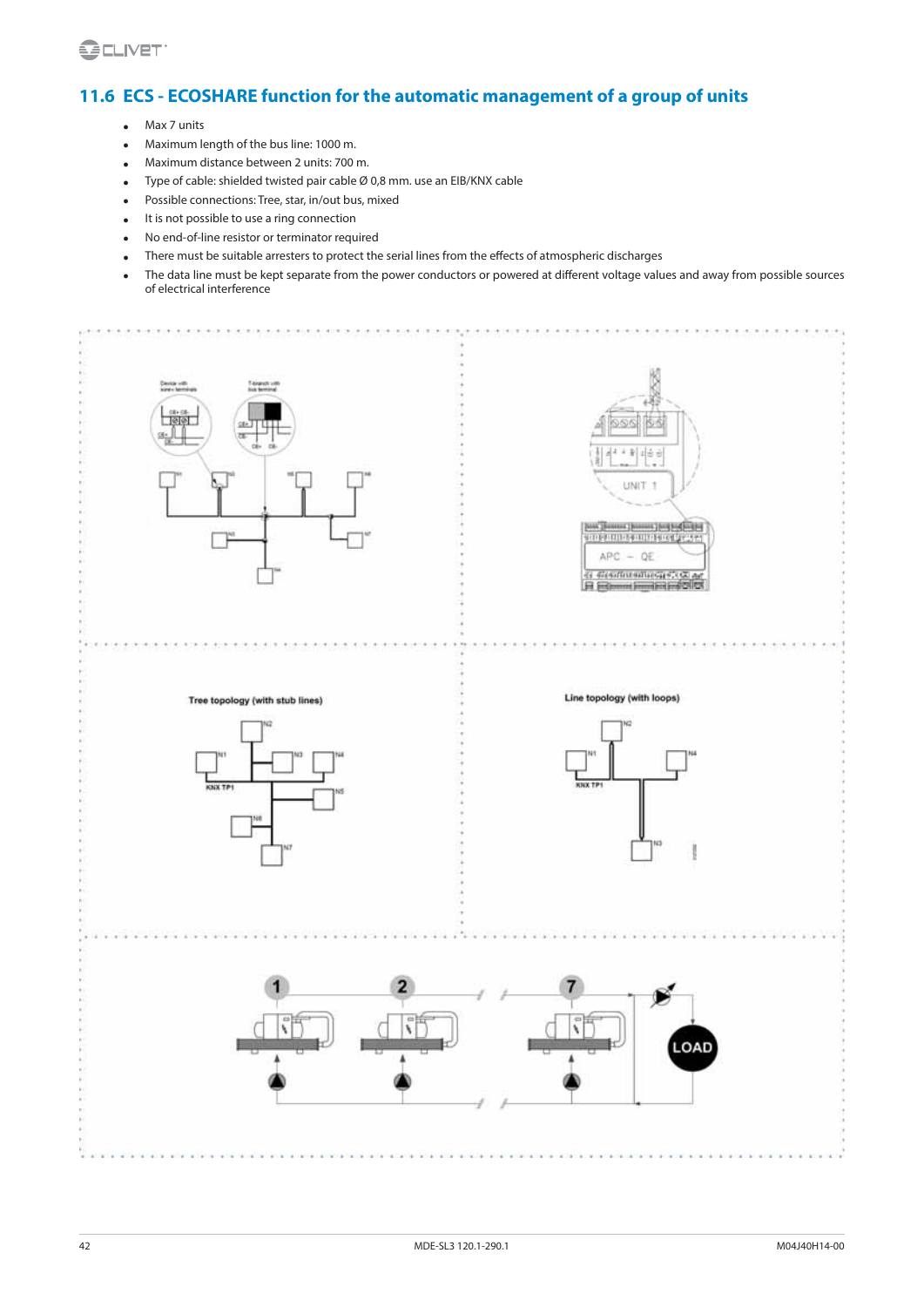## 11.6 ECS - ECOSHARE function for the automatic management of a group of units

- Max 7 units
- Maximum length of the bus line: 1000 m.
- Maximum distance between 2 units: 700 m.
- Type of cable: shielded twisted pair cable Ø 0,8 mm. use an EIB/KNX cable
- Possible connections: Tree, star, in/out bus, mixed
- It is not possible to use a ring connection
- No end-of-line resistor or terminator required
- There must be suitable arresters to protect the serial lines from the effects of atmospheric discharges
- The data line must be kept separate from the power conductors or powered at different voltage values and away from possible sources of electrical interference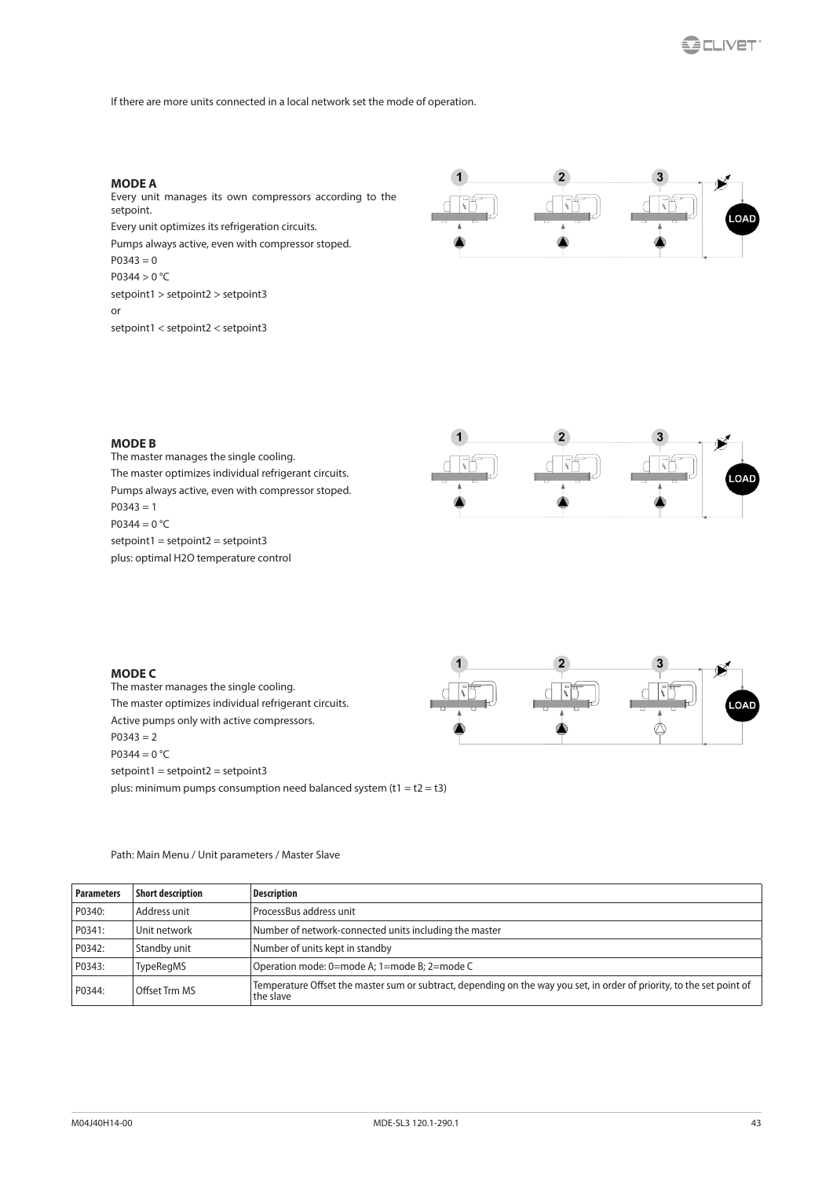If there are more units connected in a local network set the mode of operation.

**MODE A**

Every unit manages its own compressors according to the setpoint.

Every unit optimizes its refrigeration circuits.

Pumps always active, even with compressor stoped.

P0343 = 0

P0344 > 0 °C

setpoint1 > setpoint2 > setpoint3

or

setpoint1 < setpoint2 < setpoint3

**MODE B**

The master manages the single cooling.

The master optimizes individual refrigerant circuits.

Pumps always active, even with compressor stoped.

P0343 = 1

P0344 = 0 °C

setpoint1 = setpoint2 = setpoint3

plus: optimal H2O temperature control

**MODE C**

The master manages the single cooling.

The master optimizes individual refrigerant circuits.

Active pumps only with active compressors.

P0343 = 2

P0344 = 0 °C

setpoint1 = setpoint2 = setpoint3

plus: minimum pumps consumption need balanced system (t1 = t2 = t3)

Path: Main Menu / Unit parameters / Master Slave

| Parameters | Short description | Description |
|---|---|---|
| P0340: | Address unit | ProcessBus address unit |
| P0341: | Unit network | Number of network-connected units including the master |
| P0342: | Standby unit | Number of units kept in standby |
| P0343: | TypeRegMS | Operation mode: 0=mode A; 1=mode B; 2=mode C |
| P0344: | Offset Trm MS | Temperature Offset the master sum or subtract, depending on the way you set, in order of priority, to the set point of the slave |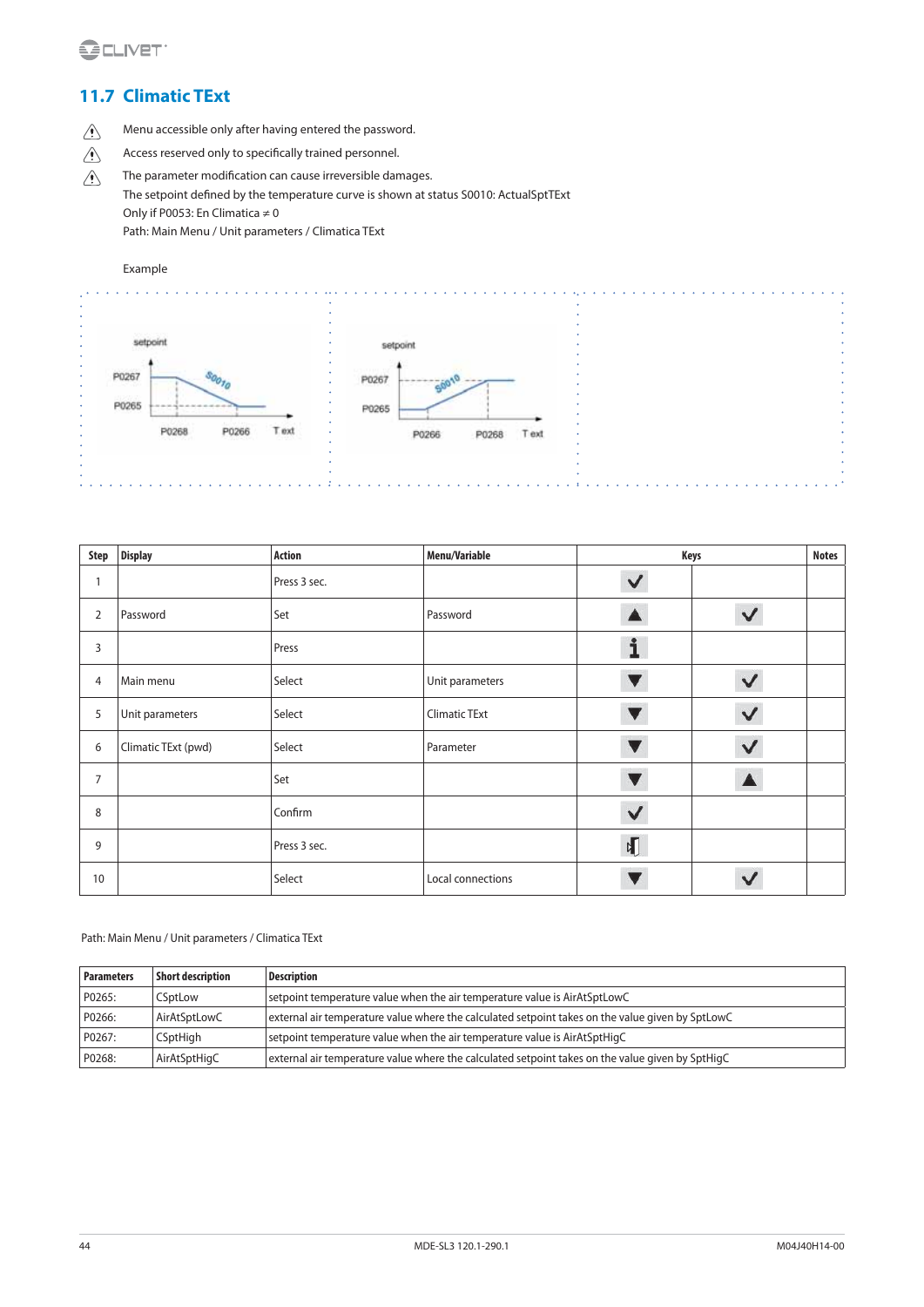## 11.7 Climatic TExt

⚠ Menu accessible only after having entered the password.

⚠ Access reserved only to specifically trained personnel.

⚠ The parameter modification can cause irreversible damages.

The setpoint defined by the temperature curve is shown at status S0010: ActualSptTExt

Only if P0053: En Climatica ≠ 0

Path: Main Menu / Unit parameters / Climatica TExt

Example

| Step | Display | Action | Menu/Variable | Keys | | Notes |
|---|---|---|---|---|---|---|
| 1 | | Press 3 sec. | | ✓ | | |
| 2 | Password | Set | Password | ▲ | ✓ | |
| 3 | | Press | | i | | |
| 4 | Main menu | Select | Unit parameters | ▼ | ✓ | |
| 5 | Unit parameters | Select | Climatic TExt | ▼ | ✓ | |
| 6 | Climatic TExt (pwd) | Select | Parameter | ▼ | ✓ | |
| 7 | | Set | | ▼ | ▲ | |
| 8 | | Confirm | | ✓ | | |
| 9 | | Press 3 sec. | | ⏏ | | |
| 10 | | Select | Local connections | ▼ | ✓ | |

Path: Main Menu / Unit parameters / Climatica TExt

| Parameters | Short description | Description |
|---|---|---|
| P0265: | CSptLow | setpoint temperature value when the air temperature value is AirAtSptLowC |
| P0266: | AirAtSptLowC | external air temperature value where the calculated setpoint takes on the value given by SptLowC |
| P0267: | CSptHigh | setpoint temperature value when the air temperature value is AirAtSptHigC |
| P0268: | AirAtSptHigC | external air temperature value where the calculated setpoint takes on the value given by SptHigC |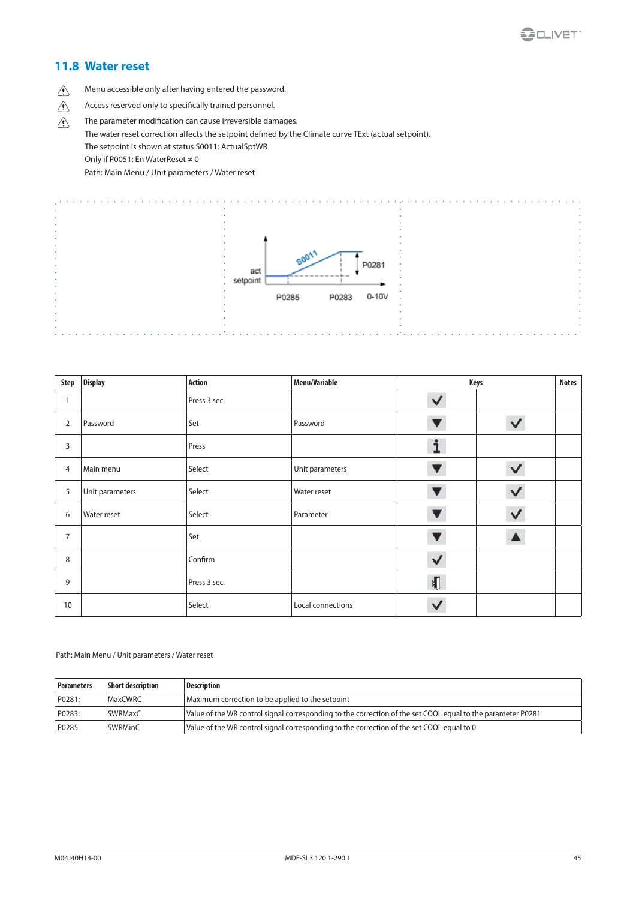## 11.8 Water reset

⚠ Menu accessible only after having entered the password.

⚠ Access reserved only to specifically trained personnel.

⚠ The parameter modification can cause irreversible damages.

The water reset correction affects the setpoint defined by the Climate curve TExt (actual setpoint).

The setpoint is shown at status S0011: ActualSptWR

Only if P0051: En WaterReset ≠ 0

Path: Main Menu / Unit parameters / Water reset

act setpoint S0011 P0281 P0285 P0283 0-10V

| Step | Display | Action | Menu/Variable | Keys | | Notes |
|---|---|---|---|---|---|---|
| 1 | | Press 3 sec. | | ✓ | | |
| 2 | Password | Set | Password | ▼ | ✓ | |
| 3 | | Press | | i | | |
| 4 | Main menu | Select | Unit parameters | ▼ | ✓ | |
| 5 | Unit parameters | Select | Water reset | ▼ | ✓ | |
| 6 | Water reset | Select | Parameter | ▼ | ✓ | |
| 7 | | Set | | ▼ | ▲ | |
| 8 | | Confirm | | ✓ | | |
| 9 | | Press 3 sec. | | (exit) | | |
| 10 | | Select | Local connections | ✓ | | |

Path: Main Menu / Unit parameters / Water reset

| Parameters | Short description | Description |
|---|---|---|
| P0281: | MaxCWRC | Maximum correction to be applied to the setpoint |
| P0283: | SWRMaxC | Value of the WR control signal corresponding to the correction of the set COOL equal to the parameter P0281 |
| P0285 | SWRMinC | Value of the WR control signal corresponding to the correction of the set COOL equal to 0 |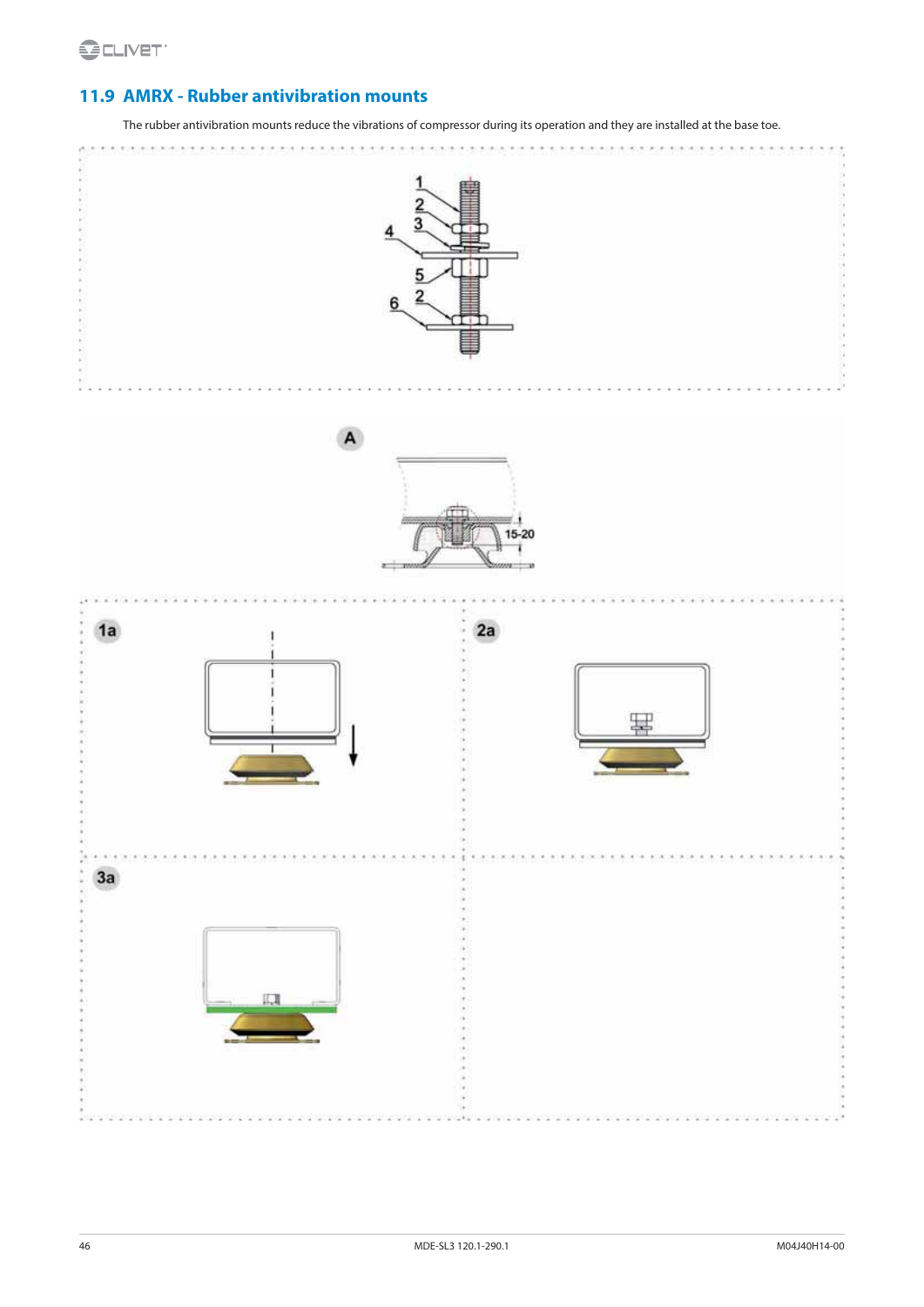## 11.9 AMRX - Rubber antivibration mounts

The rubber antivibration mounts reduce the vibrations of compressor during its operation and they are installed at the base toe.

1
2
3
4
5
6
2

A

15-20

1a

2a

3a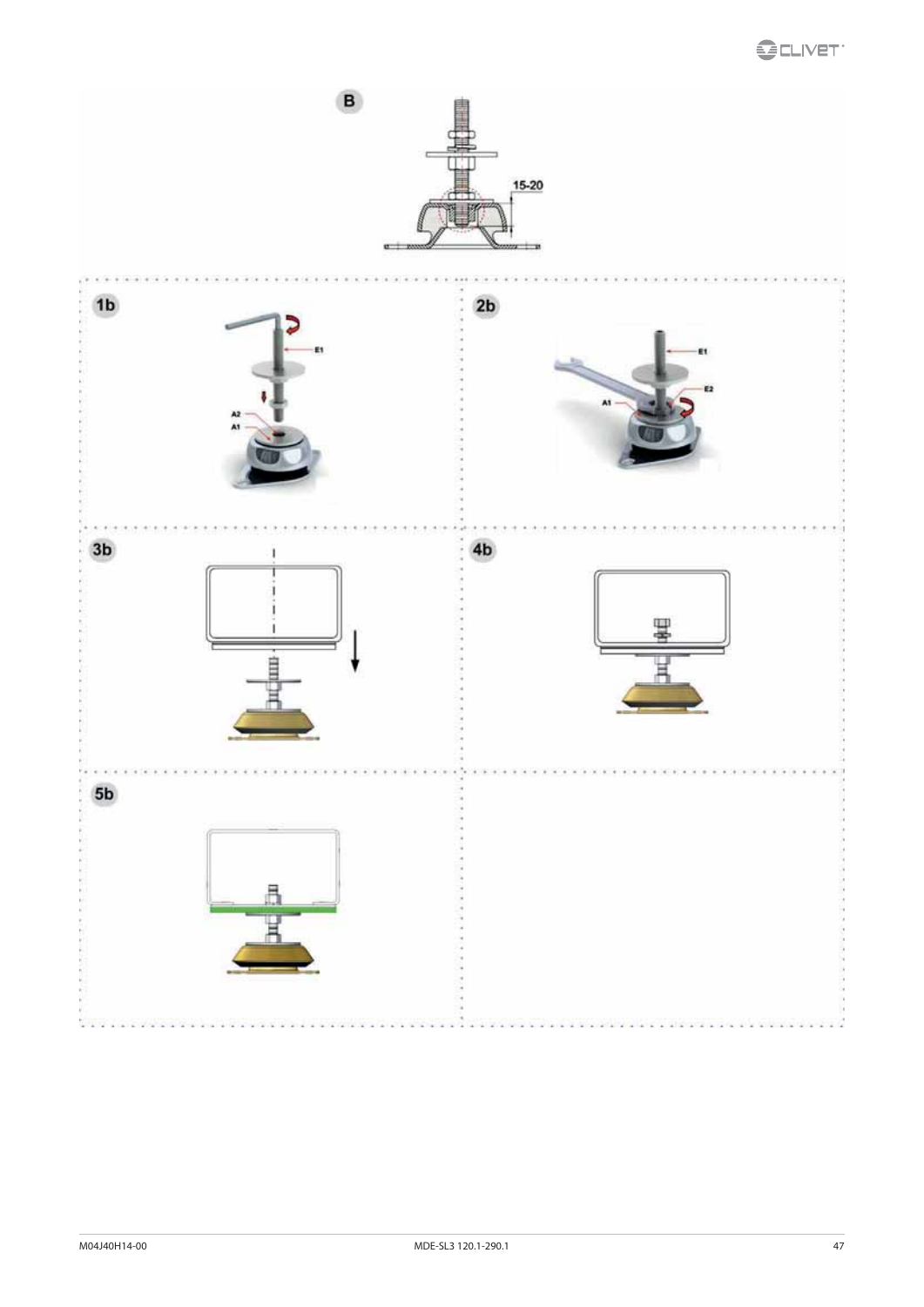B

15-20

1b

E1

A2

A1

2b

E1

E2

A1

3b

4b

5b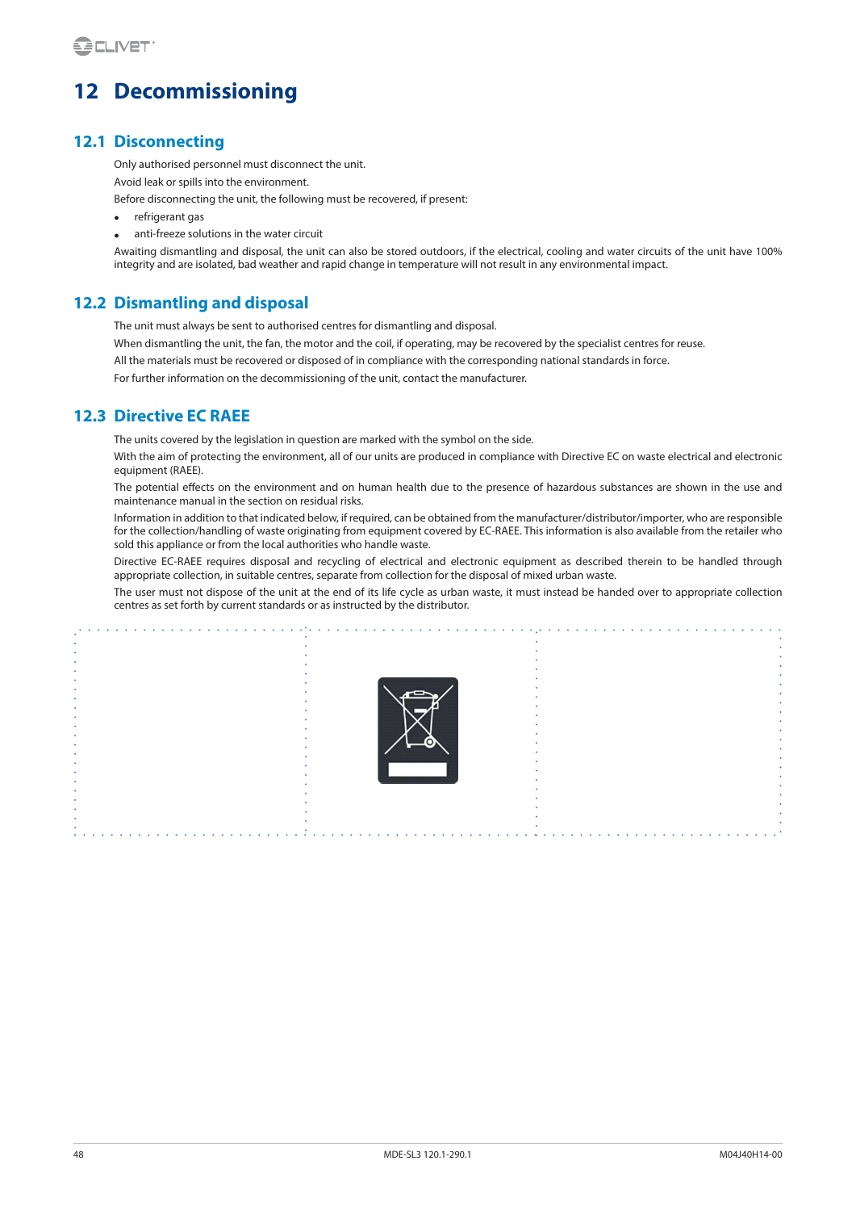# 12 Decommissioning

## 12.1 Disconnecting

Only authorised personnel must disconnect the unit.

Avoid leak or spills into the environment.

Before disconnecting the unit, the following must be recovered, if present:

- refrigerant gas
- anti-freeze solutions in the water circuit

Awaiting dismantling and disposal, the unit can also be stored outdoors, if the electrical, cooling and water circuits of the unit have 100% integrity and are isolated, bad weather and rapid change in temperature will not result in any environmental impact.

## 12.2 Dismantling and disposal

The unit must always be sent to authorised centres for dismantling and disposal.

When dismantling the unit, the fan, the motor and the coil, if operating, may be recovered by the specialist centres for reuse.

All the materials must be recovered or disposed of in compliance with the corresponding national standards in force.

For further information on the decommissioning of the unit, contact the manufacturer.

## 12.3 Directive EC RAEE

The units covered by the legislation in question are marked with the symbol on the side.

With the aim of protecting the environment, all of our units are produced in compliance with Directive EC on waste electrical and electronic equipment (RAEE).

The potential effects on the environment and on human health due to the presence of hazardous substances are shown in the use and maintenance manual in the section on residual risks.

Information in addition to that indicated below, if required, can be obtained from the manufacturer/distributor/importer, who are responsible for the collection/handling of waste originating from equipment covered by EC-RAEE. This information is also available from the retailer who sold this appliance or from the local authorities who handle waste.

Directive EC-RAEE requires disposal and recycling of electrical and electronic equipment as described therein to be handled through appropriate collection, in suitable centres, separate from collection for the disposal of mixed urban waste.

The user must not dispose of the unit at the end of its life cycle as urban waste, it must instead be handed over to appropriate collection centres as set forth by current standards or as instructed by the distributor.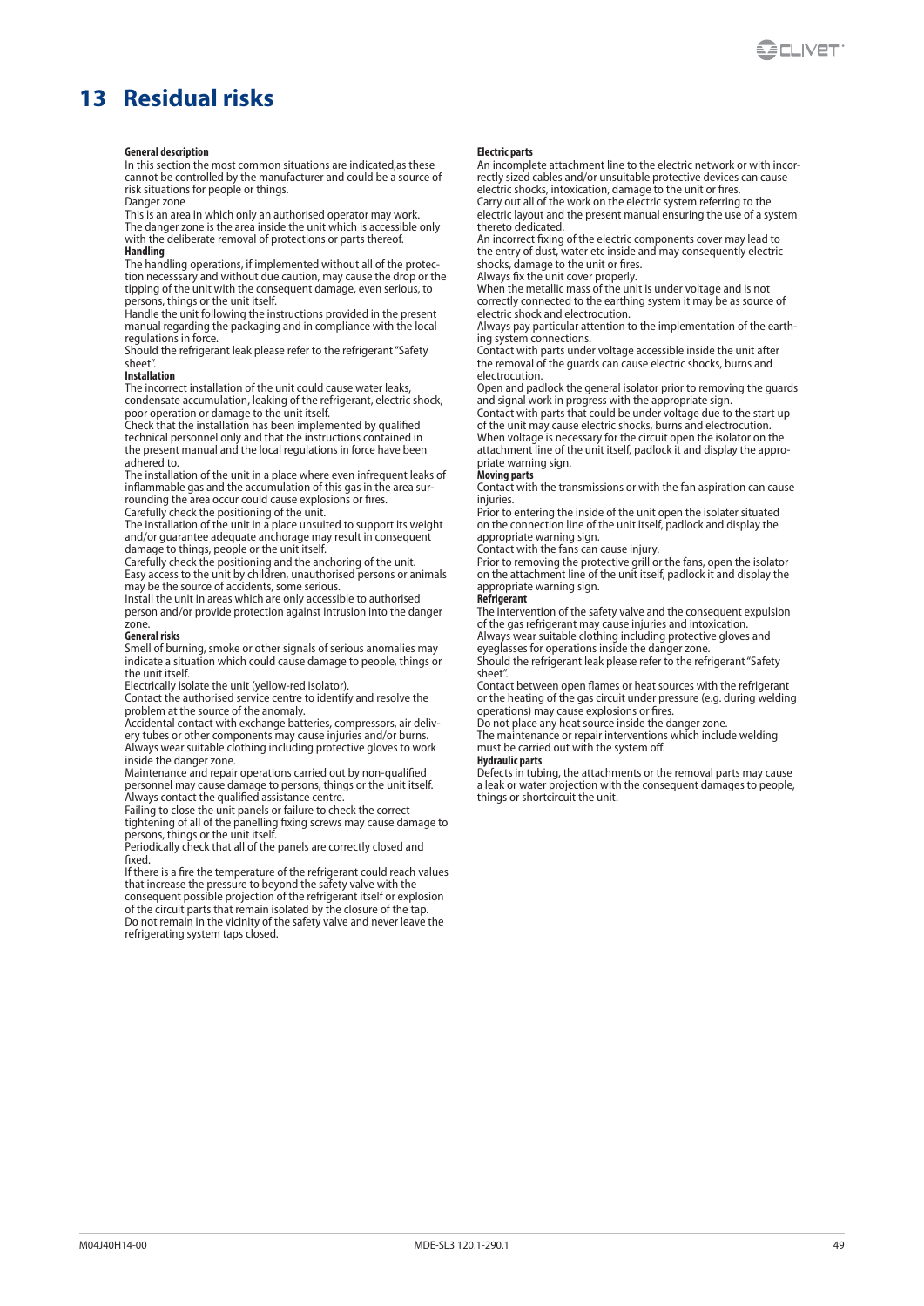# 13 Residual risks

**General description**

In this section the most common situations are indicated,as these cannot be controlled by the manufacturer and could be a source of risk situations for people or things.

Danger zone

This is an area in which only an authorised operator may work. The danger zone is the area inside the unit which is accessible only with the deliberate removal of protections or parts thereof.

**Handling**

The handling operations, if implemented without all of the protection necesssary and without due caution, may cause the drop or the tipping of the unit with the consequent damage, even serious, to persons, things or the unit itself.

Handle the unit following the instructions provided in the present manual regarding the packaging and in compliance with the local regulations in force.

Should the refrigerant leak please refer to the refrigerant "Safety sheet".

**Installation**

The incorrect installation of the unit could cause water leaks, condensate accumulation, leaking of the refrigerant, electric shock, poor operation or damage to the unit itself.

Check that the installation has been implemented by qualified technical personnel only and that the instructions contained in the present manual and the local regulations in force have been adhered to.

The installation of the unit in a place where even infrequent leaks of inflammable gas and the accumulation of this gas in the area surrounding the area occur could cause explosions or fires.

Carefully check the positioning of the unit.

The installation of the unit in a place unsuited to support its weight and/or guarantee adequate anchorage may result in consequent damage to things, people or the unit itself.

Carefully check the positioning and the anchoring of the unit.

Easy access to the unit by children, unauthorised persons or animals may be the source of accidents, some serious.

Install the unit in areas which are only accessible to authorised person and/or provide protection against intrusion into the danger zone.

**General risks**

Smell of burning, smoke or other signals of serious anomalies may indicate a situation which could cause damage to people, things or the unit itself.

Electrically isolate the unit (yellow-red isolator).

Contact the authorised service centre to identify and resolve the problem at the source of the anomaly.

Accidental contact with exchange batteries, compressors, air delivery tubes or other components may cause injuries and/or burns.

Always wear suitable clothing including protective gloves to work inside the danger zone.

Maintenance and repair operations carried out by non-qualified personnel may cause damage to persons, things or the unit itself.

Always contact the qualified assistance centre.

Failing to close the unit panels or failure to check the correct tightening of all of the panelling fixing screws may cause damage to persons, things or the unit itself.

Periodically check that all of the panels are correctly closed and fixed.

If there is a fire the temperature of the refrigerant could reach values that increase the pressure to beyond the safety valve with the consequent possible projection of the refrigerant itself or explosion of the circuit parts that remain isolated by the closure of the tap.

Do not remain in the vicinity of the safety valve and never leave the refrigerating system taps closed.

**Electric parts**

An incomplete attachment line to the electric network or with incorrectly sized cables and/or unsuitable protective devices can cause electric shocks, intoxication, damage to the unit or fires.

Carry out all of the work on the electric system referring to the electric layout and the present manual ensuring the use of a system thereto dedicated.

An incorrect fixing of the electric components cover may lead to the entry of dust, water etc inside and may consequently electric shocks, damage to the unit or fires.

Always fix the unit cover properly.

When the metallic mass of the unit is under voltage and is not correctly connected to the earthing system it may be as source of electric shock and electrocution.

Always pay particular attention to the implementation of the earthing system connections.

Contact with parts under voltage accessible inside the unit after the removal of the guards can cause electric shocks, burns and electrocution.

Open and padlock the general isolator prior to removing the guards and signal work in progress with the appropriate sign.

Contact with parts that could be under voltage due to the start up of the unit may cause electric shocks, burns and electrocution.

When voltage is necessary for the circuit open the isolator on the attachment line of the unit itself, padlock it and display the appropriate warning sign.

**Moving parts**

Contact with the transmissions or with the fan aspiration can cause injuries.

Prior to entering the inside of the unit open the isolater situated on the connection line of the unit itself, padlock and display the appropriate warning sign.

Contact with the fans can cause injury.

Prior to removing the protective grill or the fans, open the isolator on the attachment line of the unit itself, padlock it and display the appropriate warning sign.

**Refrigerant**

The intervention of the safety valve and the consequent expulsion of the gas refrigerant may cause injuries and intoxication.

Always wear suitable clothing including protective gloves and eyeglasses for operations inside the danger zone.

Should the refrigerant leak please refer to the refrigerant "Safety sheet".

Contact between open flames or heat sources with the refrigerant or the heating of the gas circuit under pressure (e.g. during welding operations) may cause explosions or fires.

Do not place any heat source inside the danger zone.

The maintenance or repair interventions which include welding must be carried out with the system off.

**Hydraulic parts**

Defects in tubing, the attachments or the removal parts may cause a leak or water projection with the consequent damages to people, things or shortcircuit the unit.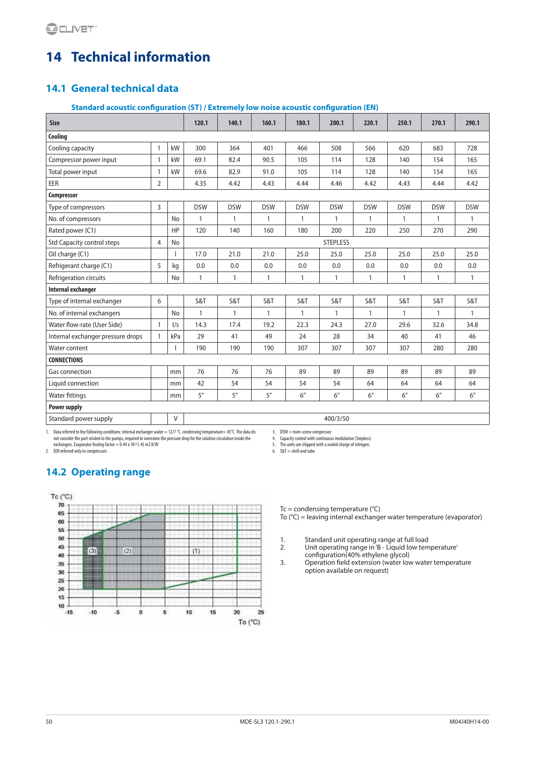# 14 Technical information

## 14.1 General technical data

### Standard acoustic configuration (ST) / Extremely low noise acoustic configuration (EN)

| Size | | | 120.1 | 140.1 | 160.1 | 180.1 | 200.1 | 220.1 | 250.1 | 270.1 | 290.1 |
|---|---|---|---|---|---|---|---|---|---|---|---|
| **Cooling** | | | | | | | | | | | |
| Cooling capacity | 1 | kW | 300 | 364 | 401 | 466 | 508 | 566 | 620 | 683 | 728 |
| Compressor power input | 1 | kW | 69.1 | 82.4 | 90.5 | 105 | 114 | 128 | 140 | 154 | 165 |
| Total power input | 1 | kW | 69.6 | 82.9 | 91.0 | 105 | 114 | 128 | 140 | 154 | 165 |
| EER | 2 | | 4.35 | 4.42 | 4.43 | 4.44 | 4.46 | 4.42 | 4.43 | 4.44 | 4.42 |
| **Compressor** | | | | | | | | | | | |
| Type of compressors | 3 | | DSW | DSW | DSW | DSW | DSW | DSW | DSW | DSW | DSW |
| No. of compressors | | No | 1 | 1 | 1 | 1 | 1 | 1 | 1 | 1 | 1 |
| Rated power (C1) | | HP | 120 | 140 | 160 | 180 | 200 | 220 | 250 | 270 | 290 |
| Std Capacity control steps | 4 | No | STEPLESS | | | | | | | | |
| Oil charge (C1) | | l | 17.0 | 21.0 | 21.0 | 25.0 | 25.0 | 25.0 | 25.0 | 25.0 | 25.0 |
| Refrigerant charge (C1) | 5 | kg | 0.0 | 0.0 | 0.0 | 0.0 | 0.0 | 0.0 | 0.0 | 0.0 | 0.0 |
| Refrigeration circuits | | No | 1 | 1 | 1 | 1 | 1 | 1 | 1 | 1 | 1 |
| **Internal exchanger** | | | | | | | | | | | |
| Type of internal exchanger | 6 | | S&T | S&T | S&T | S&T | S&T | S&T | S&T | S&T | S&T |
| No. of internal exchangers | | No | 1 | 1 | 1 | 1 | 1 | 1 | 1 | 1 | 1 |
| Water flow-rate (User Side) | 1 | l/s | 14.3 | 17.4 | 19.2 | 22.3 | 24.3 | 27.0 | 29.6 | 32.6 | 34.8 |
| Internal exchanger pressure drops | 1 | kPa | 29 | 41 | 49 | 24 | 28 | 34 | 40 | 41 | 46 |
| Water content | | l | 190 | 190 | 190 | 307 | 307 | 307 | 307 | 280 | 280 |
| **CONNECTIONS** | | | | | | | | | | | |
| Gas connection | | mm | 76 | 76 | 76 | 89 | 89 | 89 | 89 | 89 | 89 |
| Liquid connection | | mm | 42 | 54 | 54 | 54 | 54 | 64 | 64 | 64 | 64 |
| Water fittings | | mm | 5" | 5" | 5" | 6" | 6" | 6" | 6" | 6" | 6" |
| **Power supply** | | | | | | | | | | | |
| Standard power supply | | V | 400/3/50 | | | | | | | | |

1. Data referred to the following conditions: internal exchanger water = 12/7 °C. condensing temperature= 45°C. The data do not consider the part related to the pumps, required to overcome the pressure drop for the solution circulation inside the exchangers. Evaporator fouling factor = 0.44 x 10^(-4) m2 K/W
2. EER referred only to compressors
3. DSW = twin-screw compressor
4. Capacity control with continuous modulation (Stepless)
5. The units are shipped with a sealed charge of nitrogen.
6. S&T = shell and tube

## 14.2 Operating range

Tc = condensing temperature (°C)
To (°C) = leaving internal exchanger water temperature (evaporator)

1. Standard unit operating range at full load
2. Unit operating range in 'B - Liquid low temperature' configuration(40% ethylene glycol)
3. Operation field extension (water low water temperature option available on request)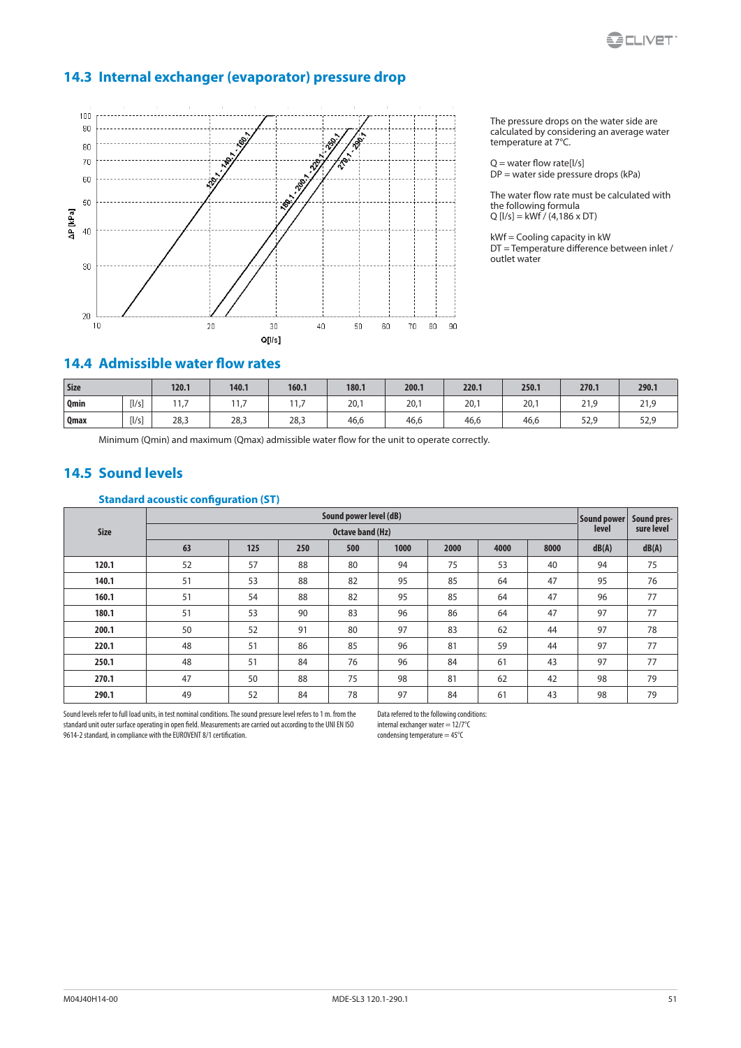## 14.3 Internal exchanger (evaporator) pressure drop

The pressure drops on the water side are calculated by considering an average water temperature at 7°C.

Q = water flow rate[l/s]
DP = water side pressure drops (kPa)

The water flow rate must be calculated with the following formula
Q [l/s] = kWf / (4,186 x DT)

kWf = Cooling capacity in kW
DT = Temperature difference between inlet / outlet water

## 14.4 Admissible water flow rates

| Size | | 120.1 | 140.1 | 160.1 | 180.1 | 200.1 | 220.1 | 250.1 | 270.1 | 290.1 |
|---|---|---|---|---|---|---|---|---|---|---|
| Qmin | [l/s] | 11,7 | 11,7 | 11,7 | 20,1 | 20,1 | 20,1 | 20,1 | 21,9 | 21,9 |
| Qmax | [l/s] | 28,3 | 28,3 | 28,3 | 46,6 | 46,6 | 46,6 | 46,6 | 52,9 | 52,9 |

Minimum (Qmin) and maximum (Qmax) admissible water flow for the unit to operate correctly.

## 14.5 Sound levels

### Standard acoustic configuration (ST)

| Size | Sound power level (dB) | | | | | | | | Sound power level | Sound pressure level |
|---|---|---|---|---|---|---|---|---|---|---|
| | Octave band (Hz) | | | | | | | | | |
| | 63 | 125 | 250 | 500 | 1000 | 2000 | 4000 | 8000 | dB(A) | dB(A) |
| 120.1 | 52 | 57 | 88 | 80 | 94 | 75 | 53 | 40 | 94 | 75 |
| 140.1 | 51 | 53 | 88 | 82 | 95 | 85 | 64 | 47 | 95 | 76 |
| 160.1 | 51 | 54 | 88 | 82 | 95 | 85 | 64 | 47 | 96 | 77 |
| 180.1 | 51 | 53 | 90 | 83 | 96 | 86 | 64 | 47 | 97 | 77 |
| 200.1 | 50 | 52 | 91 | 80 | 97 | 83 | 62 | 44 | 97 | 78 |
| 220.1 | 48 | 51 | 86 | 85 | 96 | 81 | 59 | 44 | 97 | 77 |
| 250.1 | 48 | 51 | 84 | 76 | 96 | 84 | 61 | 43 | 97 | 77 |
| 270.1 | 47 | 50 | 88 | 75 | 98 | 81 | 62 | 42 | 98 | 79 |
| 290.1 | 49 | 52 | 84 | 78 | 97 | 84 | 61 | 43 | 98 | 79 |

Sound levels refer to full load units, in test nominal conditions. The sound pressure level refers to 1 m. from the standard unit outer surface operating in open field. Measurements are carried out according to the UNI EN ISO 9614-2 standard, in compliance with the EUROVENT 8/1 certification.

Data referred to the following conditions:
internal exchanger water = 12/7°C
condensing temperature = 45°C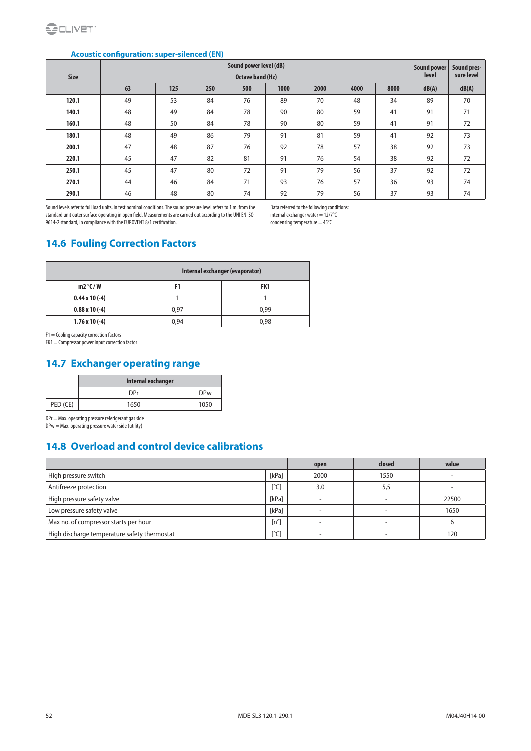**Acoustic configuration: super-silenced (EN)**

| Size | Sound power level (dB) | | | | | | | | Sound power level | Sound pressure level |
|---|---|---|---|---|---|---|---|---|---|---|
| | Octave band (Hz) | | | | | | | | | |
| | 63 | 125 | 250 | 500 | 1000 | 2000 | 4000 | 8000 | dB(A) | dB(A) |
| **120.1** | 49 | 53 | 84 | 76 | 89 | 70 | 48 | 34 | 89 | 70 |
| **140.1** | 48 | 49 | 84 | 78 | 90 | 80 | 59 | 41 | 91 | 71 |
| **160.1** | 48 | 50 | 84 | 78 | 90 | 80 | 59 | 41 | 91 | 72 |
| **180.1** | 48 | 49 | 86 | 79 | 91 | 81 | 59 | 41 | 92 | 73 |
| **200.1** | 47 | 48 | 87 | 76 | 92 | 78 | 57 | 38 | 92 | 73 |
| **220.1** | 45 | 47 | 82 | 81 | 91 | 76 | 54 | 38 | 92 | 72 |
| **250.1** | 45 | 47 | 80 | 72 | 91 | 79 | 56 | 37 | 92 | 72 |
| **270.1** | 44 | 46 | 84 | 71 | 93 | 76 | 57 | 36 | 93 | 74 |
| **290.1** | 46 | 48 | 80 | 74 | 92 | 79 | 56 | 37 | 93 | 74 |

Sound levels refer to full load units, in test nominal conditions. The sound pressure level refers to 1 m. from the standard unit outer surface operating in open field. Measurements are carried out according to the UNI EN ISO 9614-2 standard, in compliance with the EUROVENT 8/1 certification.

Data referred to the following conditions:
internal exchanger water = 12/7°C
condensing temperature = 45°C

## 14.6 Fouling Correction Factors

| | Internal exchanger (evaporator) | |
|---|---|---|
| **m2 °C / W** | **F1** | **FK1** |
| **0.44 x 10 (-4)** | 1 | 1 |
| **0.88 x 10 (-4)** | 0,97 | 0,99 |
| **1.76 x 10 (-4)** | 0,94 | 0,98 |

F1 = Cooling capacity correction factors
FK1 = Compressor power input correction factor

## 14.7 Exchanger operating range

| | Internal exchanger | |
|---|---|---|
| | DPr | DPw |
| PED (CE) | 1650 | 1050 |

DPr = Max. operating pressure referigerant gas side
DPw = Max. operating pressure water side (utility)

## 14.8 Overload and control device calibrations

| | | open | closed | value |
|---|---|---|---|---|
| High pressure switch | [kPa] | 2000 | 1550 | - |
| Antifreeze protection | [°C] | 3.0 | 5,5 | - |
| High pressure safety valve | [kPa] | - | - | 22500 |
| Low pressure safety valve | [kPa] | - | - | 1650 |
| Max no. of compressor starts per hour | [n°] | - | - | 6 |
| High discharge temperature safety thermostat | [°C] | - | - | 120 |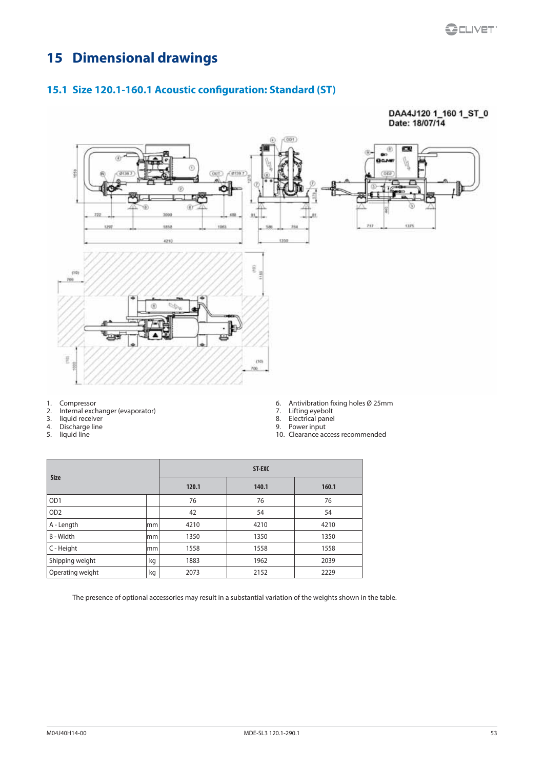# 15 Dimensional drawings

## 15.1 Size 120.1-160.1 Acoustic configuration: Standard (ST)

1. Compressor
2. Internal exchanger (evaporator)
3. liquid receiver
4. Discharge line
5. liquid line
6. Antivibration fixing holes Ø 25mm
7. Lifting eyebolt
8. Electrical panel
9. Power input
10. Clearance access recommended

| Size | | ST-EXC | | |
|---|---|---|---|---|
| | | 120.1 | 140.1 | 160.1 |
| OD1 | | 76 | 76 | 76 |
| OD2 | | 42 | 54 | 54 |
| A - Length | mm | 4210 | 4210 | 4210 |
| B - Width | mm | 1350 | 1350 | 1350 |
| C - Height | mm | 1558 | 1558 | 1558 |
| Shipping weight | kg | 1883 | 1962 | 2039 |
| Operating weight | kg | 2073 | 2152 | 2229 |

The presence of optional accessories may result in a substantial variation of the weights shown in the table.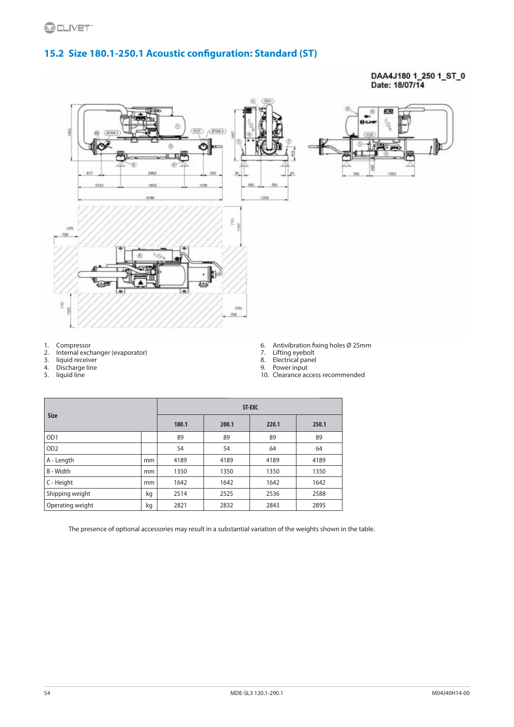## 15.2 Size 180.1-250.1 Acoustic configuration: Standard (ST)

DAA4J180 1_250 1_ST_0
Date: 18/07/14

1. Compressor
2. Internal exchanger (evaporator)
3. liquid receiver
4. Discharge line
5. liquid line
6. Antivibration fixing holes Ø 25mm
7. Lifting eyebolt
8. Electrical panel
9. Power input
10. Clearance access recommended

| Size | | ST-EXC | | | |
|---|---|---|---|---|---|
| | | 180.1 | 200.1 | 220.1 | 250.1 |
| OD1 | | 89 | 89 | 89 | 89 |
| OD2 | | 54 | 54 | 64 | 64 |
| A - Length | mm | 4189 | 4189 | 4189 | 4189 |
| B - Width | mm | 1350 | 1350 | 1350 | 1350 |
| C - Height | mm | 1642 | 1642 | 1642 | 1642 |
| Shipping weight | kg | 2514 | 2525 | 2536 | 2588 |
| Operating weight | kg | 2821 | 2832 | 2843 | 2895 |

The presence of optional accessories may result in a substantial variation of the weights shown in the table.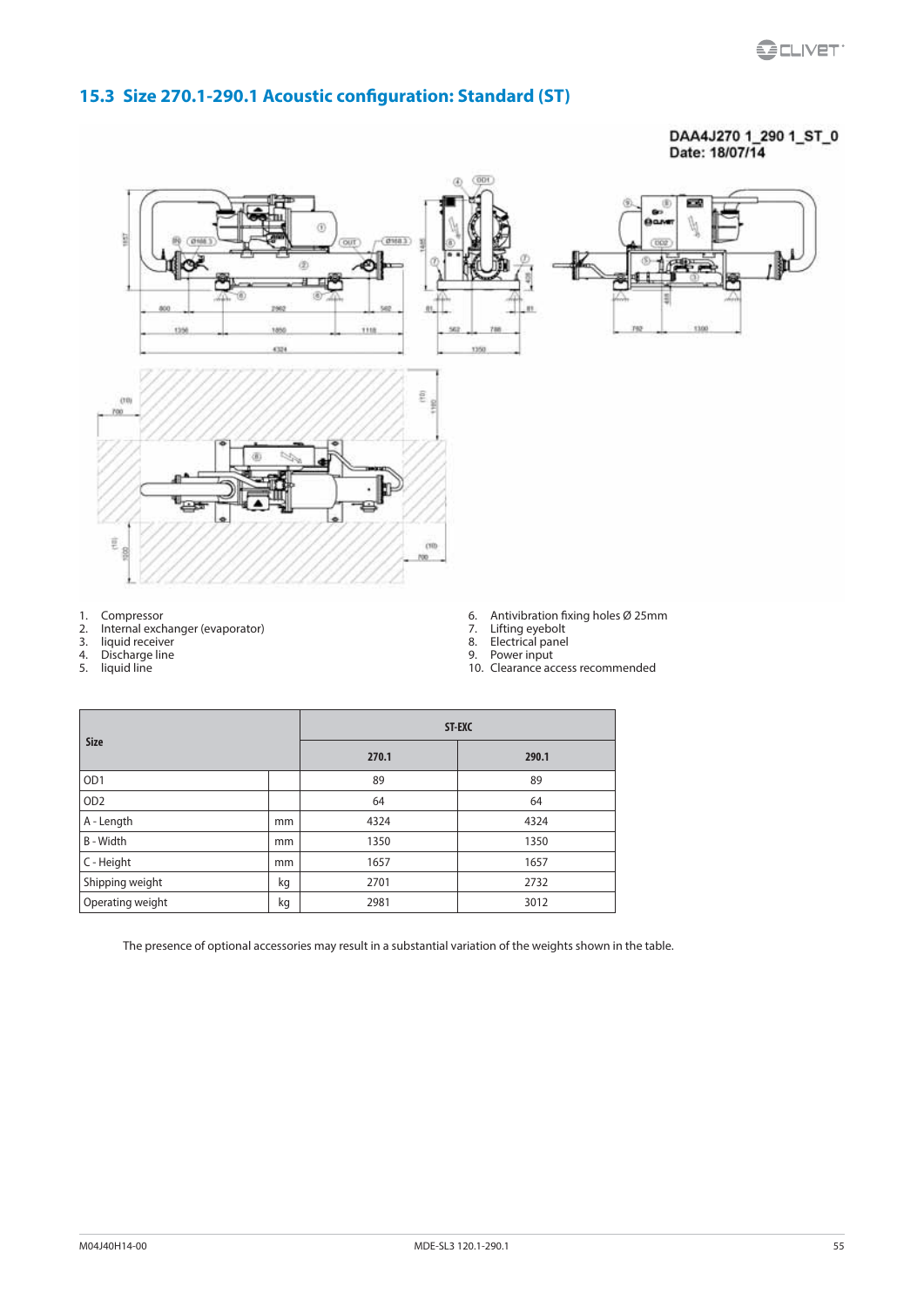## 15.3 Size 270.1-290.1 Acoustic configuration: Standard (ST)

DAA4J270 1_290 1_ST_0
Date: 18/07/14

1. Compressor
2. Internal exchanger (evaporator)
3. liquid receiver
4. Discharge line
5. liquid line
6. Antivibration fixing holes Ø 25mm
7. Lifting eyebolt
8. Electrical panel
9. Power input
10. Clearance access recommended

| Size | | ST-EXC | |
|---|---|---|---|
| | | 270.1 | 290.1 |
| OD1 | | 89 | 89 |
| OD2 | | 64 | 64 |
| A - Length | mm | 4324 | 4324 |
| B - Width | mm | 1350 | 1350 |
| C - Height | mm | 1657 | 1657 |
| Shipping weight | kg | 2701 | 2732 |
| Operating weight | kg | 2981 | 3012 |

The presence of optional accessories may result in a substantial variation of the weights shown in the table.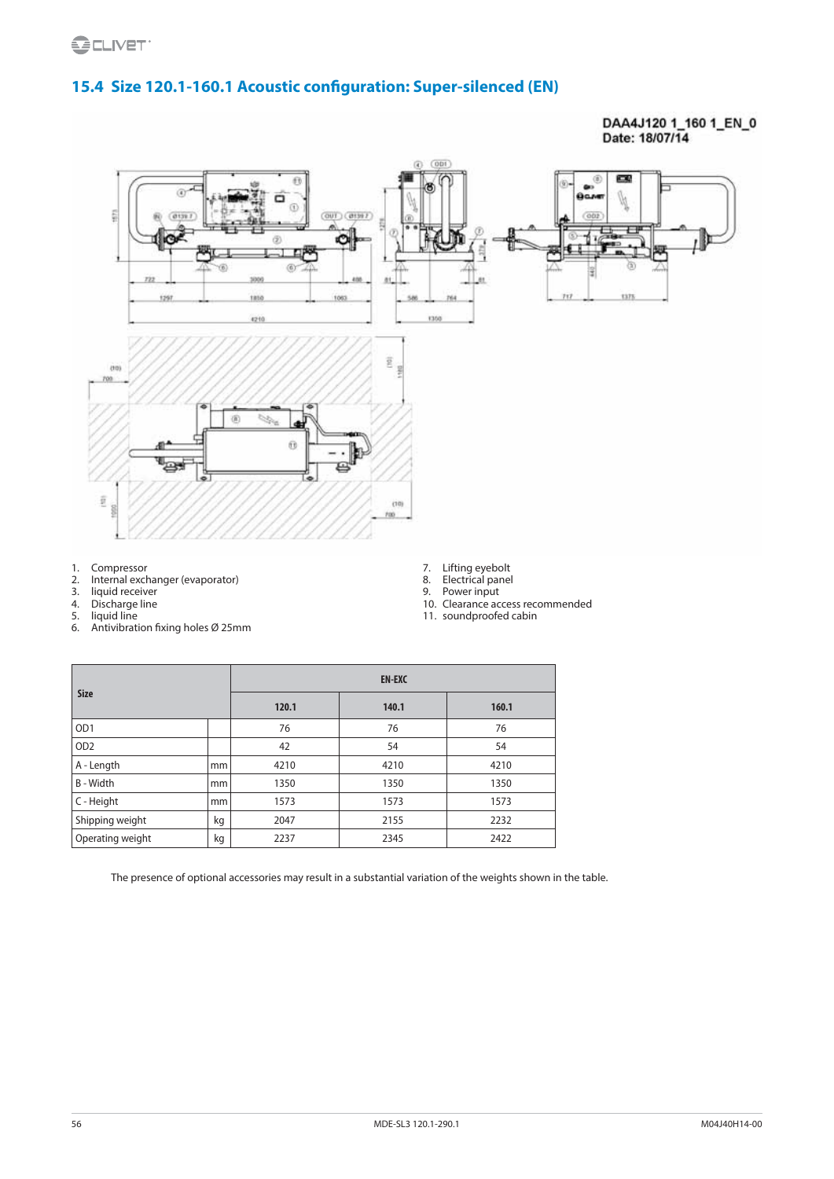## 15.4 Size 120.1-160.1 Acoustic configuration: Super-silenced (EN)

1. Compressor
2. Internal exchanger (evaporator)
3. liquid receiver
4. Discharge line
5. liquid line
6. Antivibration fixing holes Ø 25mm
7. Lifting eyebolt
8. Electrical panel
9. Power input
10. Clearance access recommended
11. soundproofed cabin

| Size | | EN-EXC | | |
|---|---|---|---|---|
| | | 120.1 | 140.1 | 160.1 |
| OD1 | | 76 | 76 | 76 |
| OD2 | | 42 | 54 | 54 |
| A - Length | mm | 4210 | 4210 | 4210 |
| B - Width | mm | 1350 | 1350 | 1350 |
| C - Height | mm | 1573 | 1573 | 1573 |
| Shipping weight | kg | 2047 | 2155 | 2232 |
| Operating weight | kg | 2237 | 2345 | 2422 |

The presence of optional accessories may result in a substantial variation of the weights shown in the table.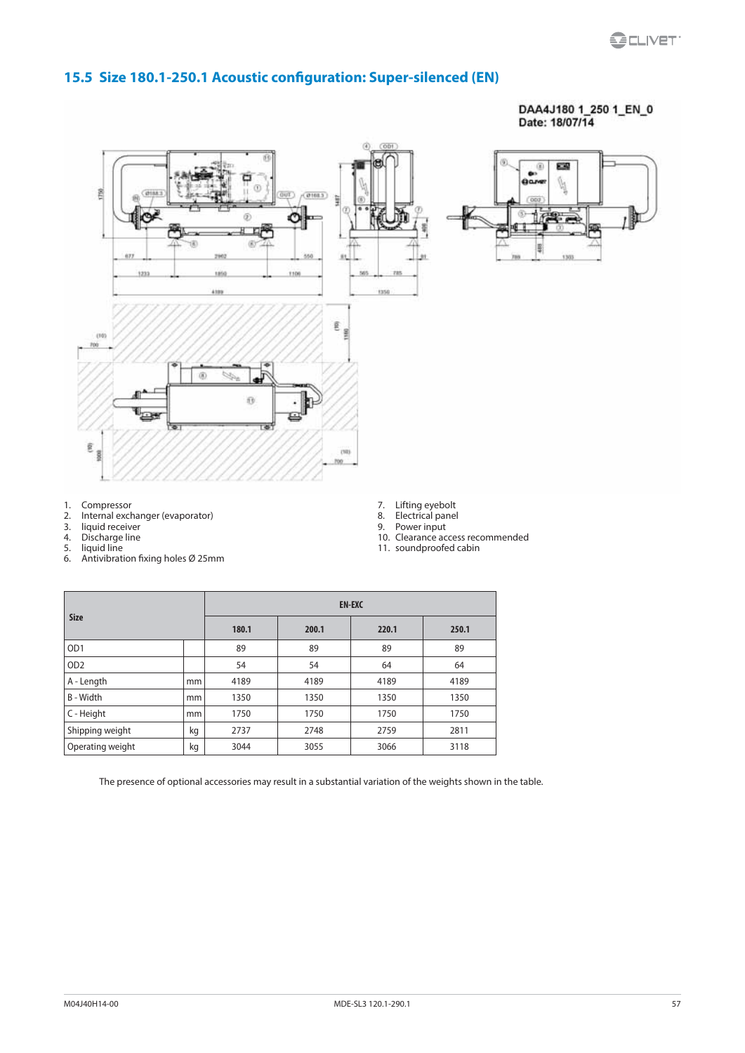## 15.5 Size 180.1-250.1 Acoustic configuration: Super-silenced (EN)

DAA4J180 1_250 1_EN_0
Date: 18/07/14

1. Compressor
2. Internal exchanger (evaporator)
3. liquid receiver
4. Discharge line
5. liquid line
6. Antivibration fixing holes Ø 25mm
7. Lifting eyebolt
8. Electrical panel
9. Power input
10. Clearance access recommended
11. soundproofed cabin

| Size | | EN-EXC | | | |
|---|---|---|---|---|---|
| | | 180.1 | 200.1 | 220.1 | 250.1 |
| OD1 | | 89 | 89 | 89 | 89 |
| OD2 | | 54 | 54 | 64 | 64 |
| A - Length | mm | 4189 | 4189 | 4189 | 4189 |
| B - Width | mm | 1350 | 1350 | 1350 | 1350 |
| C - Height | mm | 1750 | 1750 | 1750 | 1750 |
| Shipping weight | kg | 2737 | 2748 | 2759 | 2811 |
| Operating weight | kg | 3044 | 3055 | 3066 | 3118 |

The presence of optional accessories may result in a substantial variation of the weights shown in the table.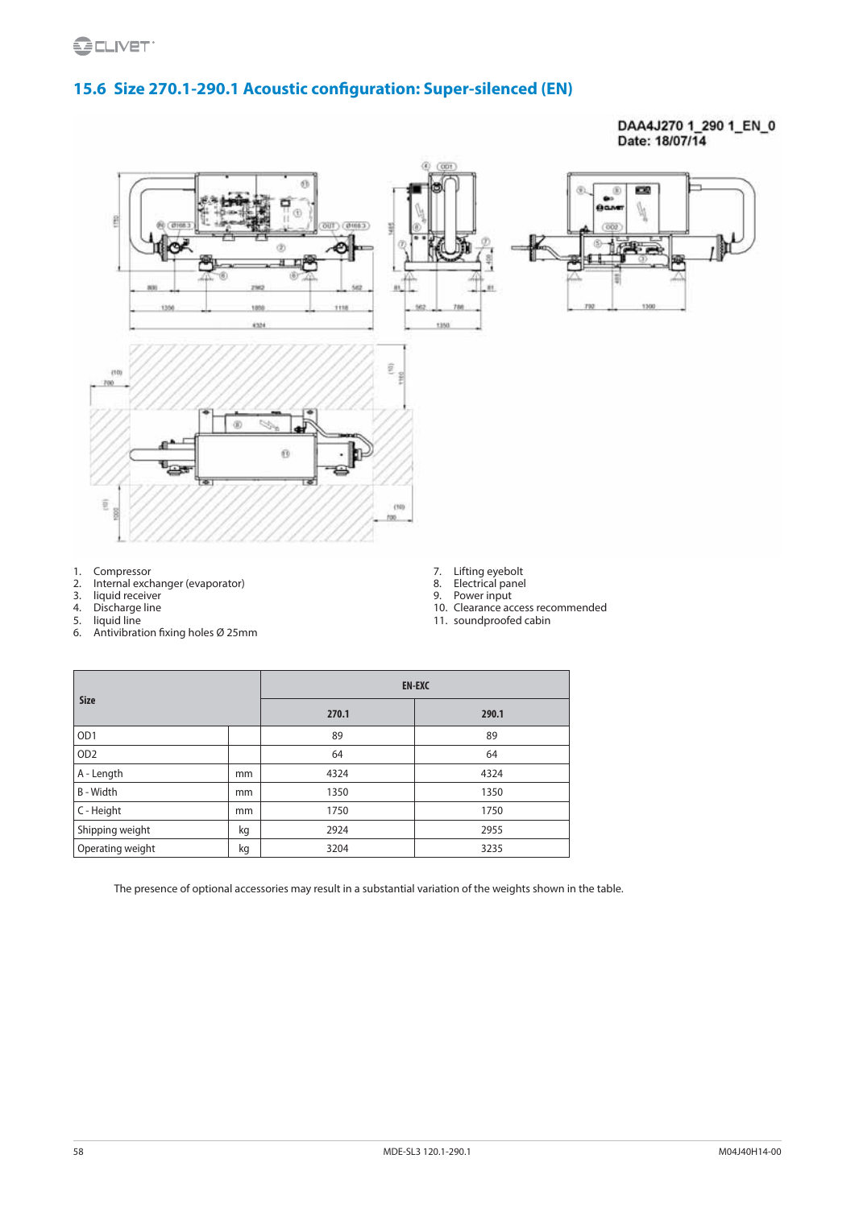## 15.6 Size 270.1-290.1 Acoustic configuration: Super-silenced (EN)

DAA4J270 1_290 1_EN_0
Date: 18/07/14

1. Compressor
2. Internal exchanger (evaporator)
3. liquid receiver
4. Discharge line
5. liquid line
6. Antivibration fixing holes Ø 25mm
7. Lifting eyebolt
8. Electrical panel
9. Power input
10. Clearance access recommended
11. soundproofed cabin

| Size | | EN-EXC | |
|---|---|---|---|
| | | 270.1 | 290.1 |
| OD1 | | 89 | 89 |
| OD2 | | 64 | 64 |
| A - Length | mm | 4324 | 4324 |
| B - Width | mm | 1350 | 1350 |
| C - Height | mm | 1750 | 1750 |
| Shipping weight | kg | 2924 | 2955 |
| Operating weight | kg | 3204 | 3235 |

The presence of optional accessories may result in a substantial variation of the weights shown in the table.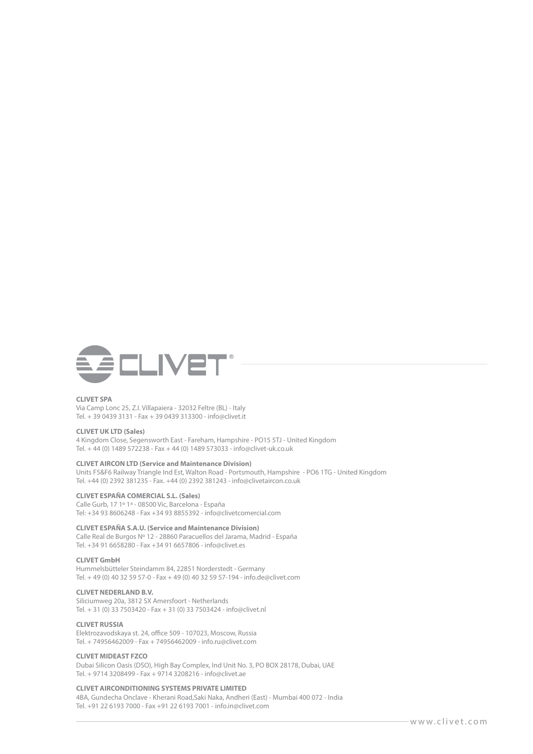**CLIVET SPA**
Via Camp Lonc 25, Z.I. Villapaiera - 32032 Feltre (BL) - Italy
Tel. + 39 0439 3131 - Fax + 39 0439 313300 - info@clivet.it

**CLIVET UK LTD (Sales)**
4 Kingdom Close, Segensworth East - Fareham, Hampshire - PO15 5TJ - United Kingdom
Tel. + 44 (0) 1489 572238 - Fax + 44 (0) 1489 573033 - info@clivet-uk.co.uk

**CLIVET AIRCON LTD (Service and Maintenance Division)**
Units F5&F6 Railway Triangle Ind Est, Walton Road - Portsmouth, Hampshire - PO6 1TG - United Kingdom
Tel. +44 (0) 2392 381235 - Fax. +44 (0) 2392 381243 - info@clivetaircon.co.uk

**CLIVET ESPAÑA COMERCIAL S.L. (Sales)**
Calle Gurb, 17 1º 1ª - 08500 Vic, Barcelona - España
Tel: +34 93 8606248 - Fax +34 93 8855392 - info@clivetcomercial.com

**CLIVET ESPAÑA S.A.U. (Service and Maintenance Division)**
Calle Real de Burgos Nº 12 - 28860 Paracuellos del Jarama, Madrid - España
Tel. +34 91 6658280 - Fax +34 91 6657806 - info@clivet.es

**CLIVET GmbH**
Hummelsbütteler Steindamm 84, 22851 Norderstedt - Germany
Tel. + 49 (0) 40 32 59 57-0 - Fax + 49 (0) 40 32 59 57-194 - info.de@clivet.com

**CLIVET NEDERLAND B.V.**
Siliciumweg 20a, 3812 SX Amersfoort - Netherlands
Tel. + 31 (0) 33 7503420 - Fax + 31 (0) 33 7503424 - info@clivet.nl

**CLIVET RUSSIA**
Elektrozavodskaya st. 24, office 509 - 107023, Moscow, Russia
Tel. + 74956462009 - Fax + 74956462009 - info.ru@clivet.com

**CLIVET MIDEAST FZCO**
Dubai Silicon Oasis (DSO), High Bay Complex, Ind Unit No. 3, PO BOX 28178, Dubai, UAE
Tel. + 9714 3208499 - Fax + 9714 3208216 - info@clivet.ae

**CLIVET AIRCONDITIONING SYSTEMS PRIVATE LIMITED**
4BA, Gundecha Onclave - Kherani Road,Saki Naka, Andheri (East) - Mumbai 400 072 - India
Tel. +91 22 6193 7000 - Fax +91 22 6193 7001 - info.in@clivet.com

www.clivet.com